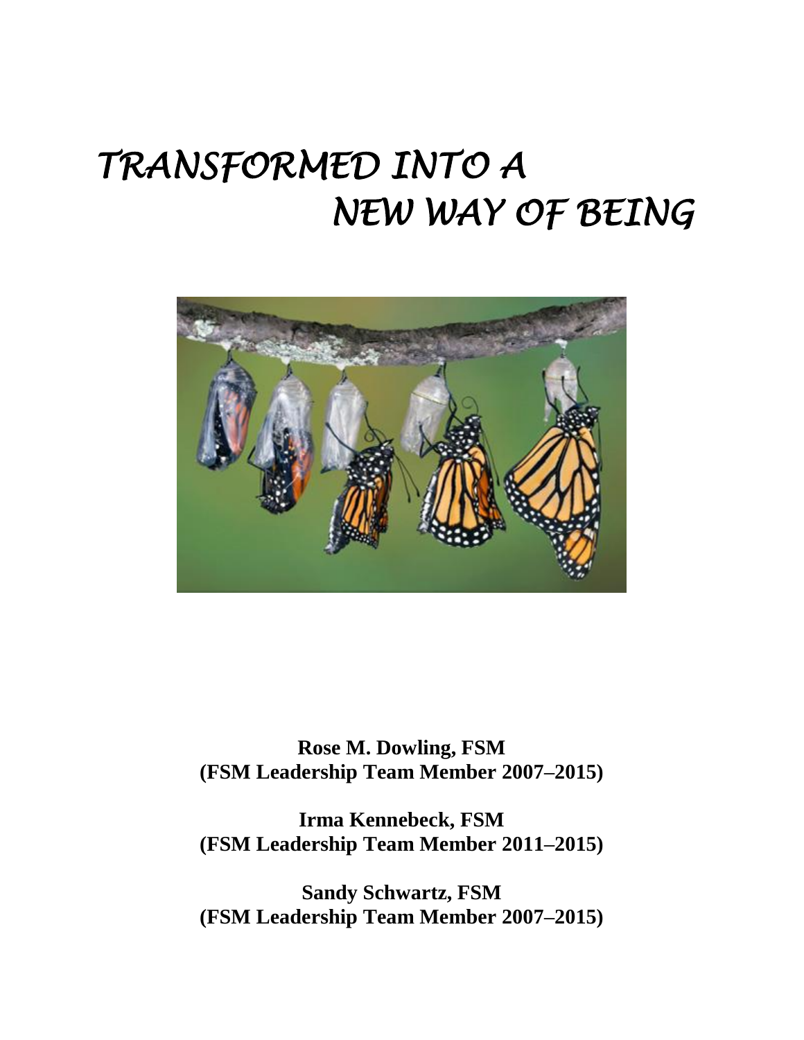# TRANSFORMED INTO A NEW WAY OF BEING

**Rose M. Dowling, FSM**
**(FSM Leadership Team Member 2007–2015)**

**Irma Kennebeck, FSM**
**(FSM Leadership Team Member 2011–2015)**

**Sandy Schwartz, FSM**
**(FSM Leadership Team Member 2007–2015)**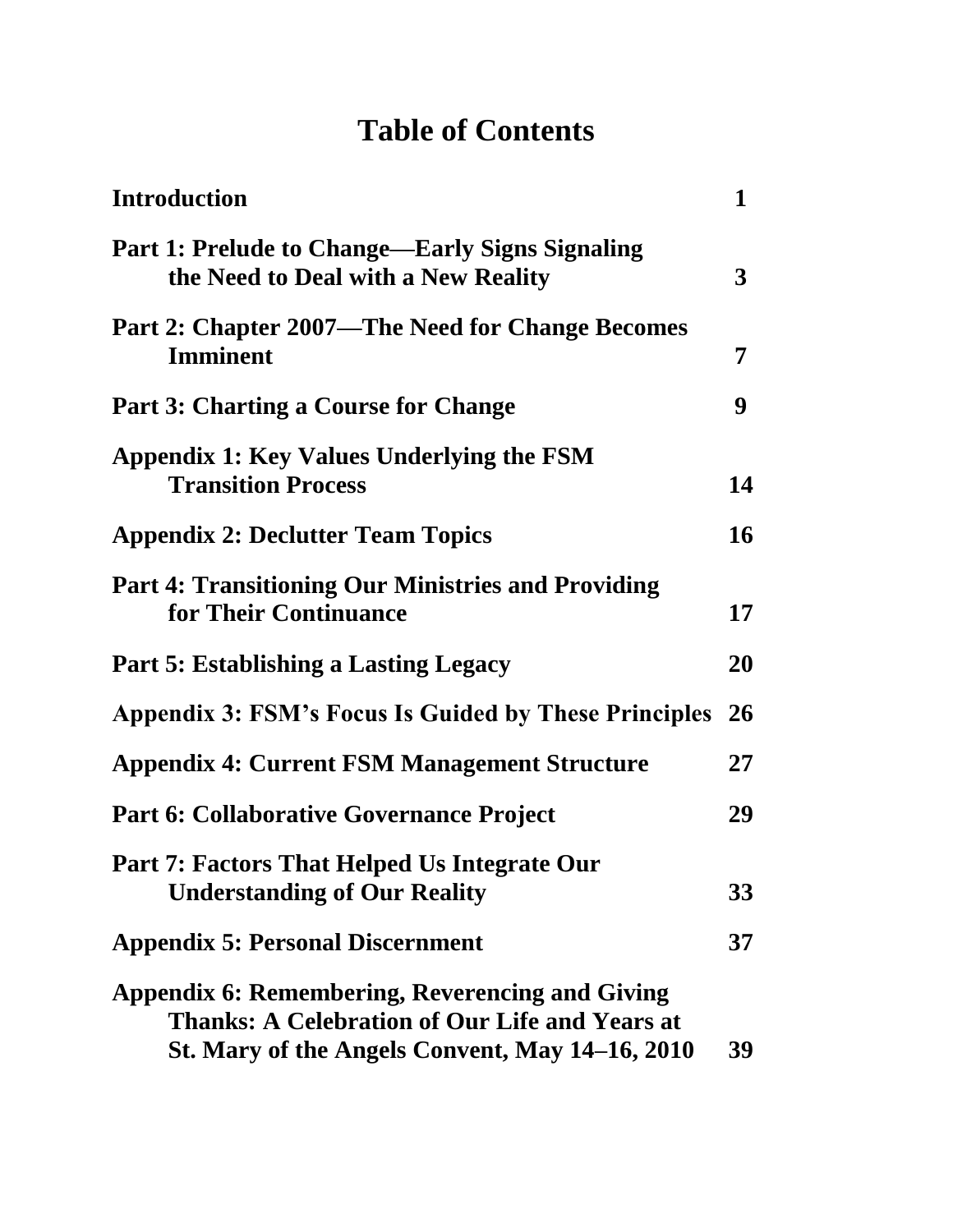# Table of Contents

| | |
|---|---|
| **Introduction** | **1** |
| **Part 1: Prelude to Change—Early Signs Signaling the Need to Deal with a New Reality** | **3** |
| **Part 2: Chapter 2007—The Need for Change Becomes Imminent** | **7** |
| **Part 3: Charting a Course for Change** | **9** |
| **Appendix 1: Key Values Underlying the FSM Transition Process** | **14** |
| **Appendix 2: Declutter Team Topics** | **16** |
| **Part 4: Transitioning Our Ministries and Providing for Their Continuance** | **17** |
| **Part 5: Establishing a Lasting Legacy** | **20** |
| **Appendix 3: FSM's Focus Is Guided by These Principles** | **26** |
| **Appendix 4: Current FSM Management Structure** | **27** |
| **Part 6: Collaborative Governance Project** | **29** |
| **Part 7: Factors That Helped Us Integrate Our Understanding of Our Reality** | **33** |
| **Appendix 5: Personal Discernment** | **37** |
| **Appendix 6: Remembering, Reverencing and Giving Thanks: A Celebration of Our Life and Years at St. Mary of the Angels Convent, May 14–16, 2010** | **39** |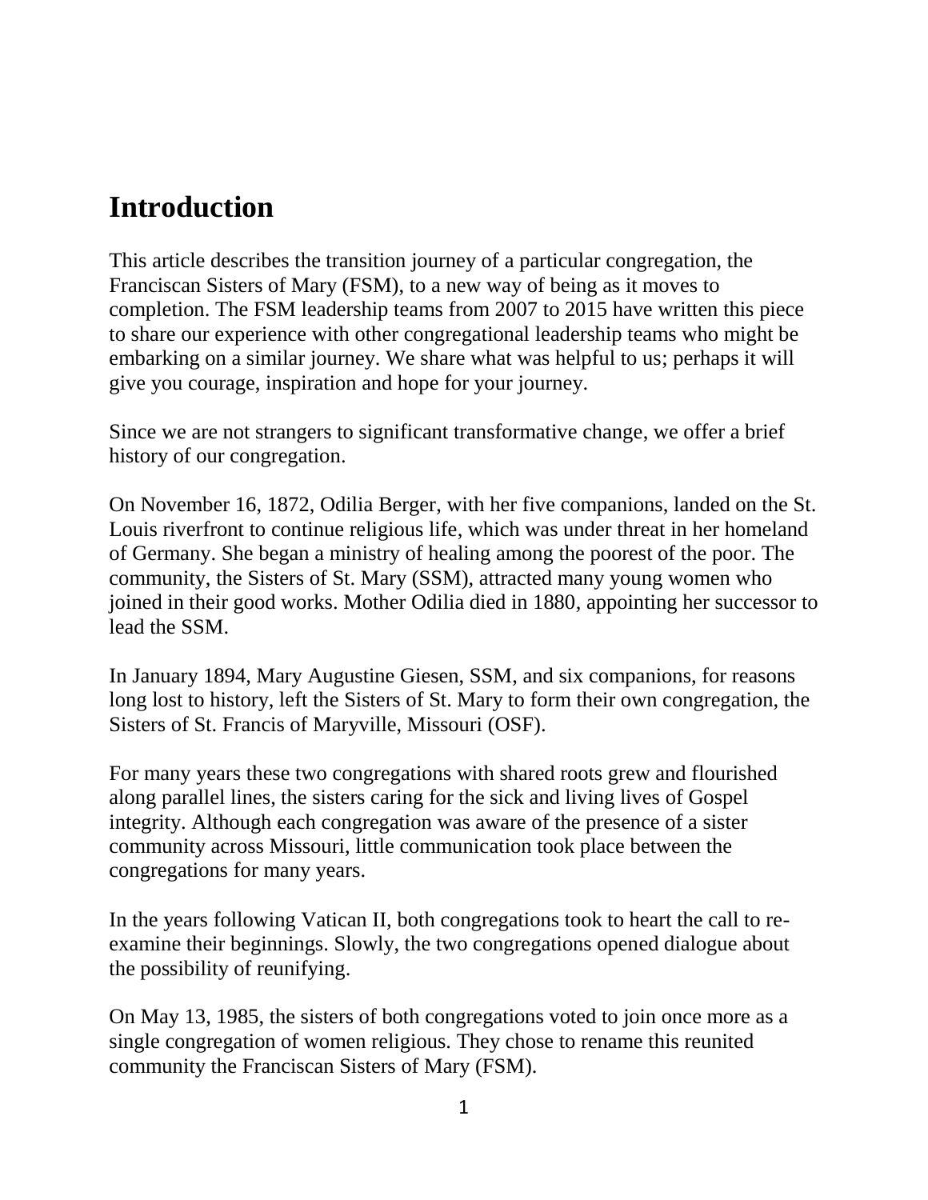# Introduction

This article describes the transition journey of a particular congregation, the Franciscan Sisters of Mary (FSM), to a new way of being as it moves to completion. The FSM leadership teams from 2007 to 2015 have written this piece to share our experience with other congregational leadership teams who might be embarking on a similar journey. We share what was helpful to us; perhaps it will give you courage, inspiration and hope for your journey.

Since we are not strangers to significant transformative change, we offer a brief history of our congregation.

On November 16, 1872, Odilia Berger, with her five companions, landed on the St. Louis riverfront to continue religious life, which was under threat in her homeland of Germany. She began a ministry of healing among the poorest of the poor. The community, the Sisters of St. Mary (SSM), attracted many young women who joined in their good works. Mother Odilia died in 1880, appointing her successor to lead the SSM.

In January 1894, Mary Augustine Giesen, SSM, and six companions, for reasons long lost to history, left the Sisters of St. Mary to form their own congregation, the Sisters of St. Francis of Maryville, Missouri (OSF).

For many years these two congregations with shared roots grew and flourished along parallel lines, the sisters caring for the sick and living lives of Gospel integrity. Although each congregation was aware of the presence of a sister community across Missouri, little communication took place between the congregations for many years.

In the years following Vatican II, both congregations took to heart the call to re-examine their beginnings. Slowly, the two congregations opened dialogue about the possibility of reunifying.

On May 13, 1985, the sisters of both congregations voted to join once more as a single congregation of women religious. They chose to rename this reunited community the Franciscan Sisters of Mary (FSM).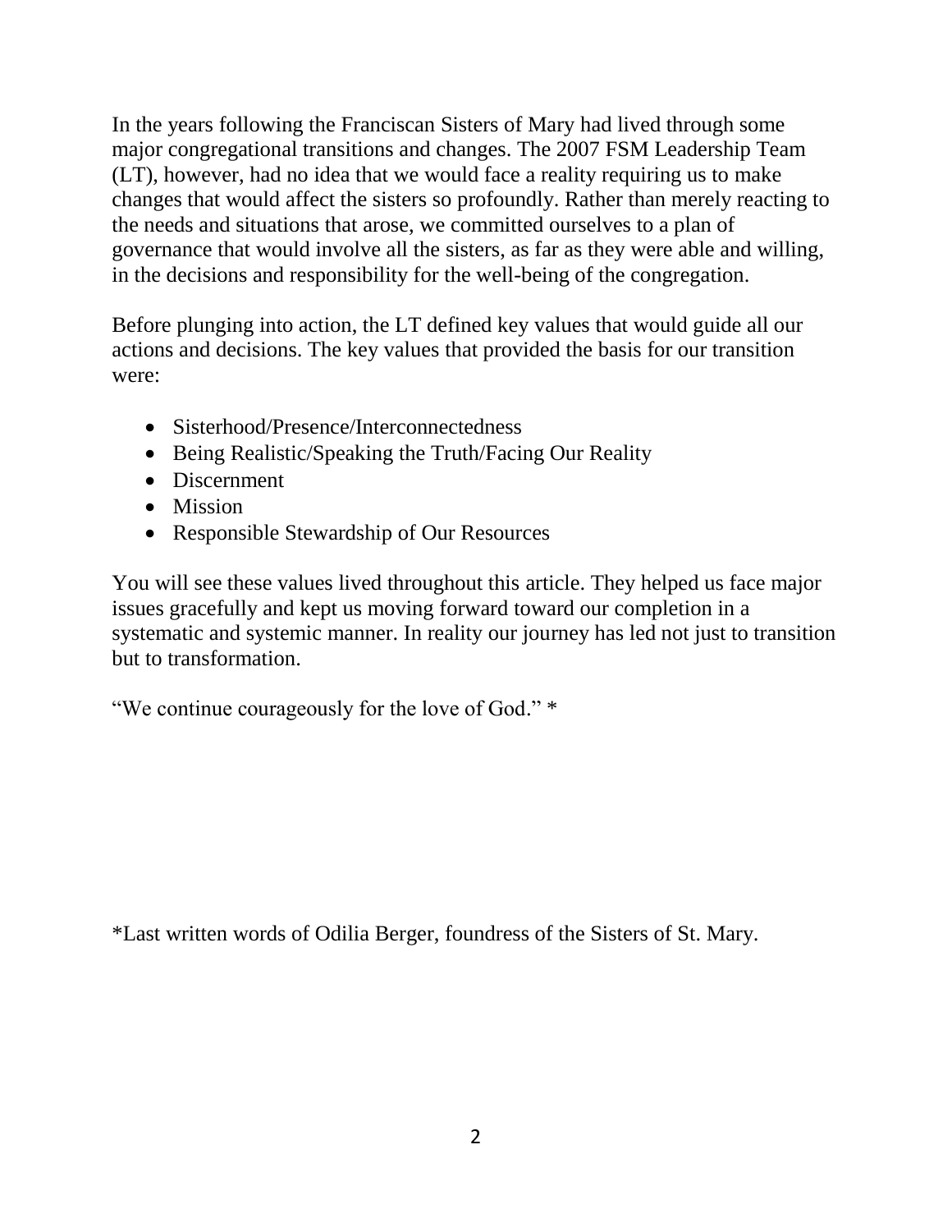In the years following the Franciscan Sisters of Mary had lived through some major congregational transitions and changes. The 2007 FSM Leadership Team (LT), however, had no idea that we would face a reality requiring us to make changes that would affect the sisters so profoundly. Rather than merely reacting to the needs and situations that arose, we committed ourselves to a plan of governance that would involve all the sisters, as far as they were able and willing, in the decisions and responsibility for the well-being of the congregation.

Before plunging into action, the LT defined key values that would guide all our actions and decisions. The key values that provided the basis for our transition were:

- Sisterhood/Presence/Interconnectedness
- Being Realistic/Speaking the Truth/Facing Our Reality
- Discernment
- Mission
- Responsible Stewardship of Our Resources

You will see these values lived throughout this article. They helped us face major issues gracefully and kept us moving forward toward our completion in a systematic and systemic manner. In reality our journey has led not just to transition but to transformation.

"We continue courageously for the love of God." *

*Last written words of Odilia Berger, foundress of the Sisters of St. Mary.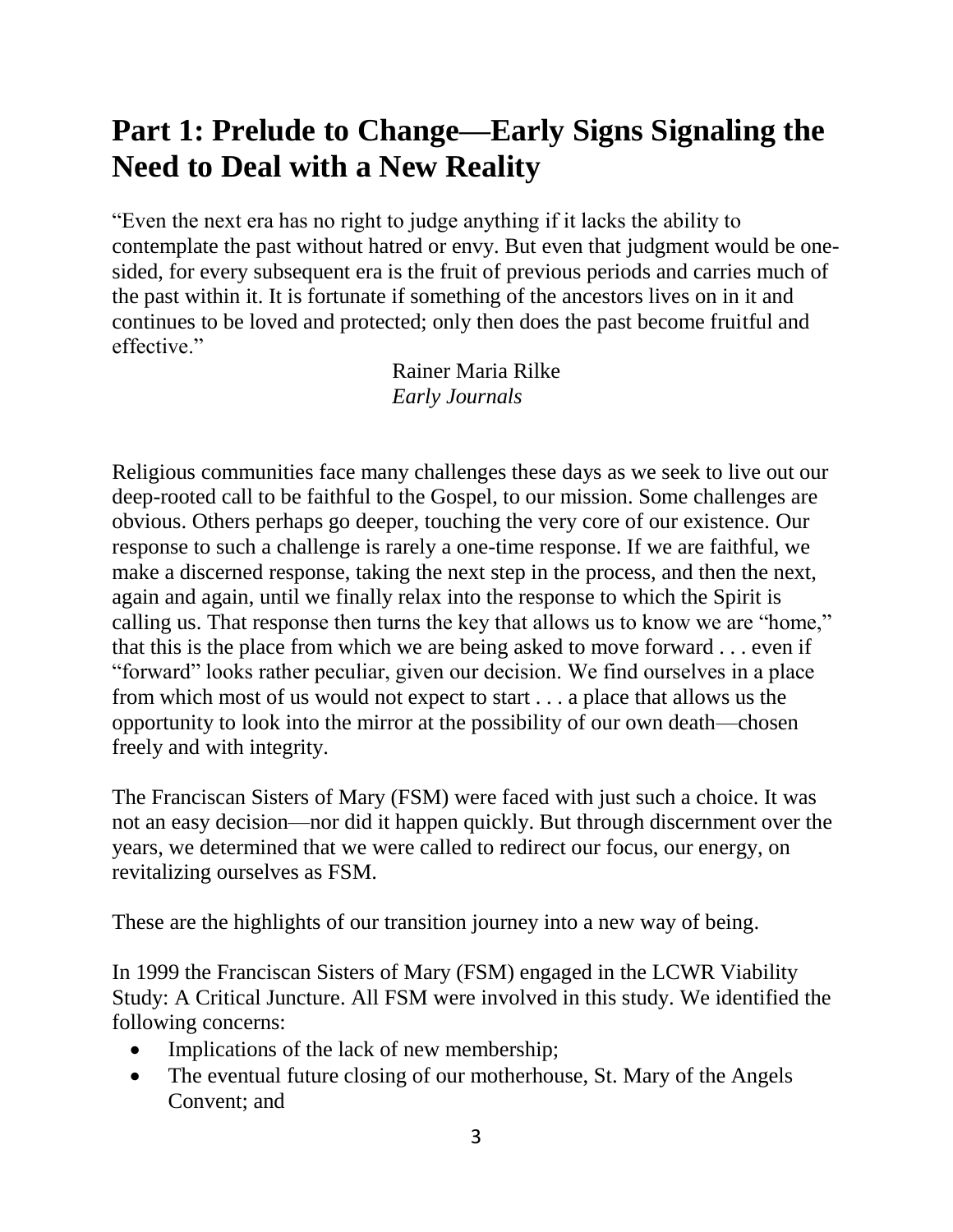# Part 1: Prelude to Change—Early Signs Signaling the Need to Deal with a New Reality

"Even the next era has no right to judge anything if it lacks the ability to contemplate the past without hatred or envy. But even that judgment would be one-sided, for every subsequent era is the fruit of previous periods and carries much of the past within it. It is fortunate if something of the ancestors lives on in it and continues to be loved and protected; only then does the past become fruitful and effective."

Rainer Maria Rilke
*Early Journals*

Religious communities face many challenges these days as we seek to live out our deep-rooted call to be faithful to the Gospel, to our mission. Some challenges are obvious. Others perhaps go deeper, touching the very core of our existence. Our response to such a challenge is rarely a one-time response. If we are faithful, we make a discerned response, taking the next step in the process, and then the next, again and again, until we finally relax into the response to which the Spirit is calling us. That response then turns the key that allows us to know we are "home," that this is the place from which we are being asked to move forward . . . even if "forward" looks rather peculiar, given our decision. We find ourselves in a place from which most of us would not expect to start . . . a place that allows us the opportunity to look into the mirror at the possibility of our own death—chosen freely and with integrity.

The Franciscan Sisters of Mary (FSM) were faced with just such a choice. It was not an easy decision—nor did it happen quickly. But through discernment over the years, we determined that we were called to redirect our focus, our energy, on revitalizing ourselves as FSM.

These are the highlights of our transition journey into a new way of being.

In 1999 the Franciscan Sisters of Mary (FSM) engaged in the LCWR Viability Study: A Critical Juncture. All FSM were involved in this study. We identified the following concerns:

- Implications of the lack of new membership;
- The eventual future closing of our motherhouse, St. Mary of the Angels Convent; and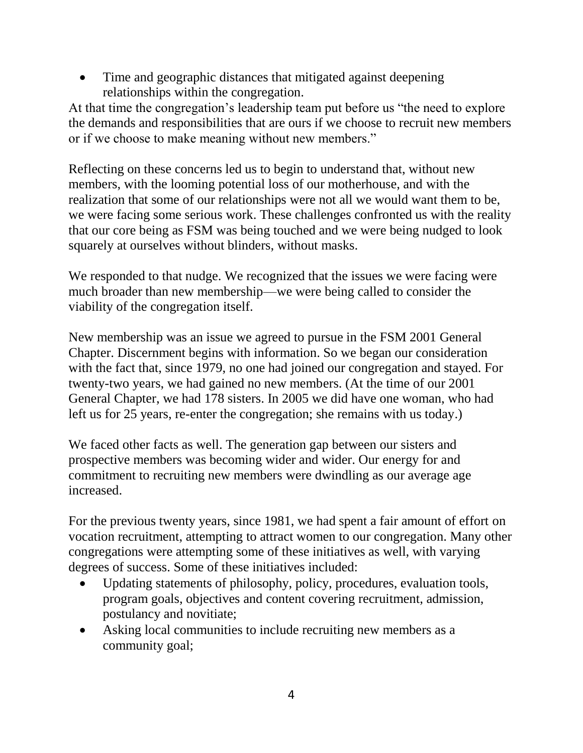- Time and geographic distances that mitigated against deepening relationships within the congregation.

At that time the congregation's leadership team put before us "the need to explore the demands and responsibilities that are ours if we choose to recruit new members or if we choose to make meaning without new members."

Reflecting on these concerns led us to begin to understand that, without new members, with the looming potential loss of our motherhouse, and with the realization that some of our relationships were not all we would want them to be, we were facing some serious work. These challenges confronted us with the reality that our core being as FSM was being touched and we were being nudged to look squarely at ourselves without blinders, without masks.

We responded to that nudge. We recognized that the issues we were facing were much broader than new membership—we were being called to consider the viability of the congregation itself.

New membership was an issue we agreed to pursue in the FSM 2001 General Chapter. Discernment begins with information. So we began our consideration with the fact that, since 1979, no one had joined our congregation and stayed. For twenty-two years, we had gained no new members. (At the time of our 2001 General Chapter, we had 178 sisters. In 2005 we did have one woman, who had left us for 25 years, re-enter the congregation; she remains with us today.)

We faced other facts as well. The generation gap between our sisters and prospective members was becoming wider and wider. Our energy for and commitment to recruiting new members were dwindling as our average age increased.

For the previous twenty years, since 1981, we had spent a fair amount of effort on vocation recruitment, attempting to attract women to our congregation. Many other congregations were attempting some of these initiatives as well, with varying degrees of success. Some of these initiatives included:

- Updating statements of philosophy, policy, procedures, evaluation tools, program goals, objectives and content covering recruitment, admission, postulancy and novitiate;
- Asking local communities to include recruiting new members as a community goal;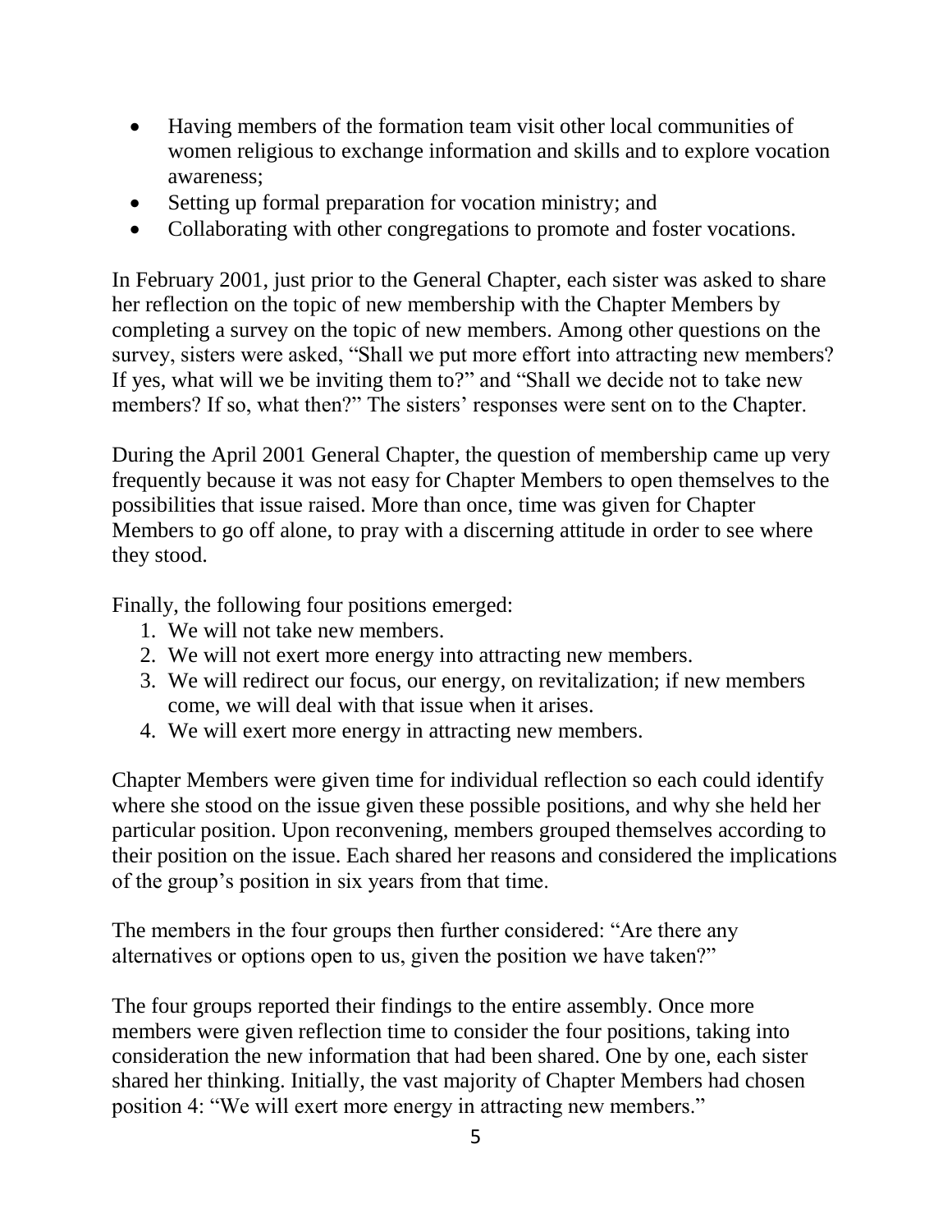- Having members of the formation team visit other local communities of women religious to exchange information and skills and to explore vocation awareness;
- Setting up formal preparation for vocation ministry; and
- Collaborating with other congregations to promote and foster vocations.

In February 2001, just prior to the General Chapter, each sister was asked to share her reflection on the topic of new membership with the Chapter Members by completing a survey on the topic of new members. Among other questions on the survey, sisters were asked, "Shall we put more effort into attracting new members? If yes, what will we be inviting them to?" and "Shall we decide not to take new members? If so, what then?" The sisters' responses were sent on to the Chapter.

During the April 2001 General Chapter, the question of membership came up very frequently because it was not easy for Chapter Members to open themselves to the possibilities that issue raised. More than once, time was given for Chapter Members to go off alone, to pray with a discerning attitude in order to see where they stood.

Finally, the following four positions emerged:

1. We will not take new members.
2. We will not exert more energy into attracting new members.
3. We will redirect our focus, our energy, on revitalization; if new members come, we will deal with that issue when it arises.
4. We will exert more energy in attracting new members.

Chapter Members were given time for individual reflection so each could identify where she stood on the issue given these possible positions, and why she held her particular position. Upon reconvening, members grouped themselves according to their position on the issue. Each shared her reasons and considered the implications of the group's position in six years from that time.

The members in the four groups then further considered: "Are there any alternatives or options open to us, given the position we have taken?"

The four groups reported their findings to the entire assembly. Once more members were given reflection time to consider the four positions, taking into consideration the new information that had been shared. One by one, each sister shared her thinking. Initially, the vast majority of Chapter Members had chosen position 4: "We will exert more energy in attracting new members."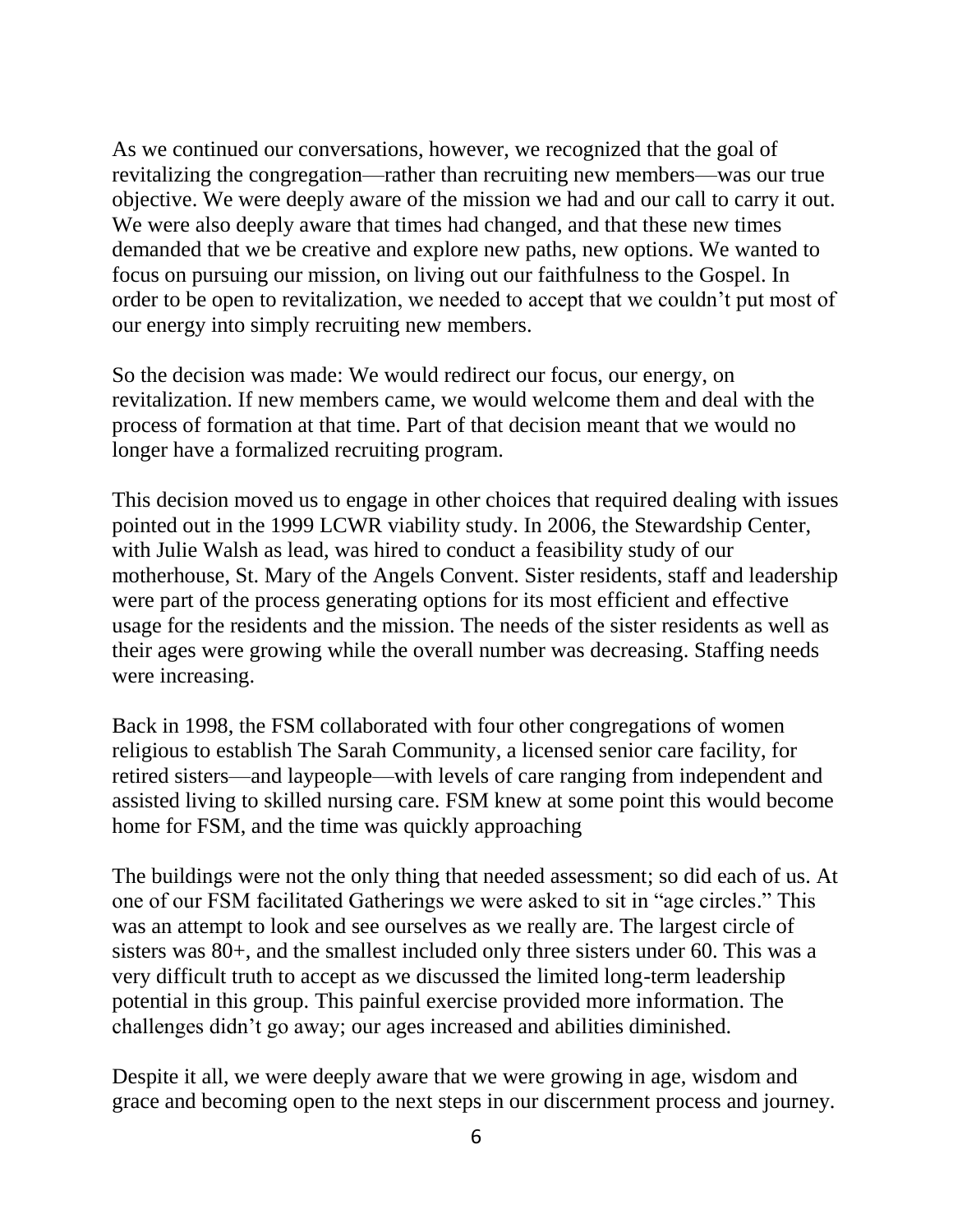As we continued our conversations, however, we recognized that the goal of revitalizing the congregation—rather than recruiting new members—was our true objective. We were deeply aware of the mission we had and our call to carry it out. We were also deeply aware that times had changed, and that these new times demanded that we be creative and explore new paths, new options. We wanted to focus on pursuing our mission, on living out our faithfulness to the Gospel. In order to be open to revitalization, we needed to accept that we couldn't put most of our energy into simply recruiting new members.

So the decision was made: We would redirect our focus, our energy, on revitalization. If new members came, we would welcome them and deal with the process of formation at that time. Part of that decision meant that we would no longer have a formalized recruiting program.

This decision moved us to engage in other choices that required dealing with issues pointed out in the 1999 LCWR viability study. In 2006, the Stewardship Center, with Julie Walsh as lead, was hired to conduct a feasibility study of our motherhouse, St. Mary of the Angels Convent. Sister residents, staff and leadership were part of the process generating options for its most efficient and effective usage for the residents and the mission. The needs of the sister residents as well as their ages were growing while the overall number was decreasing. Staffing needs were increasing.

Back in 1998, the FSM collaborated with four other congregations of women religious to establish The Sarah Community, a licensed senior care facility, for retired sisters—and laypeople—with levels of care ranging from independent and assisted living to skilled nursing care. FSM knew at some point this would become home for FSM, and the time was quickly approaching

The buildings were not the only thing that needed assessment; so did each of us. At one of our FSM facilitated Gatherings we were asked to sit in "age circles." This was an attempt to look and see ourselves as we really are. The largest circle of sisters was 80+, and the smallest included only three sisters under 60. This was a very difficult truth to accept as we discussed the limited long-term leadership potential in this group. This painful exercise provided more information. The challenges didn't go away; our ages increased and abilities diminished.

Despite it all, we were deeply aware that we were growing in age, wisdom and grace and becoming open to the next steps in our discernment process and journey.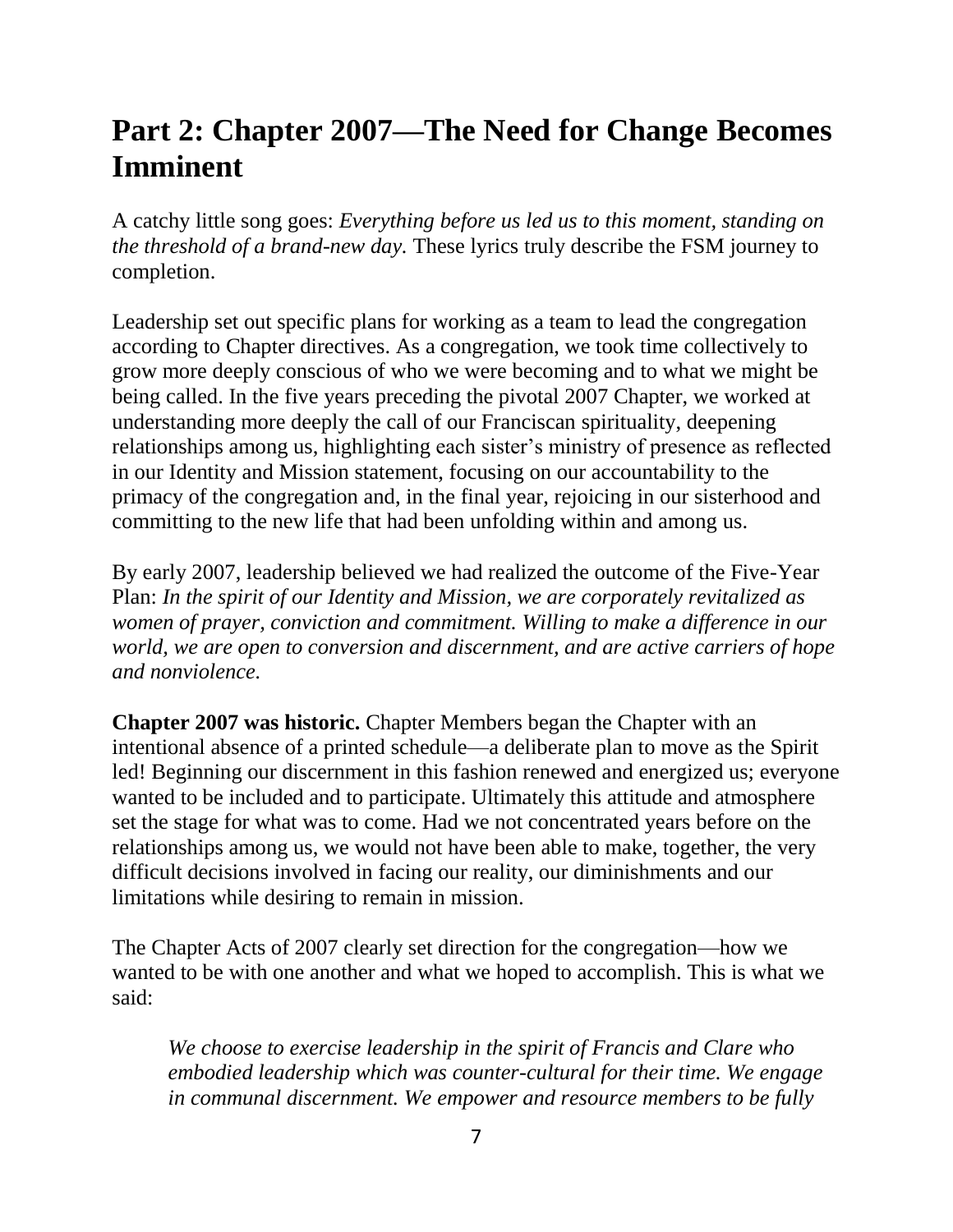## Part 2: Chapter 2007—The Need for Change Becomes Imminent

A catchy little song goes: *Everything before us led us to this moment, standing on the threshold of a brand-new day.* These lyrics truly describe the FSM journey to completion.

Leadership set out specific plans for working as a team to lead the congregation according to Chapter directives. As a congregation, we took time collectively to grow more deeply conscious of who we were becoming and to what we might be being called. In the five years preceding the pivotal 2007 Chapter, we worked at understanding more deeply the call of our Franciscan spirituality, deepening relationships among us, highlighting each sister's ministry of presence as reflected in our Identity and Mission statement, focusing on our accountability to the primacy of the congregation and, in the final year, rejoicing in our sisterhood and committing to the new life that had been unfolding within and among us.

By early 2007, leadership believed we had realized the outcome of the Five-Year Plan: *In the spirit of our Identity and Mission, we are corporately revitalized as women of prayer, conviction and commitment. Willing to make a difference in our world, we are open to conversion and discernment, and are active carriers of hope and nonviolence.*

**Chapter 2007 was historic.** Chapter Members began the Chapter with an intentional absence of a printed schedule—a deliberate plan to move as the Spirit led! Beginning our discernment in this fashion renewed and energized us; everyone wanted to be included and to participate. Ultimately this attitude and atmosphere set the stage for what was to come. Had we not concentrated years before on the relationships among us, we would not have been able to make, together, the very difficult decisions involved in facing our reality, our diminishments and our limitations while desiring to remain in mission.

The Chapter Acts of 2007 clearly set direction for the congregation—how we wanted to be with one another and what we hoped to accomplish. This is what we said:

> *We choose to exercise leadership in the spirit of Francis and Clare who embodied leadership which was counter-cultural for their time. We engage in communal discernment. We empower and resource members to be fully*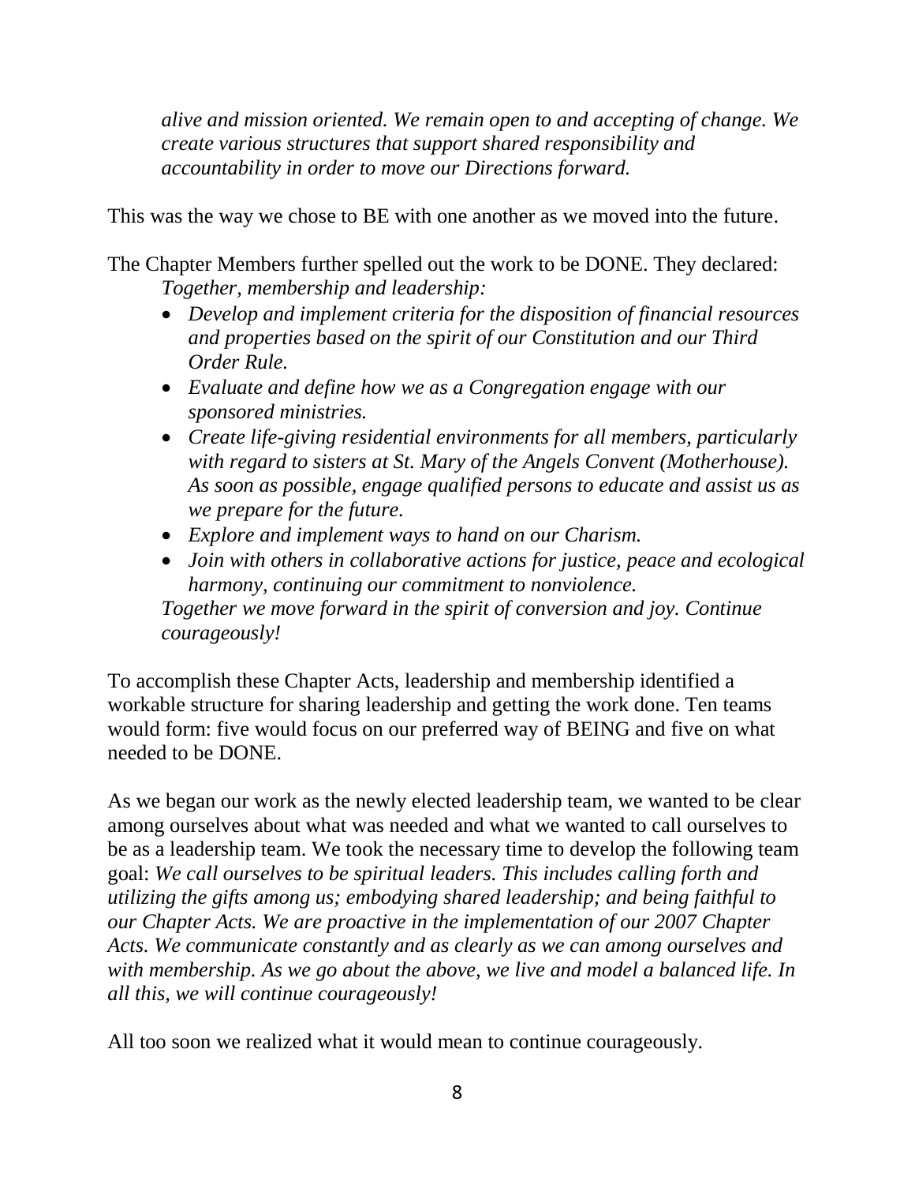*alive and mission oriented. We remain open to and accepting of change. We create various structures that support shared responsibility and accountability in order to move our Directions forward.*

This was the way we chose to BE with one another as we moved into the future.

The Chapter Members further spelled out the work to be DONE. They declared:

*Together, membership and leadership:*

- *Develop and implement criteria for the disposition of financial resources and properties based on the spirit of our Constitution and our Third Order Rule.*
- *Evaluate and define how we as a Congregation engage with our sponsored ministries.*
- *Create life-giving residential environments for all members, particularly with regard to sisters at St. Mary of the Angels Convent (Motherhouse). As soon as possible, engage qualified persons to educate and assist us as we prepare for the future.*
- *Explore and implement ways to hand on our Charism.*
- *Join with others in collaborative actions for justice, peace and ecological harmony, continuing our commitment to nonviolence.*

*Together we move forward in the spirit of conversion and joy. Continue courageously!*

To accomplish these Chapter Acts, leadership and membership identified a workable structure for sharing leadership and getting the work done. Ten teams would form: five would focus on our preferred way of BEING and five on what needed to be DONE.

As we began our work as the newly elected leadership team, we wanted to be clear among ourselves about what was needed and what we wanted to call ourselves to be as a leadership team. We took the necessary time to develop the following team goal: *We call ourselves to be spiritual leaders. This includes calling forth and utilizing the gifts among us; embodying shared leadership; and being faithful to our Chapter Acts. We are proactive in the implementation of our 2007 Chapter Acts. We communicate constantly and as clearly as we can among ourselves and with membership. As we go about the above, we live and model a balanced life. In all this, we will continue courageously!*

All too soon we realized what it would mean to continue courageously.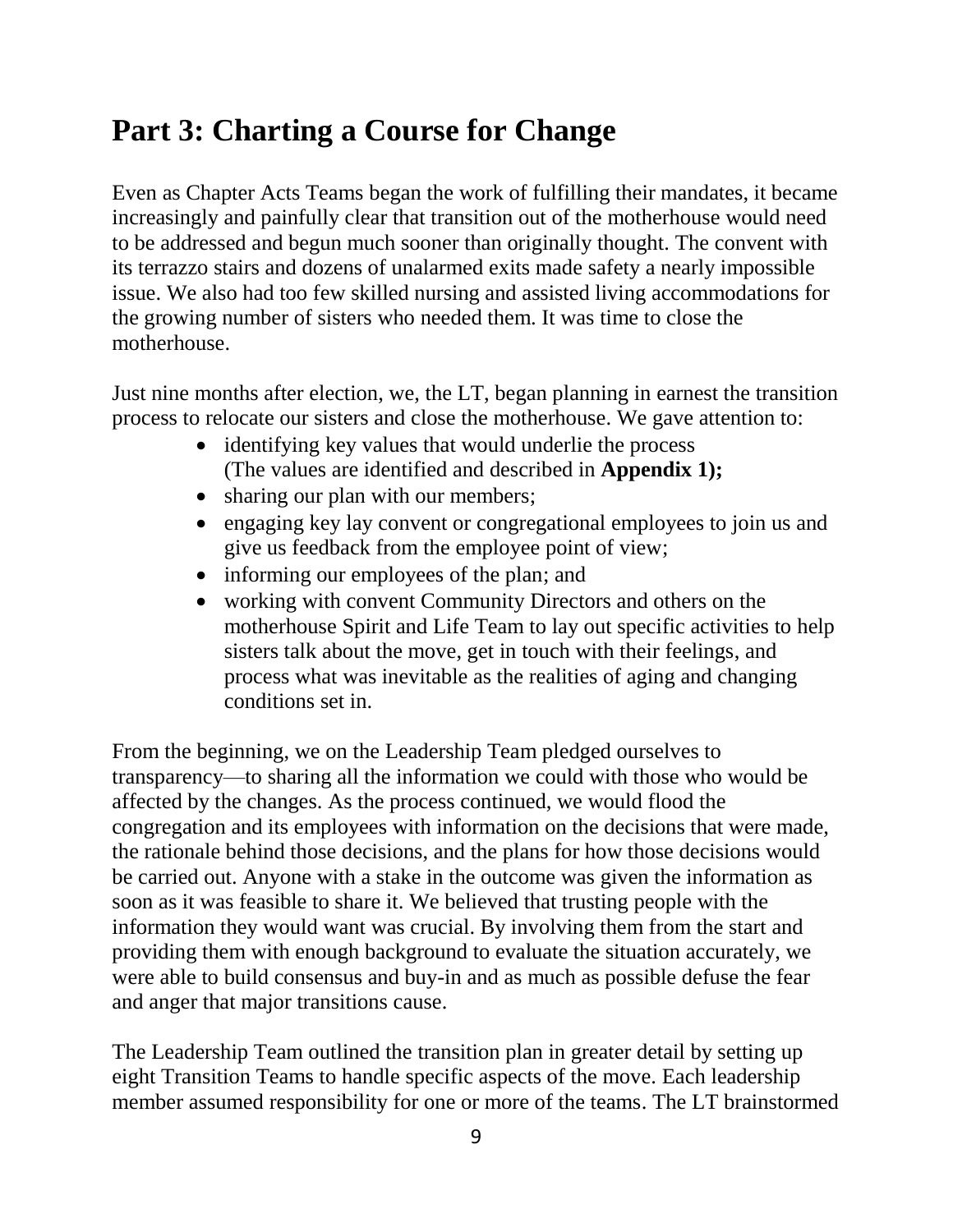# Part 3: Charting a Course for Change

Even as Chapter Acts Teams began the work of fulfilling their mandates, it became increasingly and painfully clear that transition out of the motherhouse would need to be addressed and begun much sooner than originally thought. The convent with its terrazzo stairs and dozens of unalarmed exits made safety a nearly impossible issue. We also had too few skilled nursing and assisted living accommodations for the growing number of sisters who needed them. It was time to close the motherhouse.

Just nine months after election, we, the LT, began planning in earnest the transition process to relocate our sisters and close the motherhouse. We gave attention to:

- identifying key values that would underlie the process (The values are identified and described in **Appendix 1);**
- sharing our plan with our members;
- engaging key lay convent or congregational employees to join us and give us feedback from the employee point of view;
- informing our employees of the plan; and
- working with convent Community Directors and others on the motherhouse Spirit and Life Team to lay out specific activities to help sisters talk about the move, get in touch with their feelings, and process what was inevitable as the realities of aging and changing conditions set in.

From the beginning, we on the Leadership Team pledged ourselves to transparency—to sharing all the information we could with those who would be affected by the changes. As the process continued, we would flood the congregation and its employees with information on the decisions that were made, the rationale behind those decisions, and the plans for how those decisions would be carried out. Anyone with a stake in the outcome was given the information as soon as it was feasible to share it. We believed that trusting people with the information they would want was crucial. By involving them from the start and providing them with enough background to evaluate the situation accurately, we were able to build consensus and buy-in and as much as possible defuse the fear and anger that major transitions cause.

The Leadership Team outlined the transition plan in greater detail by setting up eight Transition Teams to handle specific aspects of the move. Each leadership member assumed responsibility for one or more of the teams. The LT brainstormed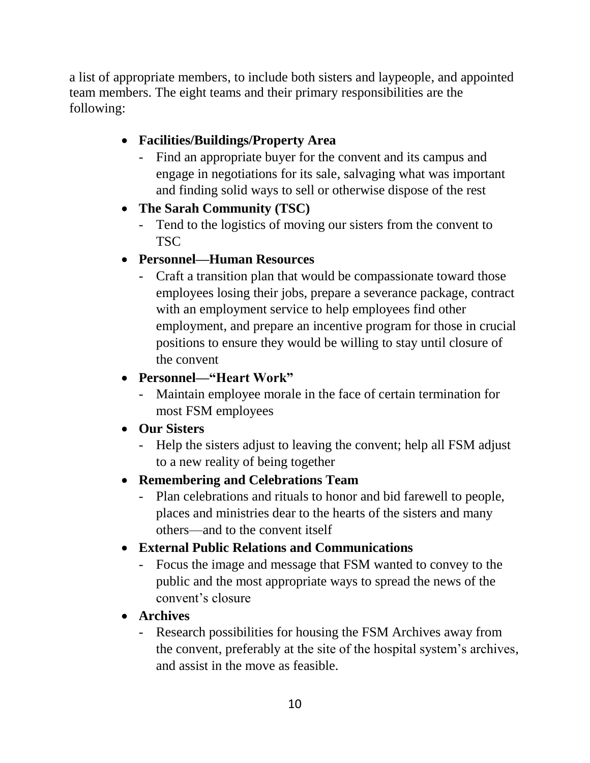a list of appropriate members, to include both sisters and laypeople, and appointed team members. The eight teams and their primary responsibilities are the following:

- **Facilities/Buildings/Property Area**
  - Find an appropriate buyer for the convent and its campus and engage in negotiations for its sale, salvaging what was important and finding solid ways to sell or otherwise dispose of the rest
- **The Sarah Community (TSC)**
  - Tend to the logistics of moving our sisters from the convent to TSC
- **Personnel—Human Resources**
  - Craft a transition plan that would be compassionate toward those employees losing their jobs, prepare a severance package, contract with an employment service to help employees find other employment, and prepare an incentive program for those in crucial positions to ensure they would be willing to stay until closure of the convent
- **Personnel—"Heart Work"**
  - Maintain employee morale in the face of certain termination for most FSM employees
- **Our Sisters**
  - Help the sisters adjust to leaving the convent; help all FSM adjust to a new reality of being together
- **Remembering and Celebrations Team**
  - Plan celebrations and rituals to honor and bid farewell to people, places and ministries dear to the hearts of the sisters and many others—and to the convent itself
- **External Public Relations and Communications**
  - Focus the image and message that FSM wanted to convey to the public and the most appropriate ways to spread the news of the convent's closure
- **Archives**
  - Research possibilities for housing the FSM Archives away from the convent, preferably at the site of the hospital system's archives, and assist in the move as feasible.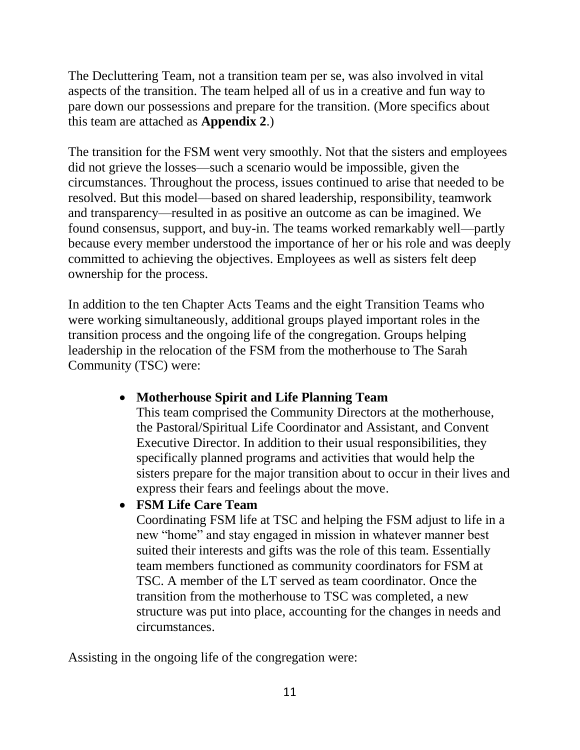The Decluttering Team, not a transition team per se, was also involved in vital aspects of the transition. The team helped all of us in a creative and fun way to pare down our possessions and prepare for the transition. (More specifics about this team are attached as **Appendix 2**.)

The transition for the FSM went very smoothly. Not that the sisters and employees did not grieve the losses—such a scenario would be impossible, given the circumstances. Throughout the process, issues continued to arise that needed to be resolved. But this model—based on shared leadership, responsibility, teamwork and transparency—resulted in as positive an outcome as can be imagined. We found consensus, support, and buy-in. The teams worked remarkably well—partly because every member understood the importance of her or his role and was deeply committed to achieving the objectives. Employees as well as sisters felt deep ownership for the process.

In addition to the ten Chapter Acts Teams and the eight Transition Teams who were working simultaneously, additional groups played important roles in the transition process and the ongoing life of the congregation. Groups helping leadership in the relocation of the FSM from the motherhouse to The Sarah Community (TSC) were:

- **Motherhouse Spirit and Life Planning Team**
  This team comprised the Community Directors at the motherhouse, the Pastoral/Spiritual Life Coordinator and Assistant, and Convent Executive Director. In addition to their usual responsibilities, they specifically planned programs and activities that would help the sisters prepare for the major transition about to occur in their lives and express their fears and feelings about the move.
- **FSM Life Care Team**
  Coordinating FSM life at TSC and helping the FSM adjust to life in a new "home" and stay engaged in mission in whatever manner best suited their interests and gifts was the role of this team. Essentially team members functioned as community coordinators for FSM at TSC. A member of the LT served as team coordinator. Once the transition from the motherhouse to TSC was completed, a new structure was put into place, accounting for the changes in needs and circumstances.

Assisting in the ongoing life of the congregation were: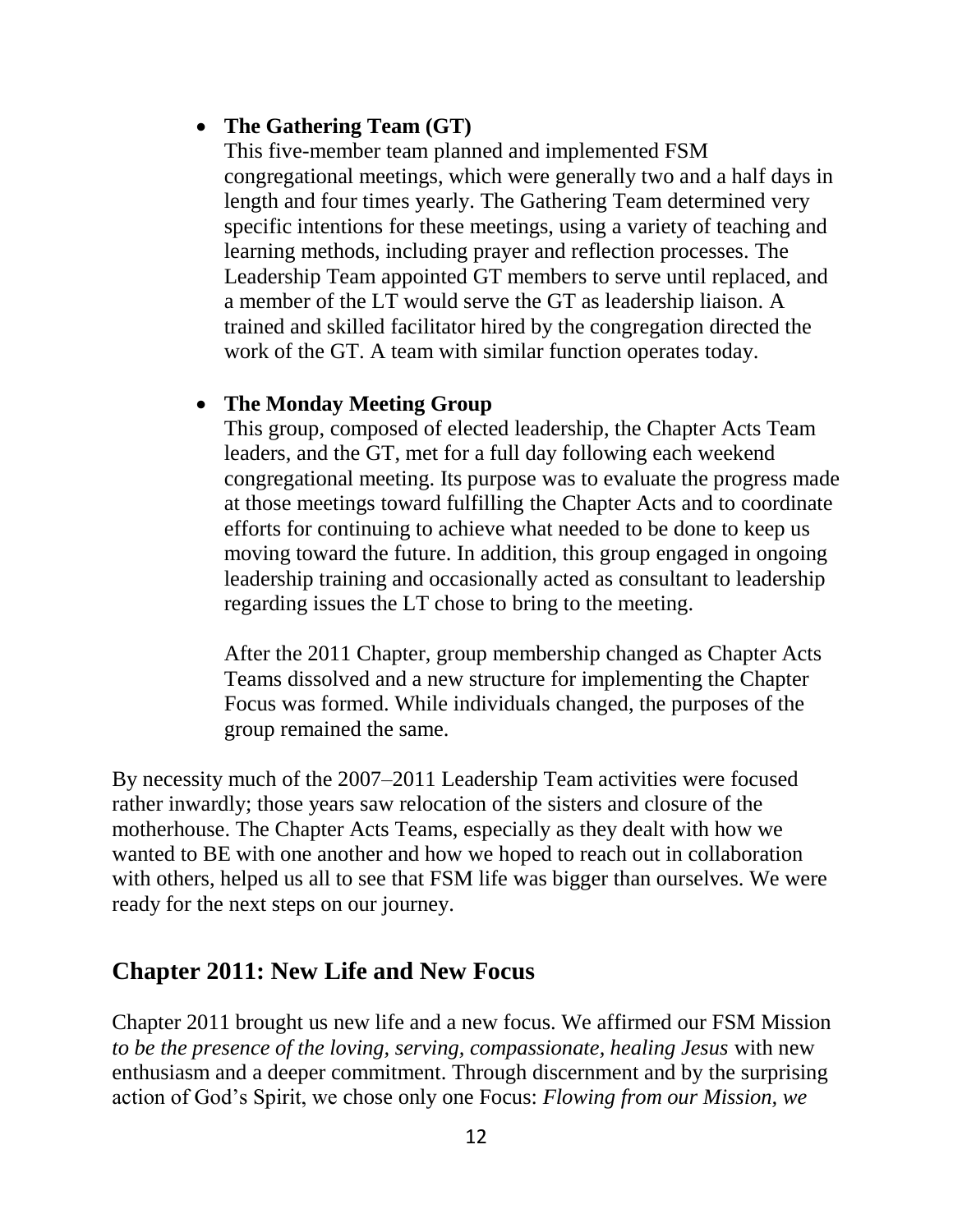- **The Gathering Team (GT)**

  This five-member team planned and implemented FSM congregational meetings, which were generally two and a half days in length and four times yearly. The Gathering Team determined very specific intentions for these meetings, using a variety of teaching and learning methods, including prayer and reflection processes. The Leadership Team appointed GT members to serve until replaced, and a member of the LT would serve the GT as leadership liaison. A trained and skilled facilitator hired by the congregation directed the work of the GT. A team with similar function operates today.

- **The Monday Meeting Group**

  This group, composed of elected leadership, the Chapter Acts Team leaders, and the GT, met for a full day following each weekend congregational meeting. Its purpose was to evaluate the progress made at those meetings toward fulfilling the Chapter Acts and to coordinate efforts for continuing to achieve what needed to be done to keep us moving toward the future. In addition, this group engaged in ongoing leadership training and occasionally acted as consultant to leadership regarding issues the LT chose to bring to the meeting.

  After the 2011 Chapter, group membership changed as Chapter Acts Teams dissolved and a new structure for implementing the Chapter Focus was formed. While individuals changed, the purposes of the group remained the same.

By necessity much of the 2007–2011 Leadership Team activities were focused rather inwardly; those years saw relocation of the sisters and closure of the motherhouse. The Chapter Acts Teams, especially as they dealt with how we wanted to BE with one another and how we hoped to reach out in collaboration with others, helped us all to see that FSM life was bigger than ourselves. We were ready for the next steps on our journey.

## Chapter 2011: New Life and New Focus

Chapter 2011 brought us new life and a new focus. We affirmed our FSM Mission *to be the presence of the loving, serving, compassionate, healing Jesus* with new enthusiasm and a deeper commitment. Through discernment and by the surprising action of God's Spirit, we chose only one Focus: *Flowing from our Mission, we*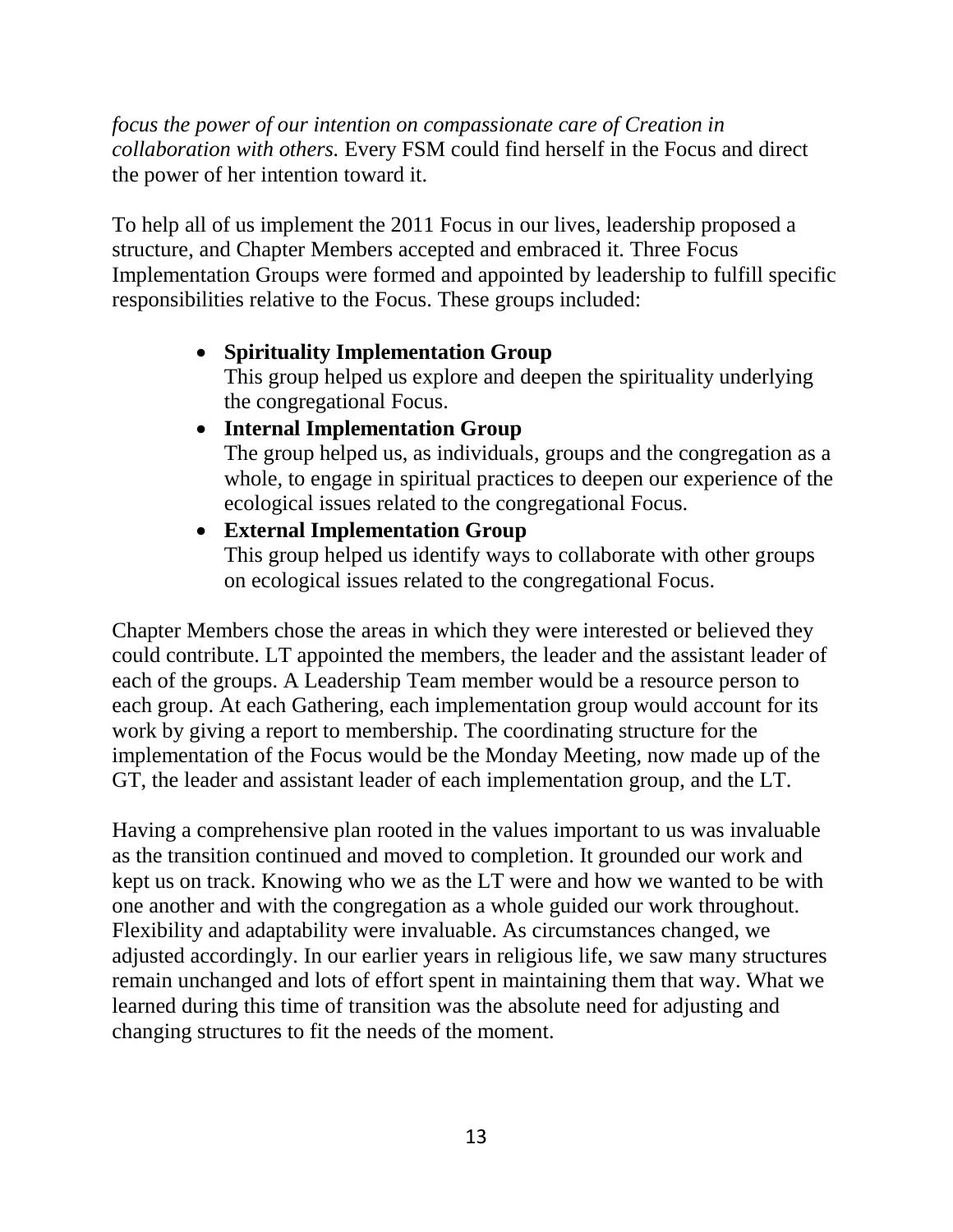*focus the power of our intention on compassionate care of Creation in collaboration with others.* Every FSM could find herself in the Focus and direct the power of her intention toward it.

To help all of us implement the 2011 Focus in our lives, leadership proposed a structure, and Chapter Members accepted and embraced it. Three Focus Implementation Groups were formed and appointed by leadership to fulfill specific responsibilities relative to the Focus. These groups included:

- **Spirituality Implementation Group**
  This group helped us explore and deepen the spirituality underlying the congregational Focus.
- **Internal Implementation Group**
  The group helped us, as individuals, groups and the congregation as a whole, to engage in spiritual practices to deepen our experience of the ecological issues related to the congregational Focus.
- **External Implementation Group**
  This group helped us identify ways to collaborate with other groups on ecological issues related to the congregational Focus.

Chapter Members chose the areas in which they were interested or believed they could contribute. LT appointed the members, the leader and the assistant leader of each of the groups. A Leadership Team member would be a resource person to each group. At each Gathering, each implementation group would account for its work by giving a report to membership. The coordinating structure for the implementation of the Focus would be the Monday Meeting, now made up of the GT, the leader and assistant leader of each implementation group, and the LT.

Having a comprehensive plan rooted in the values important to us was invaluable as the transition continued and moved to completion. It grounded our work and kept us on track. Knowing who we as the LT were and how we wanted to be with one another and with the congregation as a whole guided our work throughout. Flexibility and adaptability were invaluable. As circumstances changed, we adjusted accordingly. In our earlier years in religious life, we saw many structures remain unchanged and lots of effort spent in maintaining them that way. What we learned during this time of transition was the absolute need for adjusting and changing structures to fit the needs of the moment.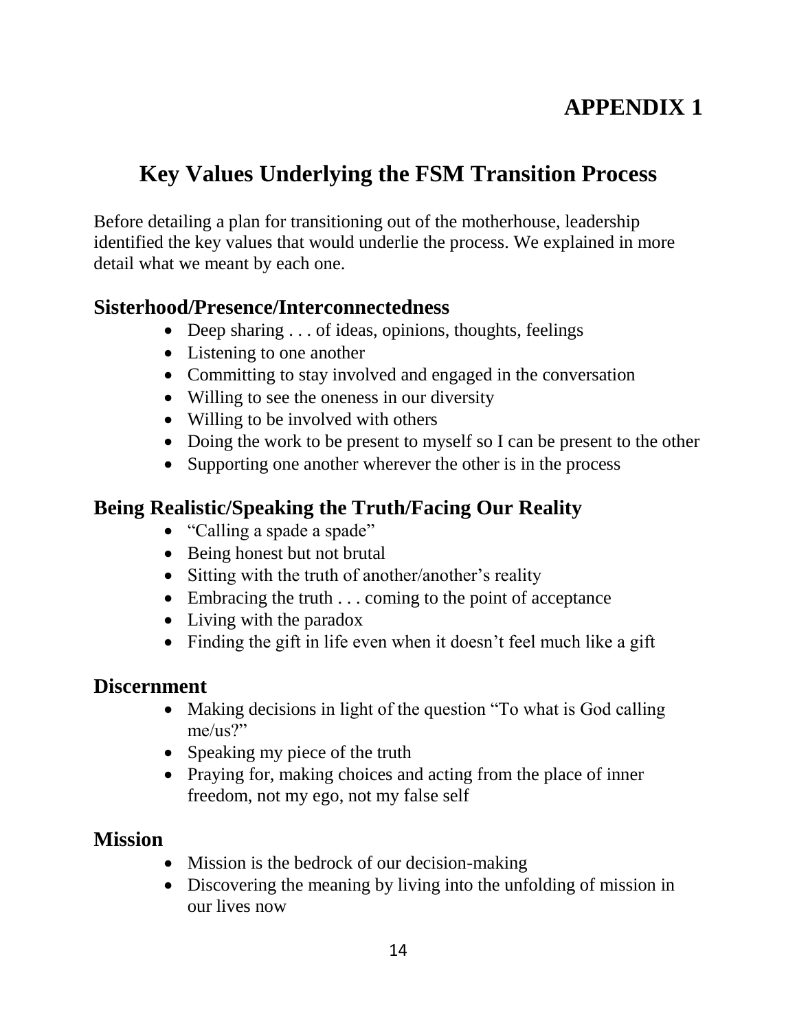# APPENDIX 1

## Key Values Underlying the FSM Transition Process

Before detailing a plan for transitioning out of the motherhouse, leadership identified the key values that would underlie the process. We explained in more detail what we meant by each one.

### Sisterhood/Presence/Interconnectedness

- Deep sharing . . . of ideas, opinions, thoughts, feelings
- Listening to one another
- Committing to stay involved and engaged in the conversation
- Willing to see the oneness in our diversity
- Willing to be involved with others
- Doing the work to be present to myself so I can be present to the other
- Supporting one another wherever the other is in the process

### Being Realistic/Speaking the Truth/Facing Our Reality

- "Calling a spade a spade"
- Being honest but not brutal
- Sitting with the truth of another/another's reality
- Embracing the truth . . . coming to the point of acceptance
- Living with the paradox
- Finding the gift in life even when it doesn't feel much like a gift

### Discernment

- Making decisions in light of the question "To what is God calling me/us?"
- Speaking my piece of the truth
- Praying for, making choices and acting from the place of inner freedom, not my ego, not my false self

### Mission

- Mission is the bedrock of our decision-making
- Discovering the meaning by living into the unfolding of mission in our lives now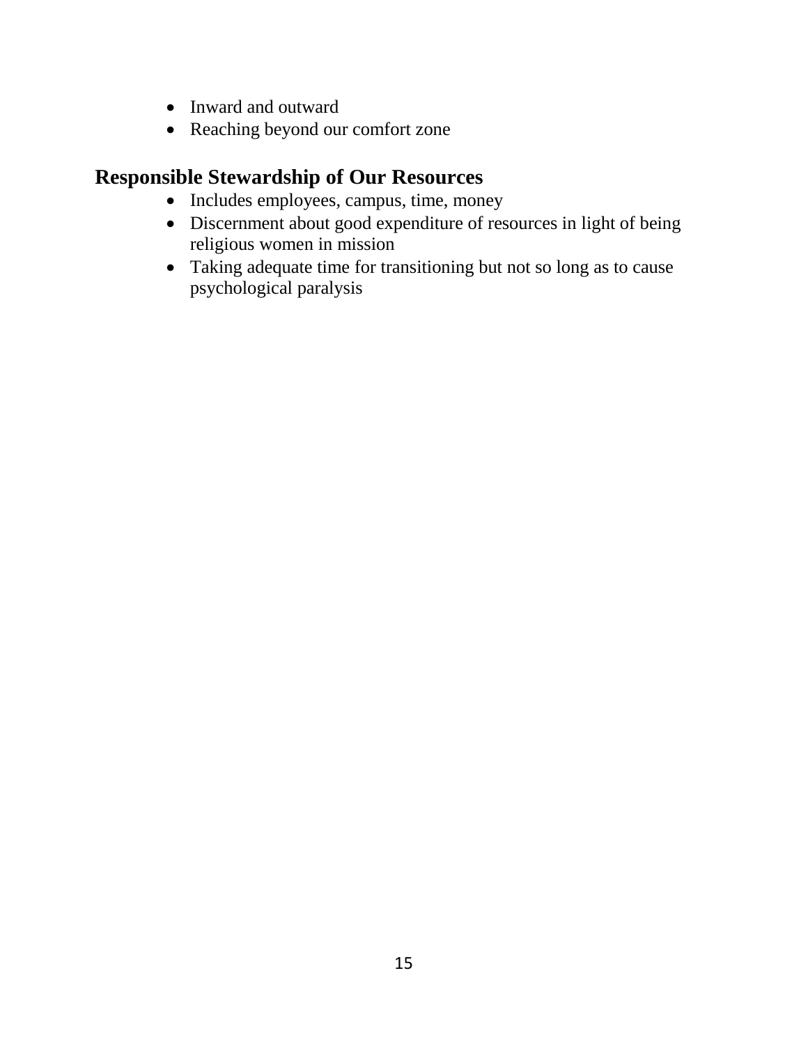- Inward and outward
- Reaching beyond our comfort zone

## Responsible Stewardship of Our Resources

- Includes employees, campus, time, money
- Discernment about good expenditure of resources in light of being religious women in mission
- Taking adequate time for transitioning but not so long as to cause psychological paralysis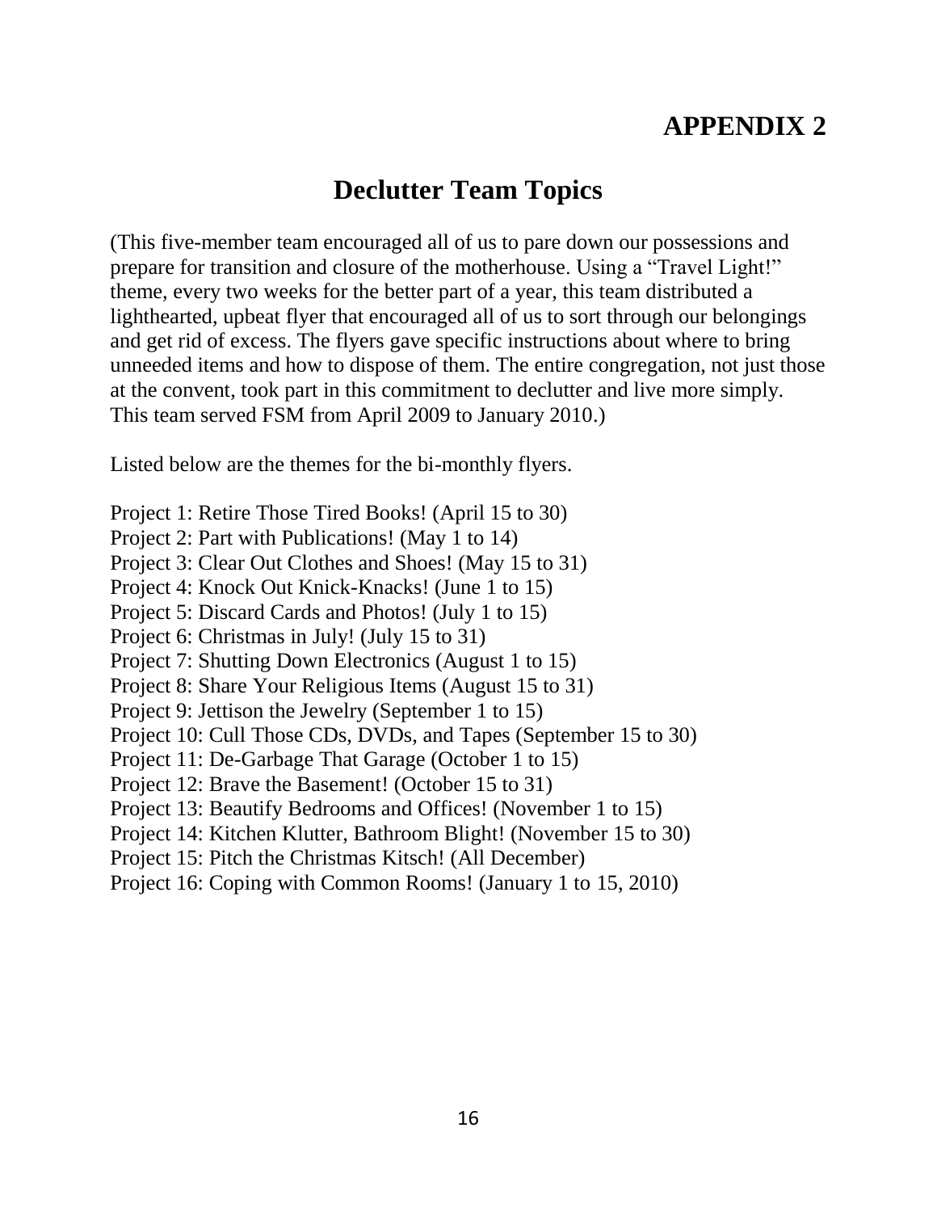# APPENDIX 2

## Declutter Team Topics

(This five-member team encouraged all of us to pare down our possessions and prepare for transition and closure of the motherhouse. Using a "Travel Light!" theme, every two weeks for the better part of a year, this team distributed a lighthearted, upbeat flyer that encouraged all of us to sort through our belongings and get rid of excess. The flyers gave specific instructions about where to bring unneeded items and how to dispose of them. The entire congregation, not just those at the convent, took part in this commitment to declutter and live more simply. This team served FSM from April 2009 to January 2010.)

Listed below are the themes for the bi-monthly flyers.

Project 1: Retire Those Tired Books! (April 15 to 30)
Project 2: Part with Publications! (May 1 to 14)
Project 3: Clear Out Clothes and Shoes! (May 15 to 31)
Project 4: Knock Out Knick-Knacks! (June 1 to 15)
Project 5: Discard Cards and Photos! (July 1 to 15)
Project 6: Christmas in July! (July 15 to 31)
Project 7: Shutting Down Electronics (August 1 to 15)
Project 8: Share Your Religious Items (August 15 to 31)
Project 9: Jettison the Jewelry (September 1 to 15)
Project 10: Cull Those CDs, DVDs, and Tapes (September 15 to 30)
Project 11: De-Garbage That Garage (October 1 to 15)
Project 12: Brave the Basement! (October 15 to 31)
Project 13: Beautify Bedrooms and Offices! (November 1 to 15)
Project 14: Kitchen Klutter, Bathroom Blight! (November 15 to 30)
Project 15: Pitch the Christmas Kitsch! (All December)
Project 16: Coping with Common Rooms! (January 1 to 15, 2010)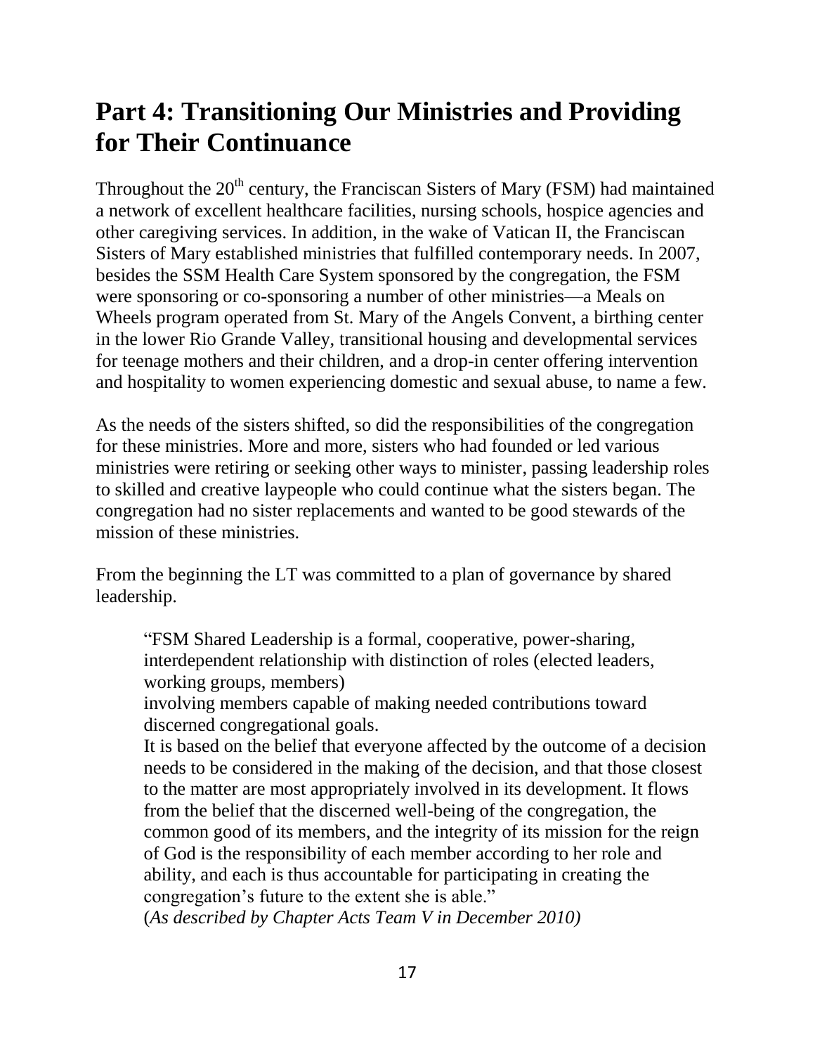# Part 4: Transitioning Our Ministries and Providing for Their Continuance

Throughout the 20th century, the Franciscan Sisters of Mary (FSM) had maintained a network of excellent healthcare facilities, nursing schools, hospice agencies and other caregiving services. In addition, in the wake of Vatican II, the Franciscan Sisters of Mary established ministries that fulfilled contemporary needs. In 2007, besides the SSM Health Care System sponsored by the congregation, the FSM were sponsoring or co-sponsoring a number of other ministries—a Meals on Wheels program operated from St. Mary of the Angels Convent, a birthing center in the lower Rio Grande Valley, transitional housing and developmental services for teenage mothers and their children, and a drop-in center offering intervention and hospitality to women experiencing domestic and sexual abuse, to name a few.

As the needs of the sisters shifted, so did the responsibilities of the congregation for these ministries. More and more, sisters who had founded or led various ministries were retiring or seeking other ways to minister, passing leadership roles to skilled and creative laypeople who could continue what the sisters began. The congregation had no sister replacements and wanted to be good stewards of the mission of these ministries.

From the beginning the LT was committed to a plan of governance by shared leadership.

> "FSM Shared Leadership is a formal, cooperative, power-sharing, interdependent relationship with distinction of roles (elected leaders, working groups, members)
> involving members capable of making needed contributions toward discerned congregational goals.
> It is based on the belief that everyone affected by the outcome of a decision needs to be considered in the making of the decision, and that those closest to the matter are most appropriately involved in its development. It flows from the belief that the discerned well-being of the congregation, the common good of its members, and the integrity of its mission for the reign of God is the responsibility of each member according to her role and ability, and each is thus accountable for participating in creating the congregation's future to the extent she is able."
> (*As described by Chapter Acts Team V in December 2010)*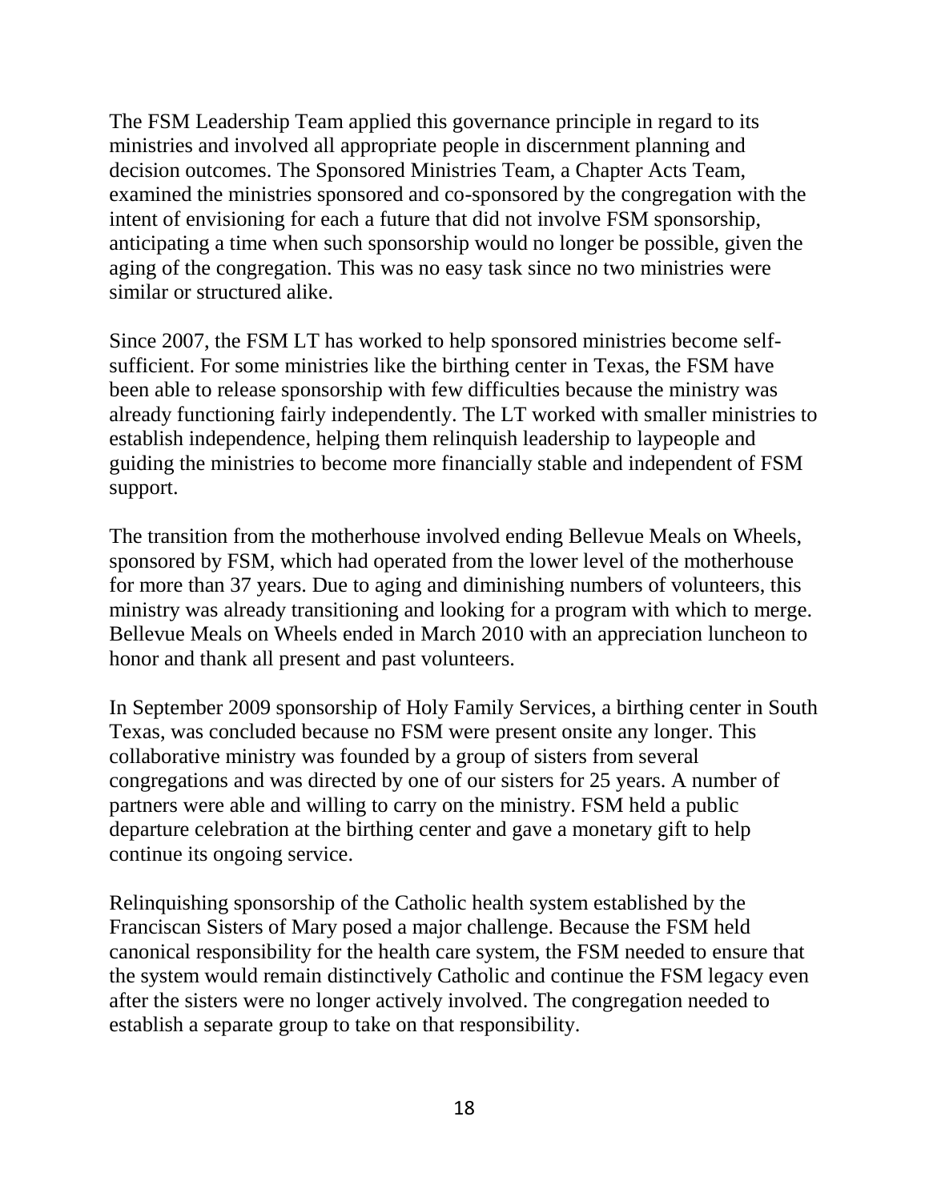The FSM Leadership Team applied this governance principle in regard to its ministries and involved all appropriate people in discernment planning and decision outcomes. The Sponsored Ministries Team, a Chapter Acts Team, examined the ministries sponsored and co-sponsored by the congregation with the intent of envisioning for each a future that did not involve FSM sponsorship, anticipating a time when such sponsorship would no longer be possible, given the aging of the congregation. This was no easy task since no two ministries were similar or structured alike.

Since 2007, the FSM LT has worked to help sponsored ministries become self-sufficient. For some ministries like the birthing center in Texas, the FSM have been able to release sponsorship with few difficulties because the ministry was already functioning fairly independently. The LT worked with smaller ministries to establish independence, helping them relinquish leadership to laypeople and guiding the ministries to become more financially stable and independent of FSM support.

The transition from the motherhouse involved ending Bellevue Meals on Wheels, sponsored by FSM, which had operated from the lower level of the motherhouse for more than 37 years. Due to aging and diminishing numbers of volunteers, this ministry was already transitioning and looking for a program with which to merge. Bellevue Meals on Wheels ended in March 2010 with an appreciation luncheon to honor and thank all present and past volunteers.

In September 2009 sponsorship of Holy Family Services, a birthing center in South Texas, was concluded because no FSM were present onsite any longer. This collaborative ministry was founded by a group of sisters from several congregations and was directed by one of our sisters for 25 years. A number of partners were able and willing to carry on the ministry. FSM held a public departure celebration at the birthing center and gave a monetary gift to help continue its ongoing service.

Relinquishing sponsorship of the Catholic health system established by the Franciscan Sisters of Mary posed a major challenge. Because the FSM held canonical responsibility for the health care system, the FSM needed to ensure that the system would remain distinctively Catholic and continue the FSM legacy even after the sisters were no longer actively involved. The congregation needed to establish a separate group to take on that responsibility.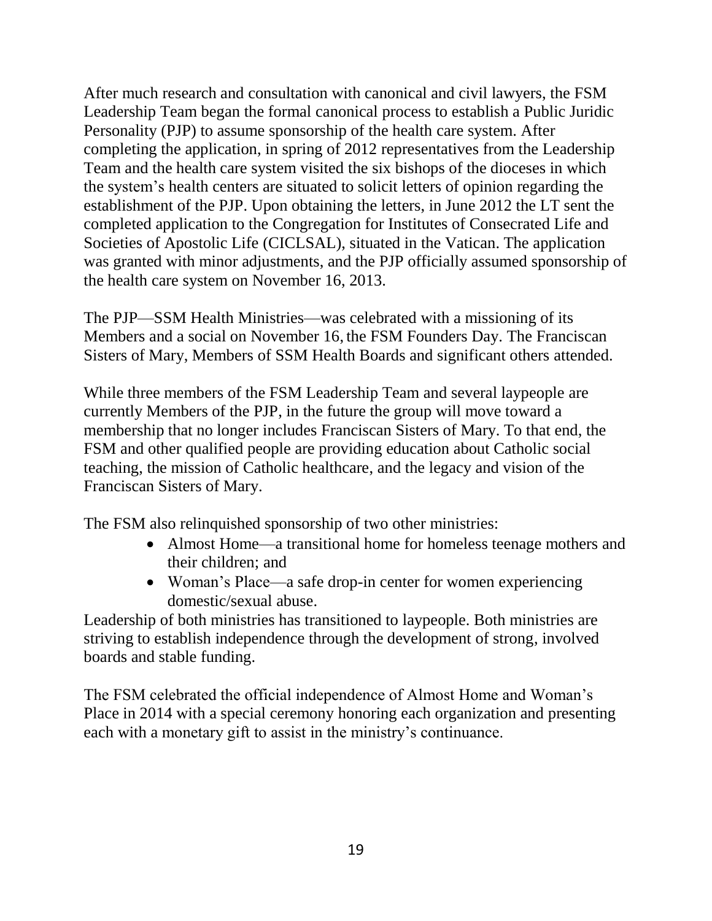After much research and consultation with canonical and civil lawyers, the FSM Leadership Team began the formal canonical process to establish a Public Juridic Personality (PJP) to assume sponsorship of the health care system. After completing the application, in spring of 2012 representatives from the Leadership Team and the health care system visited the six bishops of the dioceses in which the system's health centers are situated to solicit letters of opinion regarding the establishment of the PJP. Upon obtaining the letters, in June 2012 the LT sent the completed application to the Congregation for Institutes of Consecrated Life and Societies of Apostolic Life (CICLSAL), situated in the Vatican. The application was granted with minor adjustments, and the PJP officially assumed sponsorship of the health care system on November 16, 2013.

The PJP—SSM Health Ministries—was celebrated with a missioning of its Members and a social on November 16, the FSM Founders Day. The Franciscan Sisters of Mary, Members of SSM Health Boards and significant others attended.

While three members of the FSM Leadership Team and several laypeople are currently Members of the PJP, in the future the group will move toward a membership that no longer includes Franciscan Sisters of Mary. To that end, the FSM and other qualified people are providing education about Catholic social teaching, the mission of Catholic healthcare, and the legacy and vision of the Franciscan Sisters of Mary.

The FSM also relinquished sponsorship of two other ministries:

- Almost Home—a transitional home for homeless teenage mothers and their children; and
- Woman's Place—a safe drop-in center for women experiencing domestic/sexual abuse.

Leadership of both ministries has transitioned to laypeople. Both ministries are striving to establish independence through the development of strong, involved boards and stable funding.

The FSM celebrated the official independence of Almost Home and Woman's Place in 2014 with a special ceremony honoring each organization and presenting each with a monetary gift to assist in the ministry's continuance.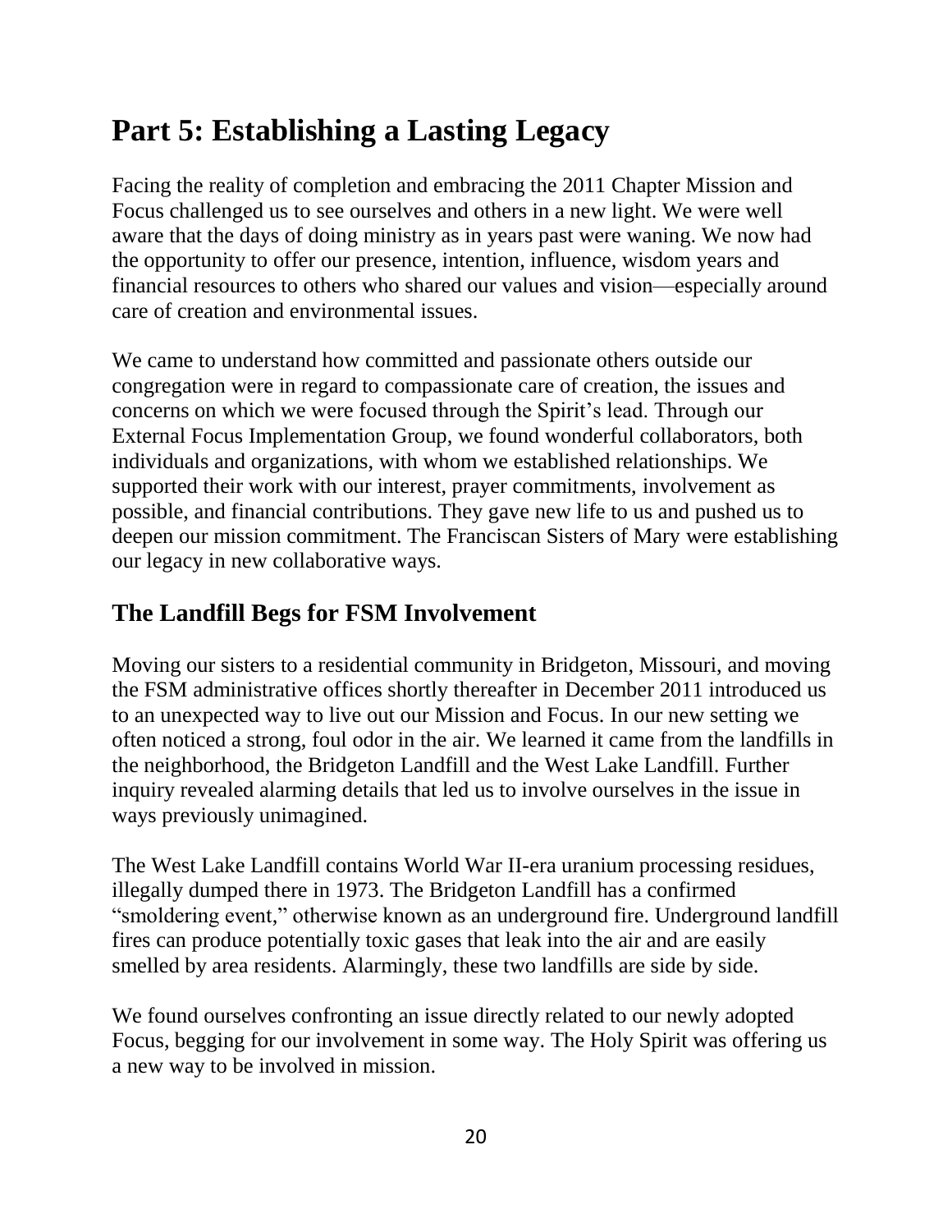# Part 5: Establishing a Lasting Legacy

Facing the reality of completion and embracing the 2011 Chapter Mission and Focus challenged us to see ourselves and others in a new light. We were well aware that the days of doing ministry as in years past were waning. We now had the opportunity to offer our presence, intention, influence, wisdom years and financial resources to others who shared our values and vision—especially around care of creation and environmental issues.

We came to understand how committed and passionate others outside our congregation were in regard to compassionate care of creation, the issues and concerns on which we were focused through the Spirit's lead. Through our External Focus Implementation Group, we found wonderful collaborators, both individuals and organizations, with whom we established relationships. We supported their work with our interest, prayer commitments, involvement as possible, and financial contributions. They gave new life to us and pushed us to deepen our mission commitment. The Franciscan Sisters of Mary were establishing our legacy in new collaborative ways.

## The Landfill Begs for FSM Involvement

Moving our sisters to a residential community in Bridgeton, Missouri, and moving the FSM administrative offices shortly thereafter in December 2011 introduced us to an unexpected way to live out our Mission and Focus. In our new setting we often noticed a strong, foul odor in the air. We learned it came from the landfills in the neighborhood, the Bridgeton Landfill and the West Lake Landfill. Further inquiry revealed alarming details that led us to involve ourselves in the issue in ways previously unimagined.

The West Lake Landfill contains World War II-era uranium processing residues, illegally dumped there in 1973. The Bridgeton Landfill has a confirmed "smoldering event," otherwise known as an underground fire. Underground landfill fires can produce potentially toxic gases that leak into the air and are easily smelled by area residents. Alarmingly, these two landfills are side by side.

We found ourselves confronting an issue directly related to our newly adopted Focus, begging for our involvement in some way. The Holy Spirit was offering us a new way to be involved in mission.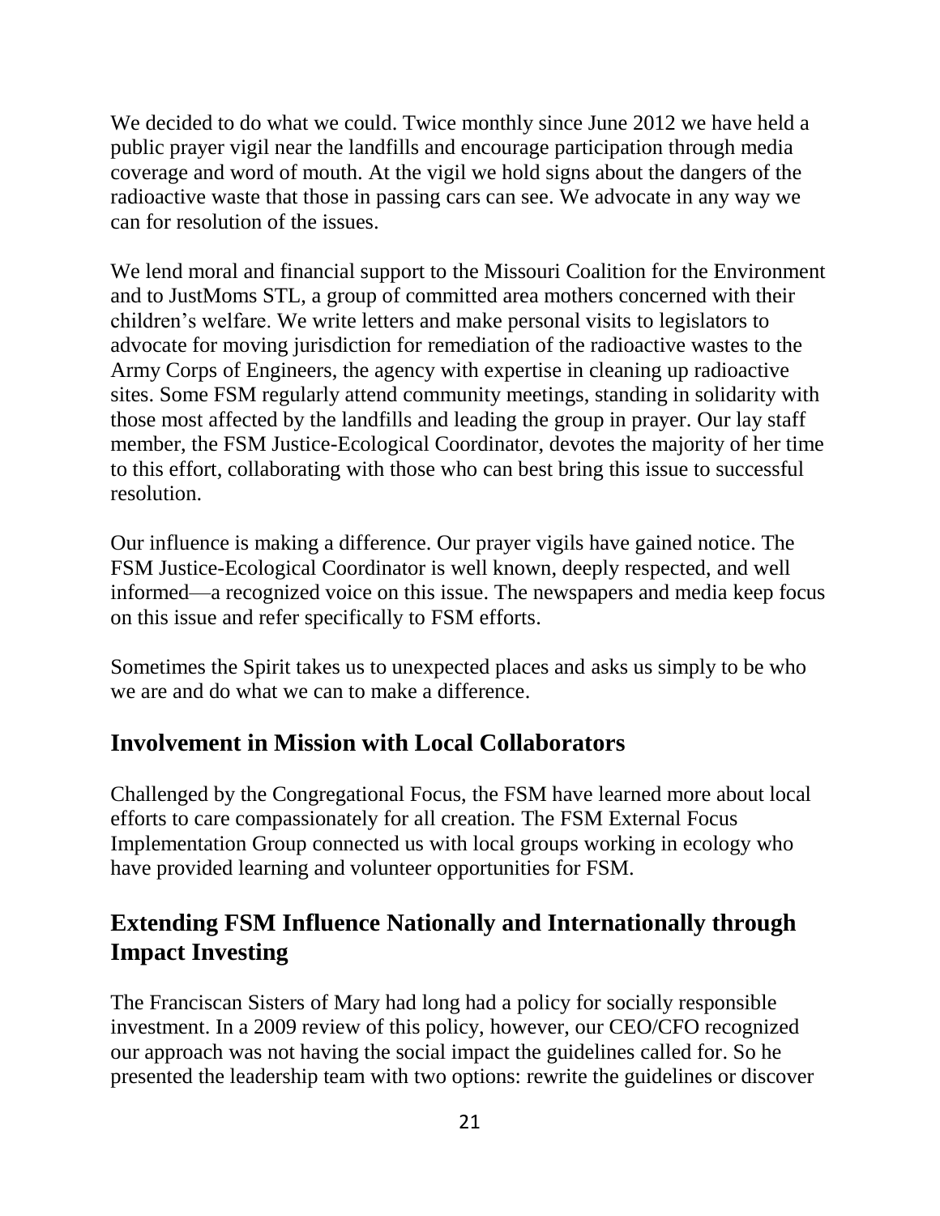We decided to do what we could. Twice monthly since June 2012 we have held a public prayer vigil near the landfills and encourage participation through media coverage and word of mouth. At the vigil we hold signs about the dangers of the radioactive waste that those in passing cars can see. We advocate in any way we can for resolution of the issues.

We lend moral and financial support to the Missouri Coalition for the Environment and to JustMoms STL, a group of committed area mothers concerned with their children's welfare. We write letters and make personal visits to legislators to advocate for moving jurisdiction for remediation of the radioactive wastes to the Army Corps of Engineers, the agency with expertise in cleaning up radioactive sites. Some FSM regularly attend community meetings, standing in solidarity with those most affected by the landfills and leading the group in prayer. Our lay staff member, the FSM Justice-Ecological Coordinator, devotes the majority of her time to this effort, collaborating with those who can best bring this issue to successful resolution.

Our influence is making a difference. Our prayer vigils have gained notice. The FSM Justice-Ecological Coordinator is well known, deeply respected, and well informed—a recognized voice on this issue. The newspapers and media keep focus on this issue and refer specifically to FSM efforts.

Sometimes the Spirit takes us to unexpected places and asks us simply to be who we are and do what we can to make a difference.

## Involvement in Mission with Local Collaborators

Challenged by the Congregational Focus, the FSM have learned more about local efforts to care compassionately for all creation. The FSM External Focus Implementation Group connected us with local groups working in ecology who have provided learning and volunteer opportunities for FSM.

## Extending FSM Influence Nationally and Internationally through Impact Investing

The Franciscan Sisters of Mary had long had a policy for socially responsible investment. In a 2009 review of this policy, however, our CEO/CFO recognized our approach was not having the social impact the guidelines called for. So he presented the leadership team with two options: rewrite the guidelines or discover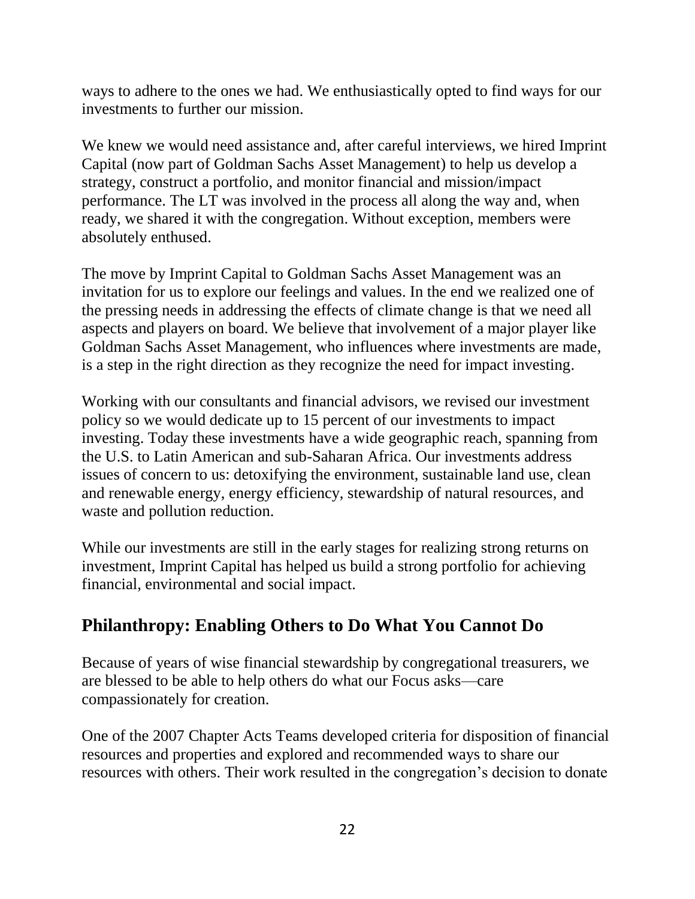ways to adhere to the ones we had. We enthusiastically opted to find ways for our investments to further our mission.

We knew we would need assistance and, after careful interviews, we hired Imprint Capital (now part of Goldman Sachs Asset Management) to help us develop a strategy, construct a portfolio, and monitor financial and mission/impact performance. The LT was involved in the process all along the way and, when ready, we shared it with the congregation. Without exception, members were absolutely enthused.

The move by Imprint Capital to Goldman Sachs Asset Management was an invitation for us to explore our feelings and values. In the end we realized one of the pressing needs in addressing the effects of climate change is that we need all aspects and players on board. We believe that involvement of a major player like Goldman Sachs Asset Management, who influences where investments are made, is a step in the right direction as they recognize the need for impact investing.

Working with our consultants and financial advisors, we revised our investment policy so we would dedicate up to 15 percent of our investments to impact investing. Today these investments have a wide geographic reach, spanning from the U.S. to Latin American and sub-Saharan Africa. Our investments address issues of concern to us: detoxifying the environment, sustainable land use, clean and renewable energy, energy efficiency, stewardship of natural resources, and waste and pollution reduction.

While our investments are still in the early stages for realizing strong returns on investment, Imprint Capital has helped us build a strong portfolio for achieving financial, environmental and social impact.

## Philanthropy: Enabling Others to Do What You Cannot Do

Because of years of wise financial stewardship by congregational treasurers, we are blessed to be able to help others do what our Focus asks—care compassionately for creation.

One of the 2007 Chapter Acts Teams developed criteria for disposition of financial resources and properties and explored and recommended ways to share our resources with others. Their work resulted in the congregation's decision to donate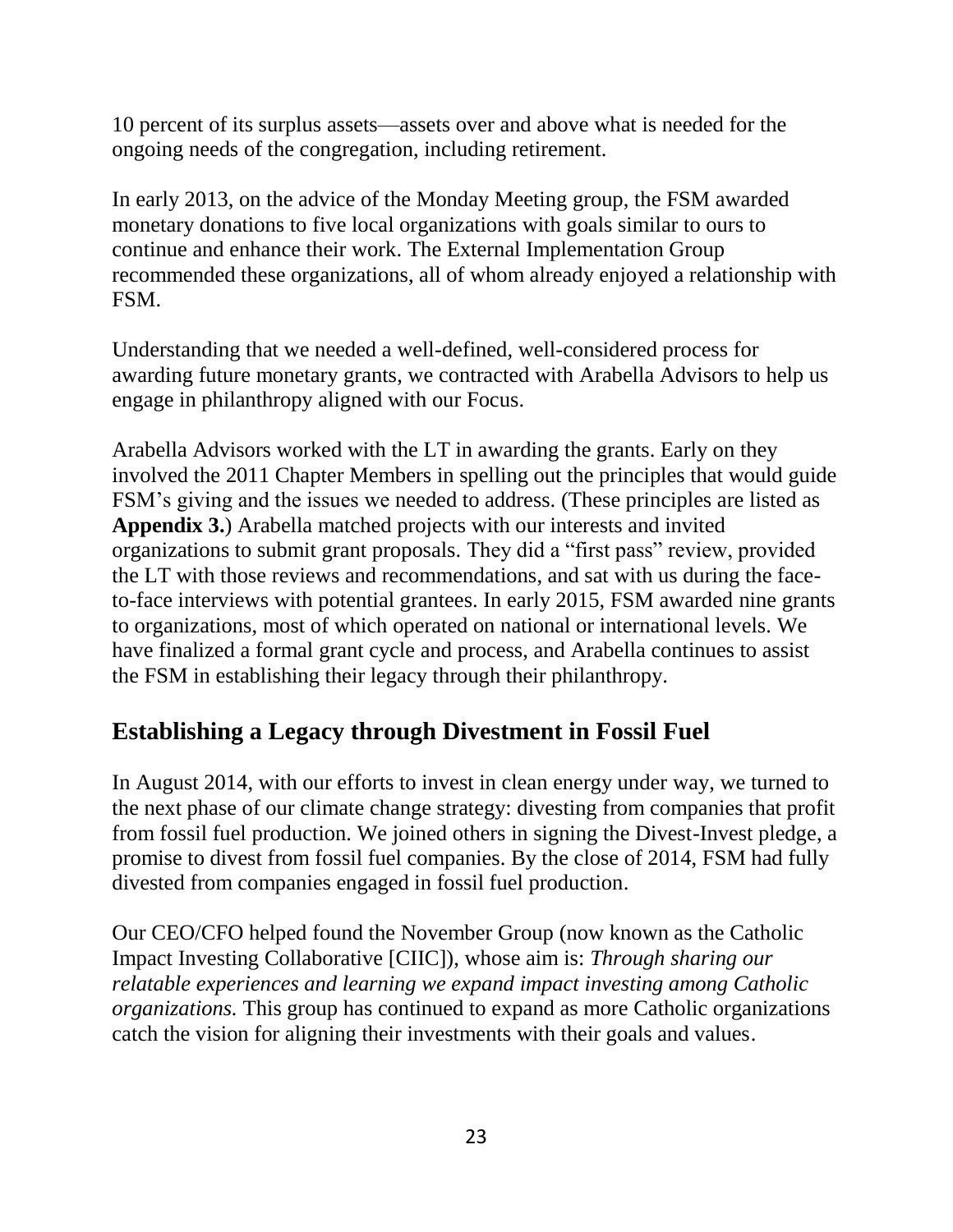10 percent of its surplus assets—assets over and above what is needed for the ongoing needs of the congregation, including retirement.

In early 2013, on the advice of the Monday Meeting group, the FSM awarded monetary donations to five local organizations with goals similar to ours to continue and enhance their work. The External Implementation Group recommended these organizations, all of whom already enjoyed a relationship with FSM.

Understanding that we needed a well-defined, well-considered process for awarding future monetary grants, we contracted with Arabella Advisors to help us engage in philanthropy aligned with our Focus.

Arabella Advisors worked with the LT in awarding the grants. Early on they involved the 2011 Chapter Members in spelling out the principles that would guide FSM's giving and the issues we needed to address. (These principles are listed as **Appendix 3.**) Arabella matched projects with our interests and invited organizations to submit grant proposals. They did a "first pass" review, provided the LT with those reviews and recommendations, and sat with us during the face-to-face interviews with potential grantees. In early 2015, FSM awarded nine grants to organizations, most of which operated on national or international levels. We have finalized a formal grant cycle and process, and Arabella continues to assist the FSM in establishing their legacy through their philanthropy.

## Establishing a Legacy through Divestment in Fossil Fuel

In August 2014, with our efforts to invest in clean energy under way, we turned to the next phase of our climate change strategy: divesting from companies that profit from fossil fuel production. We joined others in signing the Divest-Invest pledge, a promise to divest from fossil fuel companies. By the close of 2014, FSM had fully divested from companies engaged in fossil fuel production.

Our CEO/CFO helped found the November Group (now known as the Catholic Impact Investing Collaborative [CIIC]), whose aim is: *Through sharing our relatable experiences and learning we expand impact investing among Catholic organizations.* This group has continued to expand as more Catholic organizations catch the vision for aligning their investments with their goals and values.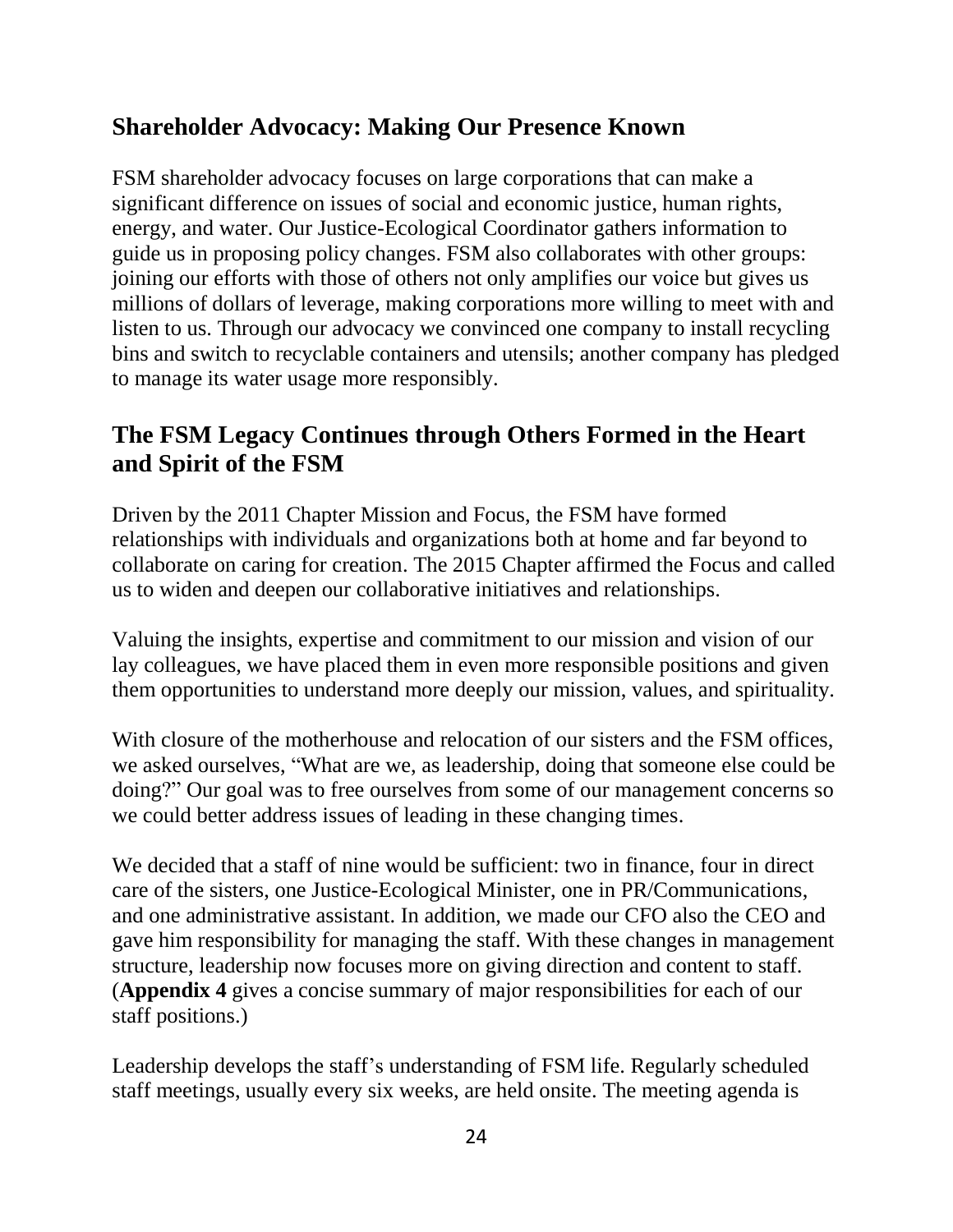## Shareholder Advocacy: Making Our Presence Known

FSM shareholder advocacy focuses on large corporations that can make a significant difference on issues of social and economic justice, human rights, energy, and water. Our Justice-Ecological Coordinator gathers information to guide us in proposing policy changes. FSM also collaborates with other groups: joining our efforts with those of others not only amplifies our voice but gives us millions of dollars of leverage, making corporations more willing to meet with and listen to us. Through our advocacy we convinced one company to install recycling bins and switch to recyclable containers and utensils; another company has pledged to manage its water usage more responsibly.

## The FSM Legacy Continues through Others Formed in the Heart and Spirit of the FSM

Driven by the 2011 Chapter Mission and Focus, the FSM have formed relationships with individuals and organizations both at home and far beyond to collaborate on caring for creation. The 2015 Chapter affirmed the Focus and called us to widen and deepen our collaborative initiatives and relationships.

Valuing the insights, expertise and commitment to our mission and vision of our lay colleagues, we have placed them in even more responsible positions and given them opportunities to understand more deeply our mission, values, and spirituality.

With closure of the motherhouse and relocation of our sisters and the FSM offices, we asked ourselves, "What are we, as leadership, doing that someone else could be doing?" Our goal was to free ourselves from some of our management concerns so we could better address issues of leading in these changing times.

We decided that a staff of nine would be sufficient: two in finance, four in direct care of the sisters, one Justice-Ecological Minister, one in PR/Communications, and one administrative assistant. In addition, we made our CFO also the CEO and gave him responsibility for managing the staff. With these changes in management structure, leadership now focuses more on giving direction and content to staff. (**Appendix 4** gives a concise summary of major responsibilities for each of our staff positions.)

Leadership develops the staff's understanding of FSM life. Regularly scheduled staff meetings, usually every six weeks, are held onsite. The meeting agenda is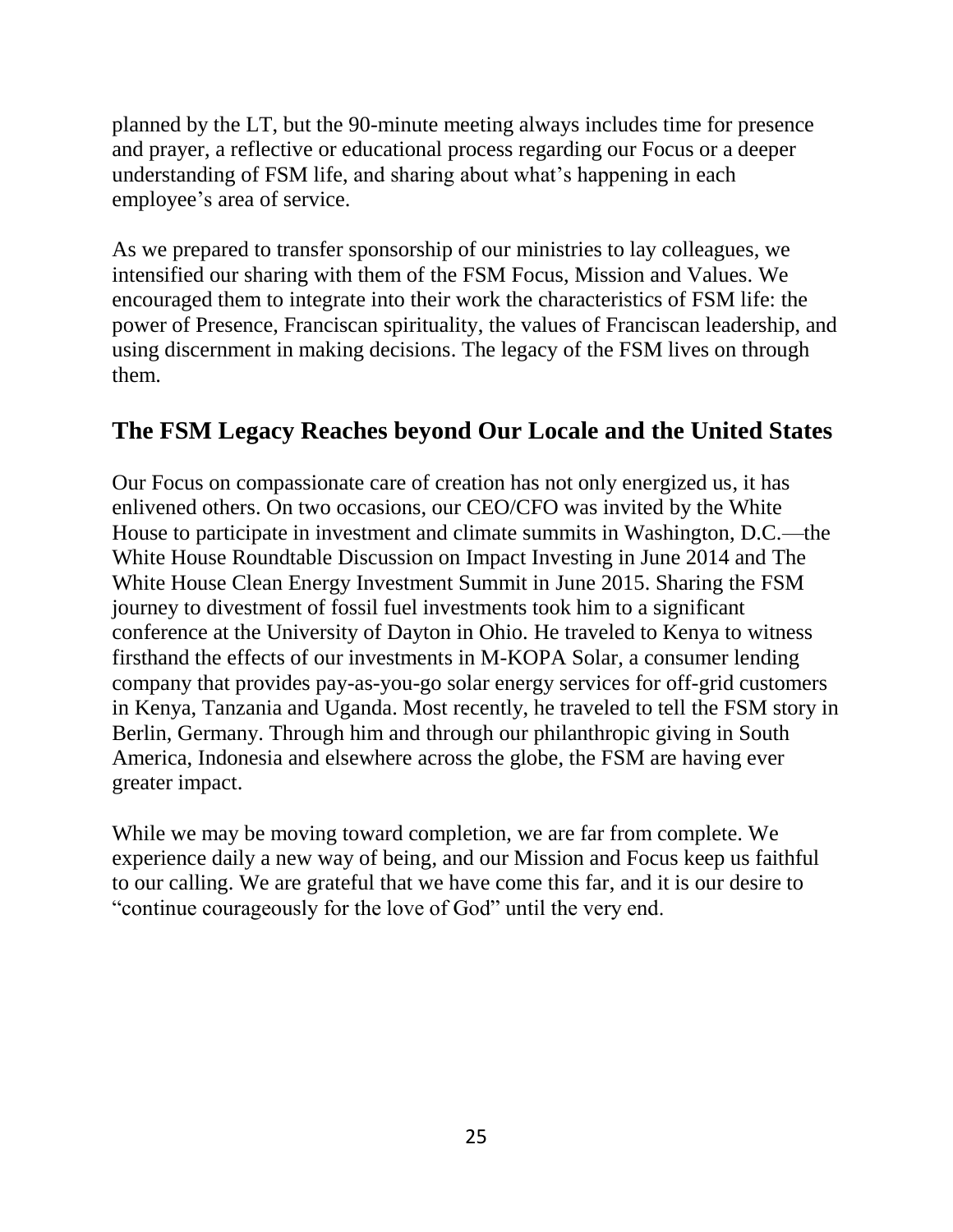planned by the LT, but the 90-minute meeting always includes time for presence and prayer, a reflective or educational process regarding our Focus or a deeper understanding of FSM life, and sharing about what's happening in each employee's area of service.

As we prepared to transfer sponsorship of our ministries to lay colleagues, we intensified our sharing with them of the FSM Focus, Mission and Values. We encouraged them to integrate into their work the characteristics of FSM life: the power of Presence, Franciscan spirituality, the values of Franciscan leadership, and using discernment in making decisions. The legacy of the FSM lives on through them.

## The FSM Legacy Reaches beyond Our Locale and the United States

Our Focus on compassionate care of creation has not only energized us, it has enlivened others. On two occasions, our CEO/CFO was invited by the White House to participate in investment and climate summits in Washington, D.C.—the White House Roundtable Discussion on Impact Investing in June 2014 and The White House Clean Energy Investment Summit in June 2015. Sharing the FSM journey to divestment of fossil fuel investments took him to a significant conference at the University of Dayton in Ohio. He traveled to Kenya to witness firsthand the effects of our investments in M-KOPA Solar, a consumer lending company that provides pay-as-you-go solar energy services for off-grid customers in Kenya, Tanzania and Uganda. Most recently, he traveled to tell the FSM story in Berlin, Germany. Through him and through our philanthropic giving in South America, Indonesia and elsewhere across the globe, the FSM are having ever greater impact.

While we may be moving toward completion, we are far from complete. We experience daily a new way of being, and our Mission and Focus keep us faithful to our calling. We are grateful that we have come this far, and it is our desire to "continue courageously for the love of God" until the very end.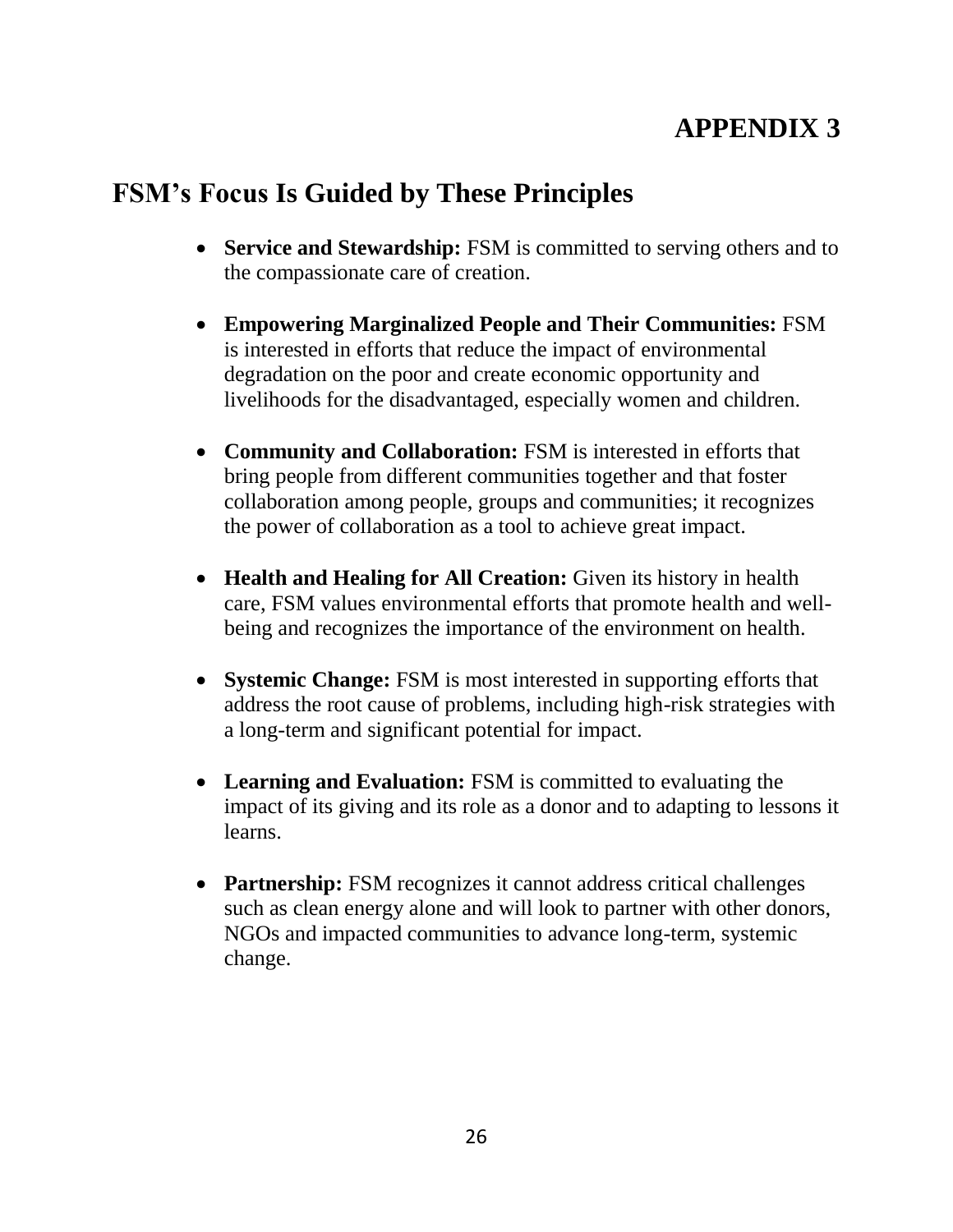# APPENDIX 3

## FSM's Focus Is Guided by These Principles

- **Service and Stewardship:** FSM is committed to serving others and to the compassionate care of creation.

- **Empowering Marginalized People and Their Communities:** FSM is interested in efforts that reduce the impact of environmental degradation on the poor and create economic opportunity and livelihoods for the disadvantaged, especially women and children.

- **Community and Collaboration:** FSM is interested in efforts that bring people from different communities together and that foster collaboration among people, groups and communities; it recognizes the power of collaboration as a tool to achieve great impact.

- **Health and Healing for All Creation:** Given its history in health care, FSM values environmental efforts that promote health and well-being and recognizes the importance of the environment on health.

- **Systemic Change:** FSM is most interested in supporting efforts that address the root cause of problems, including high-risk strategies with a long-term and significant potential for impact.

- **Learning and Evaluation:** FSM is committed to evaluating the impact of its giving and its role as a donor and to adapting to lessons it learns.

- **Partnership:** FSM recognizes it cannot address critical challenges such as clean energy alone and will look to partner with other donors, NGOs and impacted communities to advance long-term, systemic change.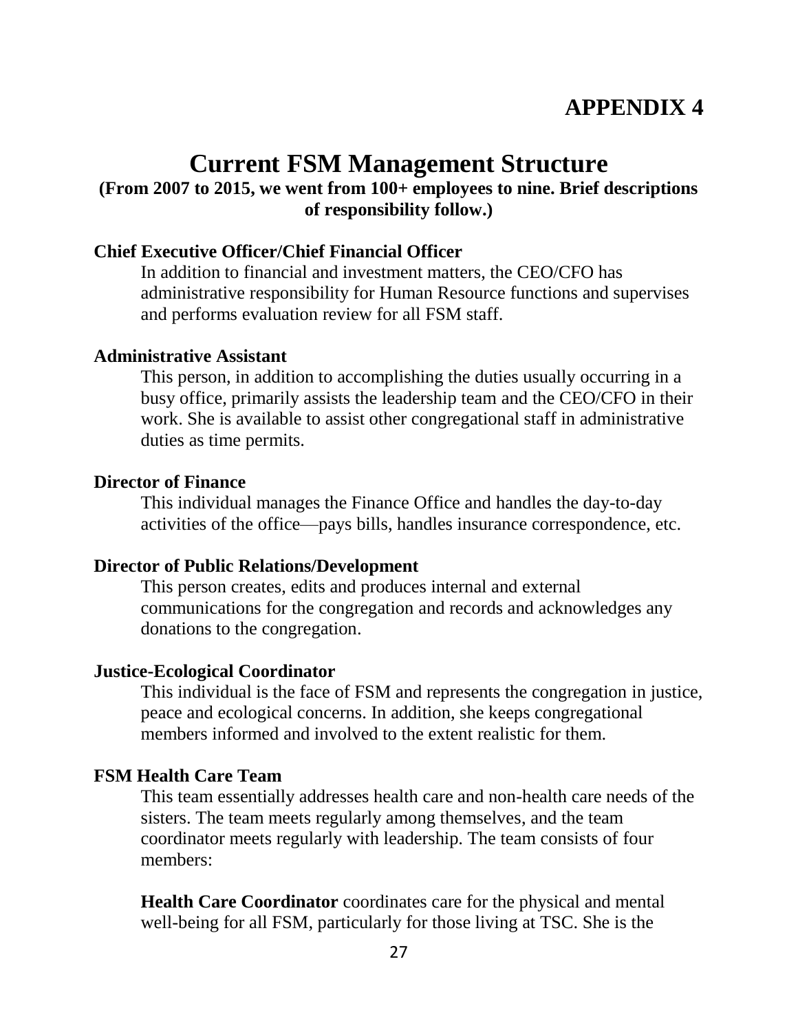# APPENDIX 4

## Current FSM Management Structure

**(From 2007 to 2015, we went from 100+ employees to nine. Brief descriptions of responsibility follow.)**

**Chief Executive Officer/Chief Financial Officer**

In addition to financial and investment matters, the CEO/CFO has administrative responsibility for Human Resource functions and supervises and performs evaluation review for all FSM staff.

**Administrative Assistant**

This person, in addition to accomplishing the duties usually occurring in a busy office, primarily assists the leadership team and the CEO/CFO in their work. She is available to assist other congregational staff in administrative duties as time permits.

**Director of Finance**

This individual manages the Finance Office and handles the day-to-day activities of the office—pays bills, handles insurance correspondence, etc.

**Director of Public Relations/Development**

This person creates, edits and produces internal and external communications for the congregation and records and acknowledges any donations to the congregation.

**Justice-Ecological Coordinator**

This individual is the face of FSM and represents the congregation in justice, peace and ecological concerns. In addition, she keeps congregational members informed and involved to the extent realistic for them.

**FSM Health Care Team**

This team essentially addresses health care and non-health care needs of the sisters. The team meets regularly among themselves, and the team coordinator meets regularly with leadership. The team consists of four members:

**Health Care Coordinator** coordinates care for the physical and mental well-being for all FSM, particularly for those living at TSC. She is the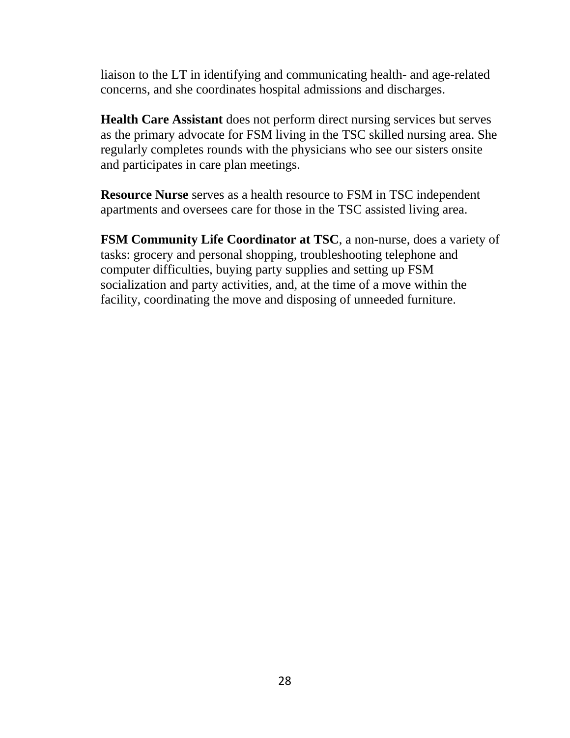liaison to the LT in identifying and communicating health- and age-related concerns, and she coordinates hospital admissions and discharges.

**Health Care Assistant** does not perform direct nursing services but serves as the primary advocate for FSM living in the TSC skilled nursing area. She regularly completes rounds with the physicians who see our sisters onsite and participates in care plan meetings.

**Resource Nurse** serves as a health resource to FSM in TSC independent apartments and oversees care for those in the TSC assisted living area.

**FSM Community Life Coordinator at TSC**, a non-nurse, does a variety of tasks: grocery and personal shopping, troubleshooting telephone and computer difficulties, buying party supplies and setting up FSM socialization and party activities, and, at the time of a move within the facility, coordinating the move and disposing of unneeded furniture.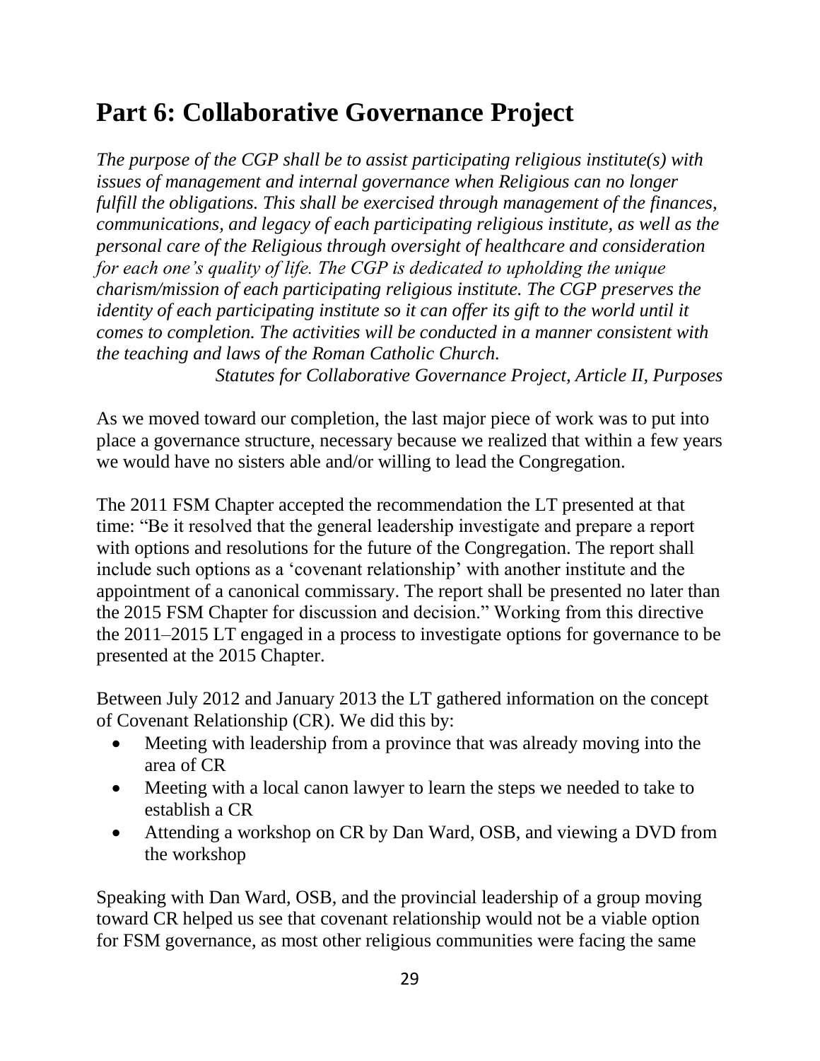# Part 6: Collaborative Governance Project

*The purpose of the CGP shall be to assist participating religious institute(s) with issues of management and internal governance when Religious can no longer fulfill the obligations. This shall be exercised through management of the finances, communications, and legacy of each participating religious institute, as well as the personal care of the Religious through oversight of healthcare and consideration for each one's quality of life. The CGP is dedicated to upholding the unique charism/mission of each participating religious institute. The CGP preserves the identity of each participating institute so it can offer its gift to the world until it comes to completion. The activities will be conducted in a manner consistent with the teaching and laws of the Roman Catholic Church.*

*Statutes for Collaborative Governance Project, Article II, Purposes*

As we moved toward our completion, the last major piece of work was to put into place a governance structure, necessary because we realized that within a few years we would have no sisters able and/or willing to lead the Congregation.

The 2011 FSM Chapter accepted the recommendation the LT presented at that time: "Be it resolved that the general leadership investigate and prepare a report with options and resolutions for the future of the Congregation. The report shall include such options as a 'covenant relationship' with another institute and the appointment of a canonical commissary. The report shall be presented no later than the 2015 FSM Chapter for discussion and decision." Working from this directive the 2011–2015 LT engaged in a process to investigate options for governance to be presented at the 2015 Chapter.

Between July 2012 and January 2013 the LT gathered information on the concept of Covenant Relationship (CR). We did this by:

- Meeting with leadership from a province that was already moving into the area of CR
- Meeting with a local canon lawyer to learn the steps we needed to take to establish a CR
- Attending a workshop on CR by Dan Ward, OSB, and viewing a DVD from the workshop

Speaking with Dan Ward, OSB, and the provincial leadership of a group moving toward CR helped us see that covenant relationship would not be a viable option for FSM governance, as most other religious communities were facing the same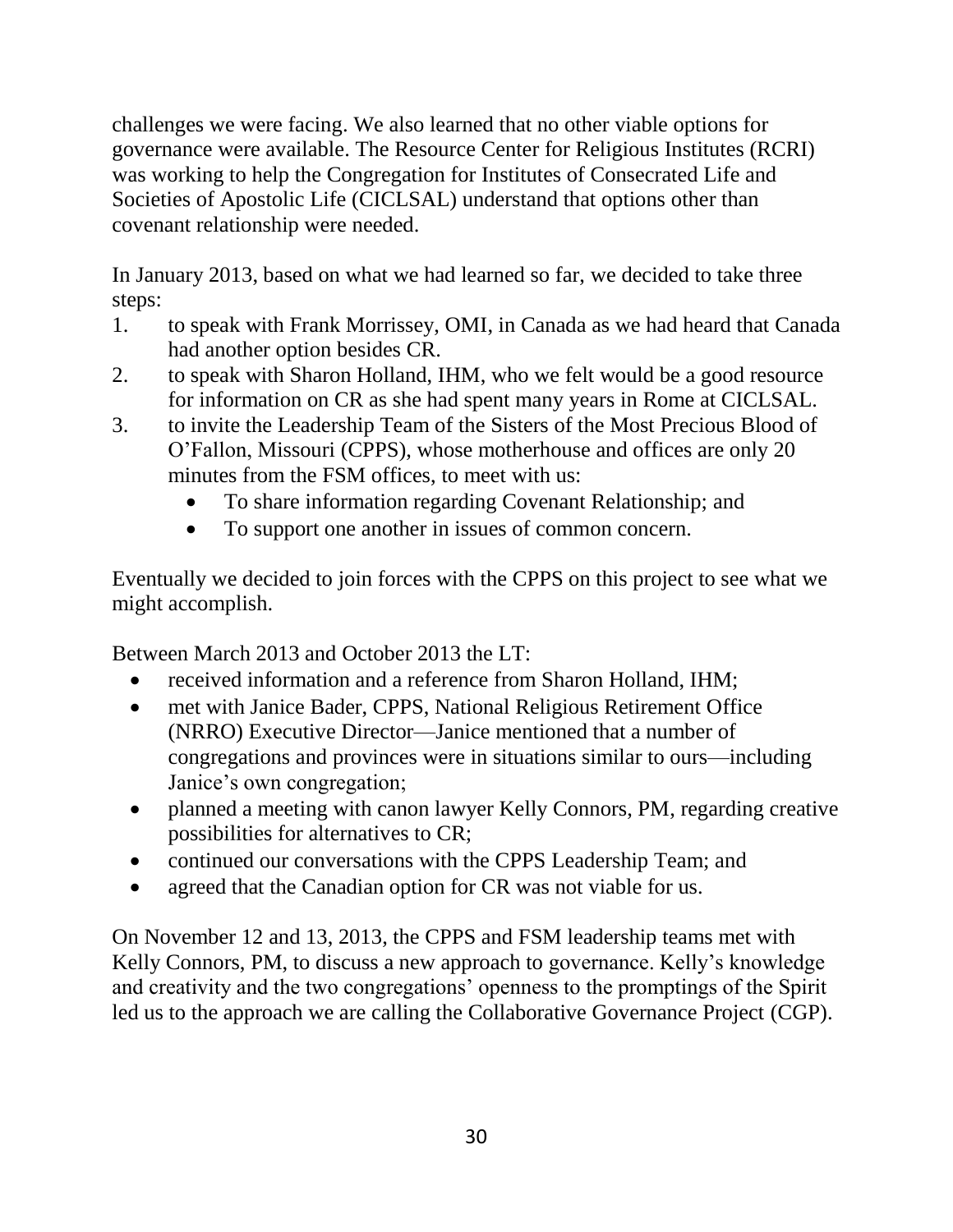challenges we were facing. We also learned that no other viable options for governance were available. The Resource Center for Religious Institutes (RCRI) was working to help the Congregation for Institutes of Consecrated Life and Societies of Apostolic Life (CICLSAL) understand that options other than covenant relationship were needed.

In January 2013, based on what we had learned so far, we decided to take three steps:

1. to speak with Frank Morrissey, OMI, in Canada as we had heard that Canada had another option besides CR.
2. to speak with Sharon Holland, IHM, who we felt would be a good resource for information on CR as she had spent many years in Rome at CICLSAL.
3. to invite the Leadership Team of the Sisters of the Most Precious Blood of O'Fallon, Missouri (CPPS), whose motherhouse and offices are only 20 minutes from the FSM offices, to meet with us:
    - To share information regarding Covenant Relationship; and
    - To support one another in issues of common concern.

Eventually we decided to join forces with the CPPS on this project to see what we might accomplish.

Between March 2013 and October 2013 the LT:

- received information and a reference from Sharon Holland, IHM;
- met with Janice Bader, CPPS, National Religious Retirement Office (NRRO) Executive Director—Janice mentioned that a number of congregations and provinces were in situations similar to ours—including Janice's own congregation;
- planned a meeting with canon lawyer Kelly Connors, PM, regarding creative possibilities for alternatives to CR;
- continued our conversations with the CPPS Leadership Team; and
- agreed that the Canadian option for CR was not viable for us.

On November 12 and 13, 2013, the CPPS and FSM leadership teams met with Kelly Connors, PM, to discuss a new approach to governance. Kelly's knowledge and creativity and the two congregations' openness to the promptings of the Spirit led us to the approach we are calling the Collaborative Governance Project (CGP).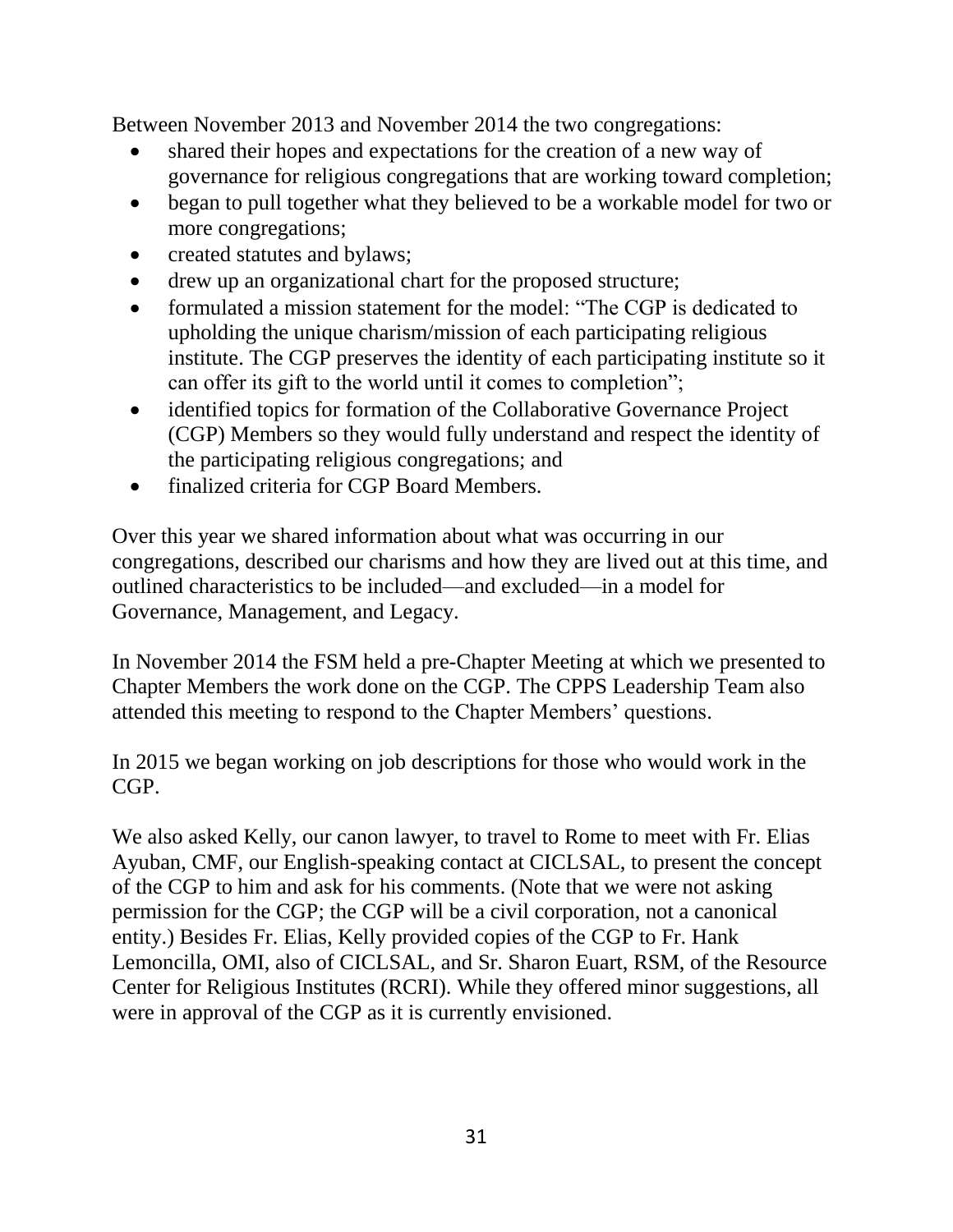Between November 2013 and November 2014 the two congregations:

- shared their hopes and expectations for the creation of a new way of governance for religious congregations that are working toward completion;
- began to pull together what they believed to be a workable model for two or more congregations;
- created statutes and bylaws;
- drew up an organizational chart for the proposed structure;
- formulated a mission statement for the model: "The CGP is dedicated to upholding the unique charism/mission of each participating religious institute. The CGP preserves the identity of each participating institute so it can offer its gift to the world until it comes to completion";
- identified topics for formation of the Collaborative Governance Project (CGP) Members so they would fully understand and respect the identity of the participating religious congregations; and
- finalized criteria for CGP Board Members.

Over this year we shared information about what was occurring in our congregations, described our charisms and how they are lived out at this time, and outlined characteristics to be included—and excluded—in a model for Governance, Management, and Legacy.

In November 2014 the FSM held a pre-Chapter Meeting at which we presented to Chapter Members the work done on the CGP. The CPPS Leadership Team also attended this meeting to respond to the Chapter Members' questions.

In 2015 we began working on job descriptions for those who would work in the CGP.

We also asked Kelly, our canon lawyer, to travel to Rome to meet with Fr. Elias Ayuban, CMF, our English-speaking contact at CICLSAL, to present the concept of the CGP to him and ask for his comments. (Note that we were not asking permission for the CGP; the CGP will be a civil corporation, not a canonical entity.) Besides Fr. Elias, Kelly provided copies of the CGP to Fr. Hank Lemoncilla, OMI, also of CICLSAL, and Sr. Sharon Euart, RSM, of the Resource Center for Religious Institutes (RCRI). While they offered minor suggestions, all were in approval of the CGP as it is currently envisioned.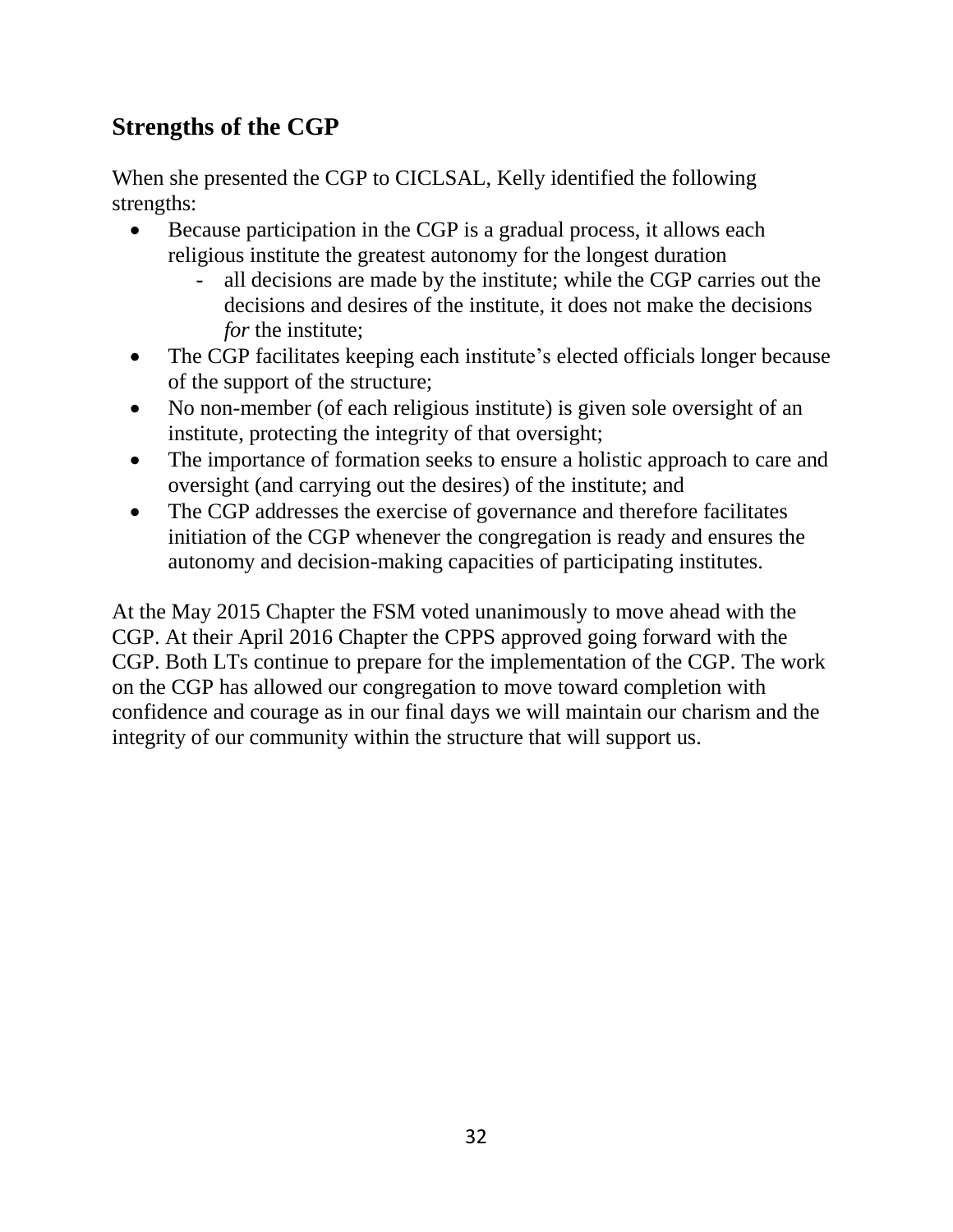## Strengths of the CGP

When she presented the CGP to CICLSAL, Kelly identified the following strengths:

- Because participation in the CGP is a gradual process, it allows each religious institute the greatest autonomy for the longest duration
    - all decisions are made by the institute; while the CGP carries out the decisions and desires of the institute, it does not make the decisions *for* the institute;
- The CGP facilitates keeping each institute's elected officials longer because of the support of the structure;
- No non-member (of each religious institute) is given sole oversight of an institute, protecting the integrity of that oversight;
- The importance of formation seeks to ensure a holistic approach to care and oversight (and carrying out the desires) of the institute; and
- The CGP addresses the exercise of governance and therefore facilitates initiation of the CGP whenever the congregation is ready and ensures the autonomy and decision-making capacities of participating institutes.

At the May 2015 Chapter the FSM voted unanimously to move ahead with the CGP. At their April 2016 Chapter the CPPS approved going forward with the CGP. Both LTs continue to prepare for the implementation of the CGP. The work on the CGP has allowed our congregation to move toward completion with confidence and courage as in our final days we will maintain our charism and the integrity of our community within the structure that will support us.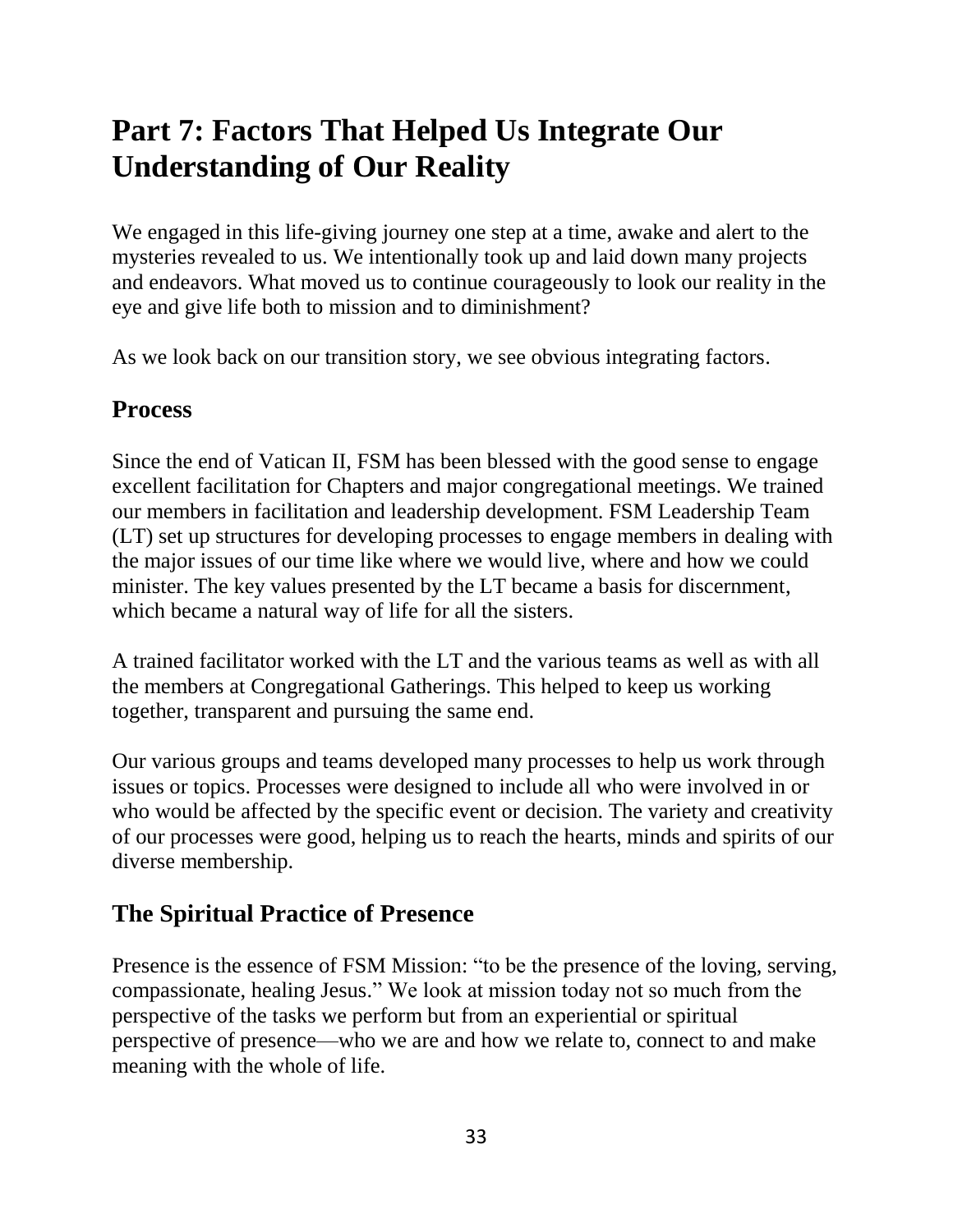# Part 7: Factors That Helped Us Integrate Our Understanding of Our Reality

We engaged in this life-giving journey one step at a time, awake and alert to the mysteries revealed to us. We intentionally took up and laid down many projects and endeavors. What moved us to continue courageously to look our reality in the eye and give life both to mission and to diminishment?

As we look back on our transition story, we see obvious integrating factors.

## Process

Since the end of Vatican II, FSM has been blessed with the good sense to engage excellent facilitation for Chapters and major congregational meetings. We trained our members in facilitation and leadership development. FSM Leadership Team (LT) set up structures for developing processes to engage members in dealing with the major issues of our time like where we would live, where and how we could minister. The key values presented by the LT became a basis for discernment, which became a natural way of life for all the sisters.

A trained facilitator worked with the LT and the various teams as well as with all the members at Congregational Gatherings. This helped to keep us working together, transparent and pursuing the same end.

Our various groups and teams developed many processes to help us work through issues or topics. Processes were designed to include all who were involved in or who would be affected by the specific event or decision. The variety and creativity of our processes were good, helping us to reach the hearts, minds and spirits of our diverse membership.

## The Spiritual Practice of Presence

Presence is the essence of FSM Mission: "to be the presence of the loving, serving, compassionate, healing Jesus." We look at mission today not so much from the perspective of the tasks we perform but from an experiential or spiritual perspective of presence—who we are and how we relate to, connect to and make meaning with the whole of life.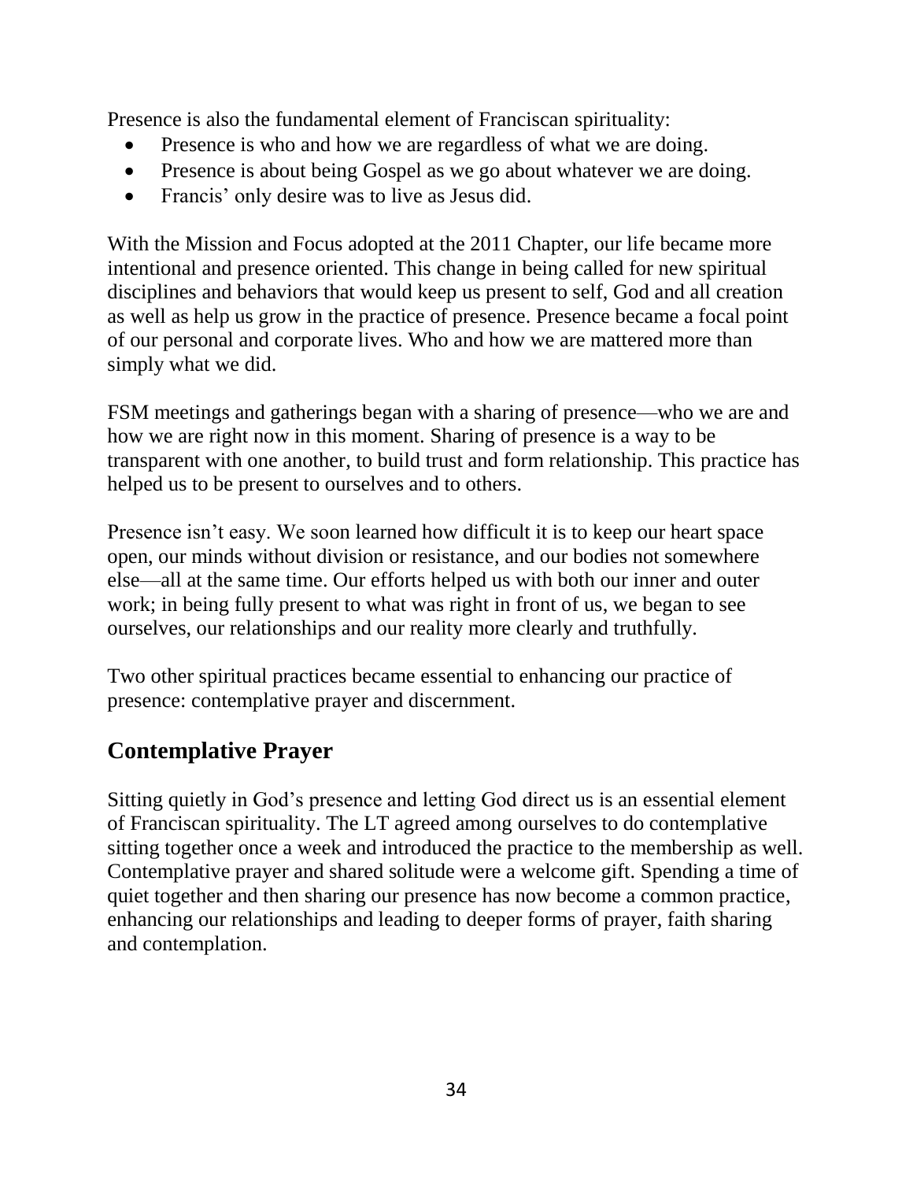Presence is also the fundamental element of Franciscan spirituality:

- Presence is who and how we are regardless of what we are doing.
- Presence is about being Gospel as we go about whatever we are doing.
- Francis' only desire was to live as Jesus did.

With the Mission and Focus adopted at the 2011 Chapter, our life became more intentional and presence oriented. This change in being called for new spiritual disciplines and behaviors that would keep us present to self, God and all creation as well as help us grow in the practice of presence. Presence became a focal point of our personal and corporate lives. Who and how we are mattered more than simply what we did.

FSM meetings and gatherings began with a sharing of presence—who we are and how we are right now in this moment. Sharing of presence is a way to be transparent with one another, to build trust and form relationship. This practice has helped us to be present to ourselves and to others.

Presence isn't easy. We soon learned how difficult it is to keep our heart space open, our minds without division or resistance, and our bodies not somewhere else—all at the same time. Our efforts helped us with both our inner and outer work; in being fully present to what was right in front of us, we began to see ourselves, our relationships and our reality more clearly and truthfully.

Two other spiritual practices became essential to enhancing our practice of presence: contemplative prayer and discernment.

## Contemplative Prayer

Sitting quietly in God's presence and letting God direct us is an essential element of Franciscan spirituality. The LT agreed among ourselves to do contemplative sitting together once a week and introduced the practice to the membership as well. Contemplative prayer and shared solitude were a welcome gift. Spending a time of quiet together and then sharing our presence has now become a common practice, enhancing our relationships and leading to deeper forms of prayer, faith sharing and contemplation.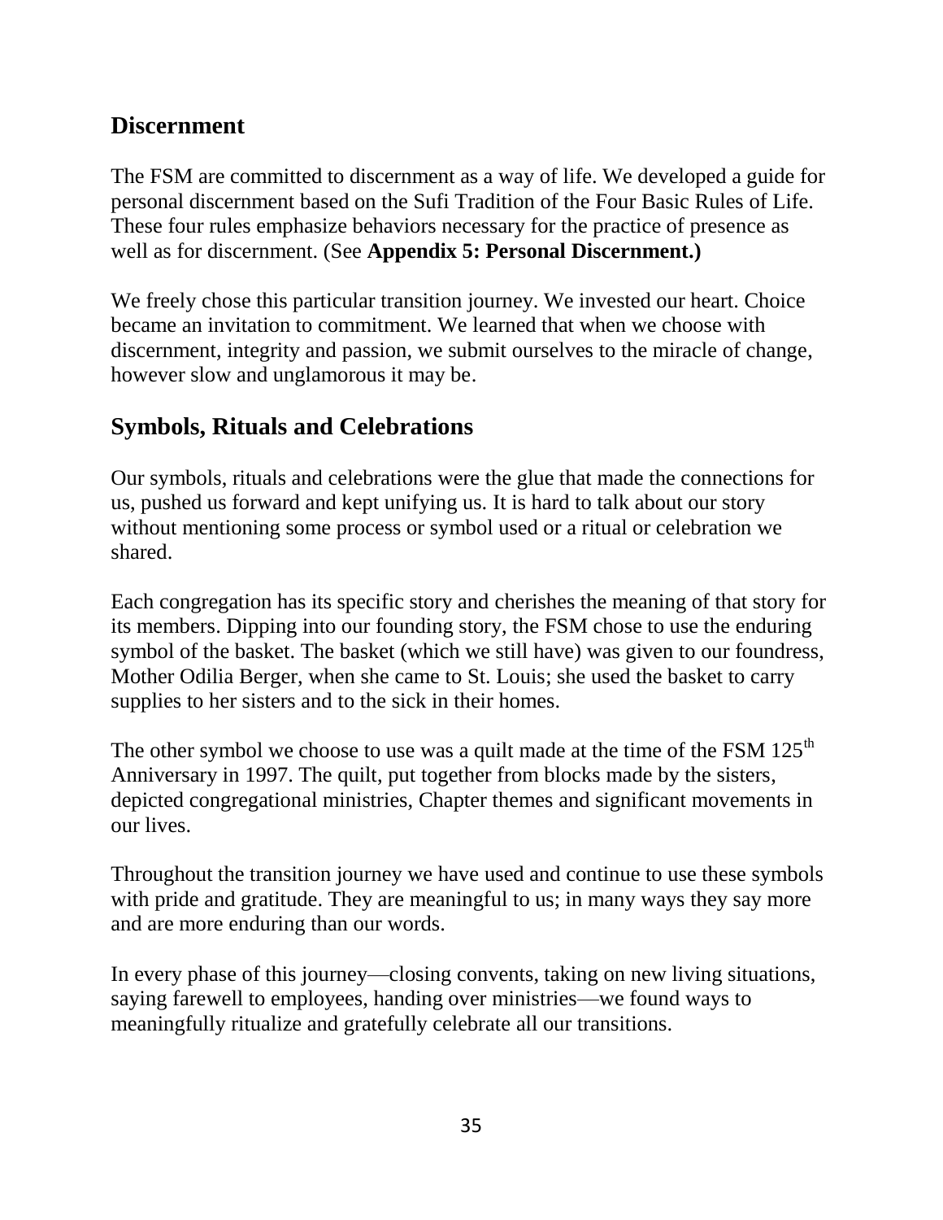## Discernment

The FSM are committed to discernment as a way of life. We developed a guide for personal discernment based on the Sufi Tradition of the Four Basic Rules of Life. These four rules emphasize behaviors necessary for the practice of presence as well as for discernment. (See **Appendix 5: Personal Discernment.)**

We freely chose this particular transition journey. We invested our heart. Choice became an invitation to commitment. We learned that when we choose with discernment, integrity and passion, we submit ourselves to the miracle of change, however slow and unglamorous it may be.

## Symbols, Rituals and Celebrations

Our symbols, rituals and celebrations were the glue that made the connections for us, pushed us forward and kept unifying us. It is hard to talk about our story without mentioning some process or symbol used or a ritual or celebration we shared.

Each congregation has its specific story and cherishes the meaning of that story for its members. Dipping into our founding story, the FSM chose to use the enduring symbol of the basket. The basket (which we still have) was given to our foundress, Mother Odilia Berger, when she came to St. Louis; she used the basket to carry supplies to her sisters and to the sick in their homes.

The other symbol we choose to use was a quilt made at the time of the FSM 125th Anniversary in 1997. The quilt, put together from blocks made by the sisters, depicted congregational ministries, Chapter themes and significant movements in our lives.

Throughout the transition journey we have used and continue to use these symbols with pride and gratitude. They are meaningful to us; in many ways they say more and are more enduring than our words.

In every phase of this journey—closing convents, taking on new living situations, saying farewell to employees, handing over ministries—we found ways to meaningfully ritualize and gratefully celebrate all our transitions.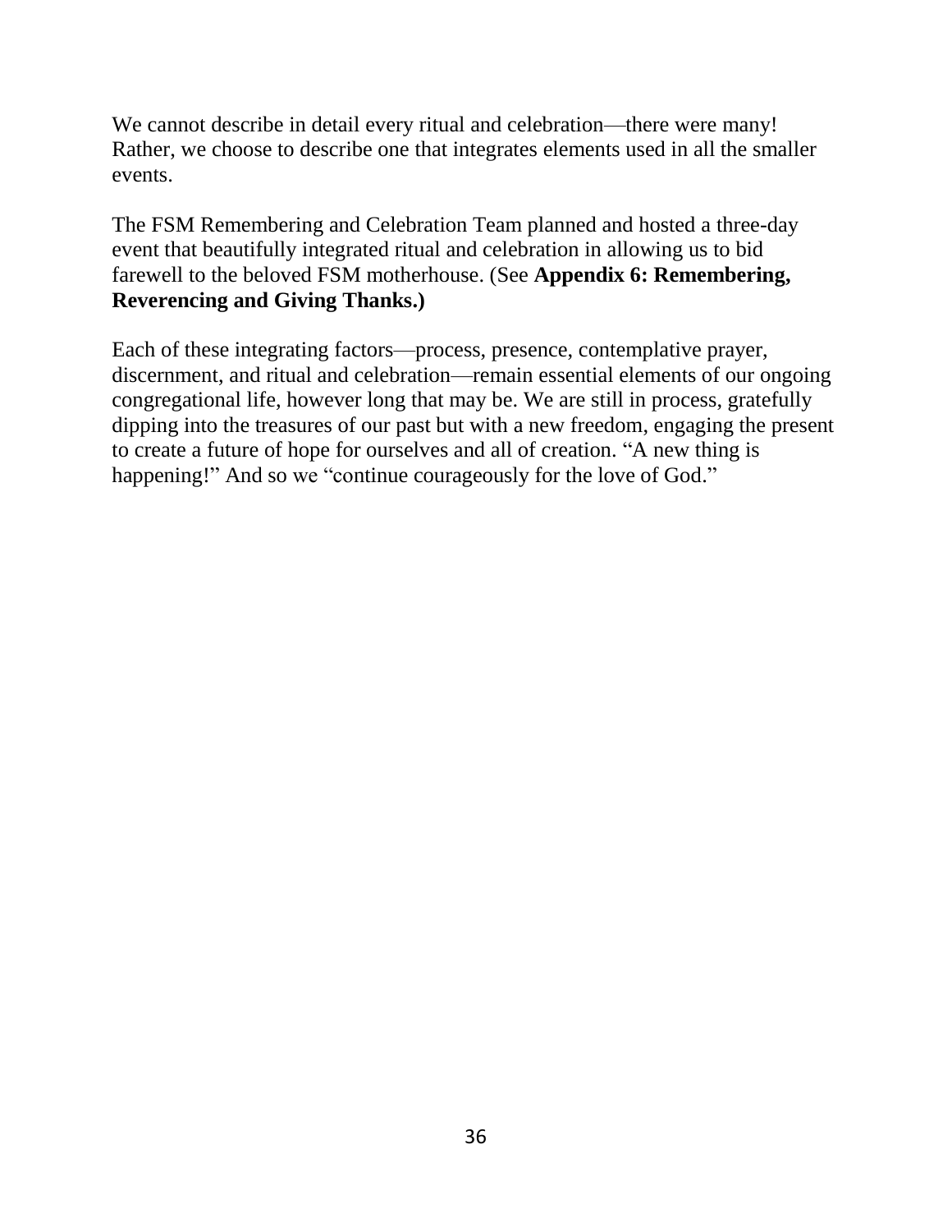We cannot describe in detail every ritual and celebration—there were many! Rather, we choose to describe one that integrates elements used in all the smaller events.

The FSM Remembering and Celebration Team planned and hosted a three-day event that beautifully integrated ritual and celebration in allowing us to bid farewell to the beloved FSM motherhouse. (See **Appendix 6: Remembering, Reverencing and Giving Thanks.)**

Each of these integrating factors—process, presence, contemplative prayer, discernment, and ritual and celebration—remain essential elements of our ongoing congregational life, however long that may be. We are still in process, gratefully dipping into the treasures of our past but with a new freedom, engaging the present to create a future of hope for ourselves and all of creation. "A new thing is happening!" And so we "continue courageously for the love of God."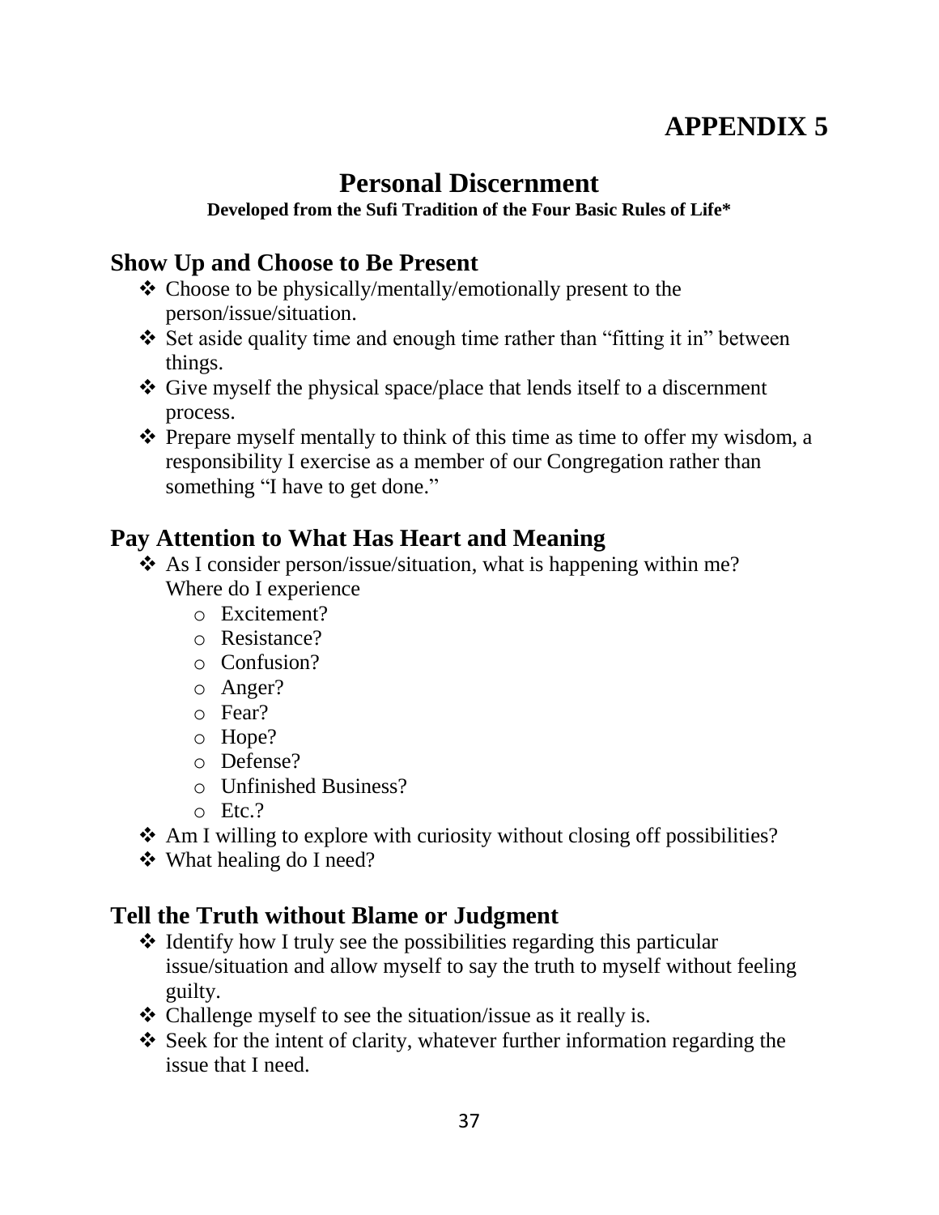# APPENDIX 5

## Personal Discernment

**Developed from the Sufi Tradition of the Four Basic Rules of Life***

### Show Up and Choose to Be Present

- Choose to be physically/mentally/emotionally present to the person/issue/situation.
- Set aside quality time and enough time rather than "fitting it in" between things.
- Give myself the physical space/place that lends itself to a discernment process.
- Prepare myself mentally to think of this time as time to offer my wisdom, a responsibility I exercise as a member of our Congregation rather than something "I have to get done."

### Pay Attention to What Has Heart and Meaning

- As I consider person/issue/situation, what is happening within me? Where do I experience
  - Excitement?
  - Resistance?
  - Confusion?
  - Anger?
  - Fear?
  - Hope?
  - Defense?
  - Unfinished Business?
  - Etc.?
- Am I willing to explore with curiosity without closing off possibilities?
- What healing do I need?

### Tell the Truth without Blame or Judgment

- Identify how I truly see the possibilities regarding this particular issue/situation and allow myself to say the truth to myself without feeling guilty.
- Challenge myself to see the situation/issue as it really is.
- Seek for the intent of clarity, whatever further information regarding the issue that I need.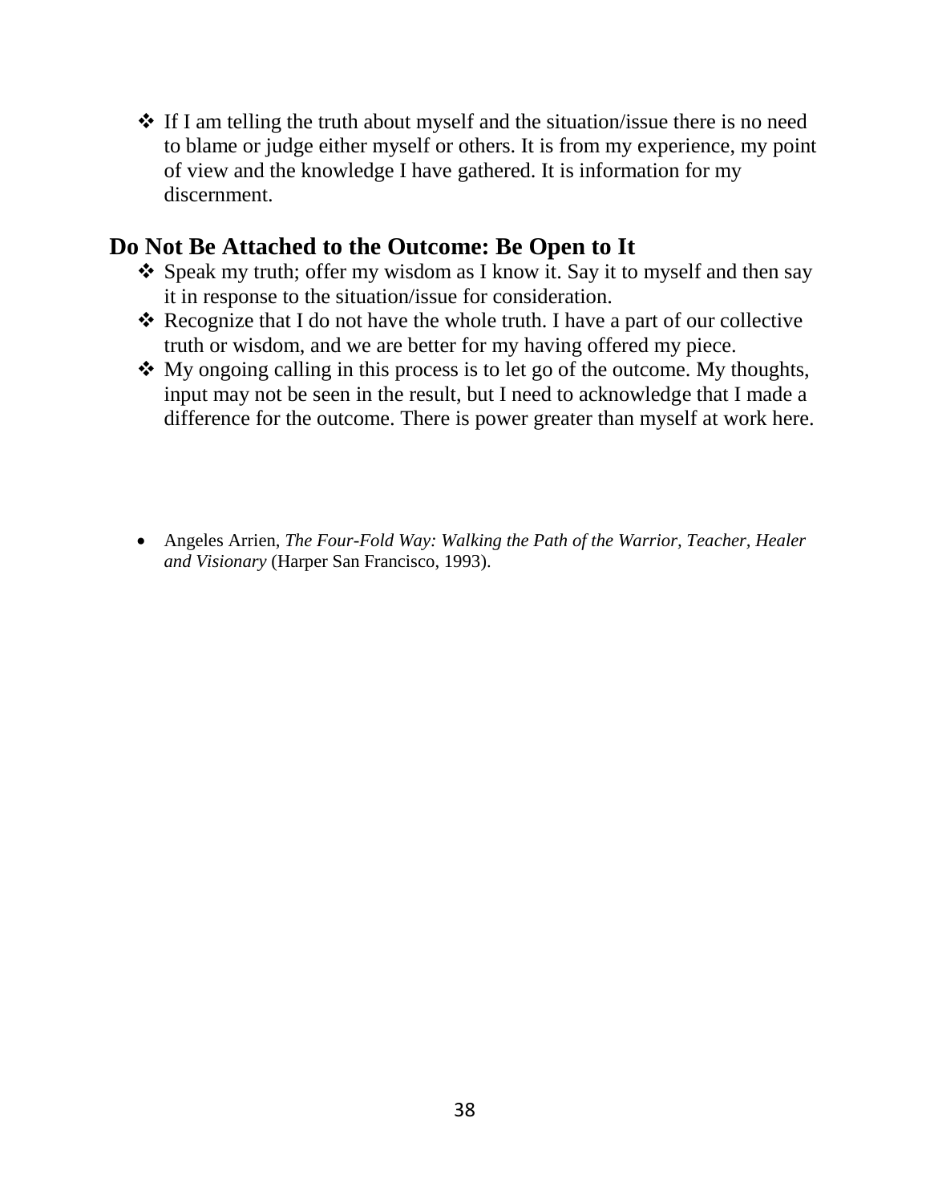- If I am telling the truth about myself and the situation/issue there is no need to blame or judge either myself or others. It is from my experience, my point of view and the knowledge I have gathered. It is information for my discernment.

## Do Not Be Attached to the Outcome: Be Open to It

- Speak my truth; offer my wisdom as I know it. Say it to myself and then say it in response to the situation/issue for consideration.
- Recognize that I do not have the whole truth. I have a part of our collective truth or wisdom, and we are better for my having offered my piece.
- My ongoing calling in this process is to let go of the outcome. My thoughts, input may not be seen in the result, but I need to acknowledge that I made a difference for the outcome. There is power greater than myself at work here.

- Angeles Arrien, *The Four-Fold Way: Walking the Path of the Warrior, Teacher, Healer and Visionary* (Harper San Francisco, 1993).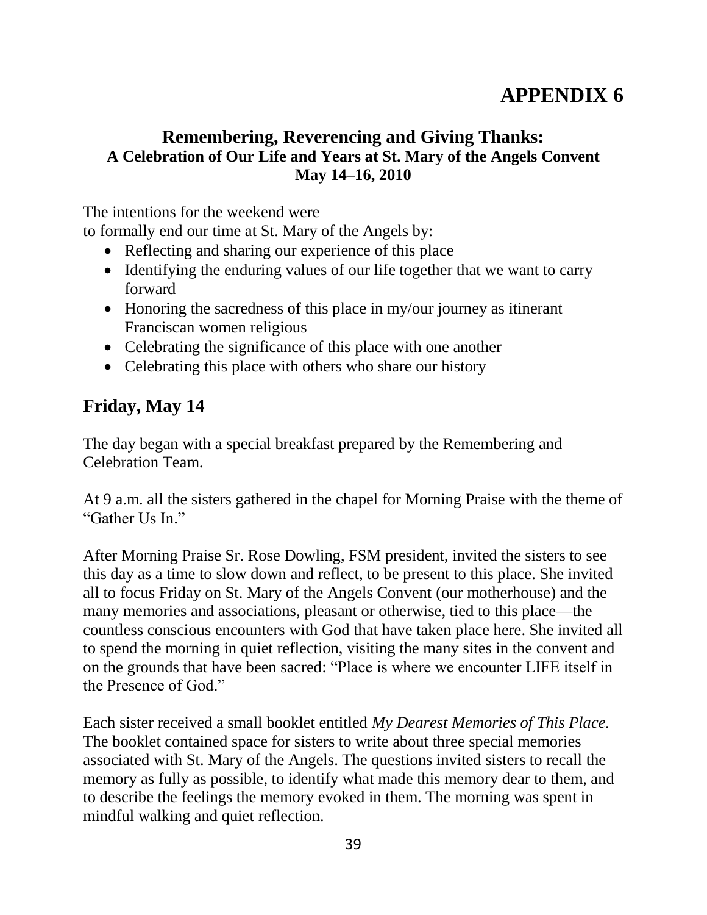# APPENDIX 6

### Remembering, Reverencing and Giving Thanks:

**A Celebration of Our Life and Years at St. Mary of the Angels Convent**
**May 14–16, 2010**

The intentions for the weekend were
to formally end our time at St. Mary of the Angels by:

- Reflecting and sharing our experience of this place
- Identifying the enduring values of our life together that we want to carry forward
- Honoring the sacredness of this place in my/our journey as itinerant Franciscan women religious
- Celebrating the significance of this place with one another
- Celebrating this place with others who share our history

## Friday, May 14

The day began with a special breakfast prepared by the Remembering and Celebration Team.

At 9 a.m. all the sisters gathered in the chapel for Morning Praise with the theme of "Gather Us In."

After Morning Praise Sr. Rose Dowling, FSM president, invited the sisters to see this day as a time to slow down and reflect, to be present to this place. She invited all to focus Friday on St. Mary of the Angels Convent (our motherhouse) and the many memories and associations, pleasant or otherwise, tied to this place—the countless conscious encounters with God that have taken place here. She invited all to spend the morning in quiet reflection, visiting the many sites in the convent and on the grounds that have been sacred: "Place is where we encounter LIFE itself in the Presence of God."

Each sister received a small booklet entitled *My Dearest Memories of This Place.* The booklet contained space for sisters to write about three special memories associated with St. Mary of the Angels. The questions invited sisters to recall the memory as fully as possible, to identify what made this memory dear to them, and to describe the feelings the memory evoked in them. The morning was spent in mindful walking and quiet reflection.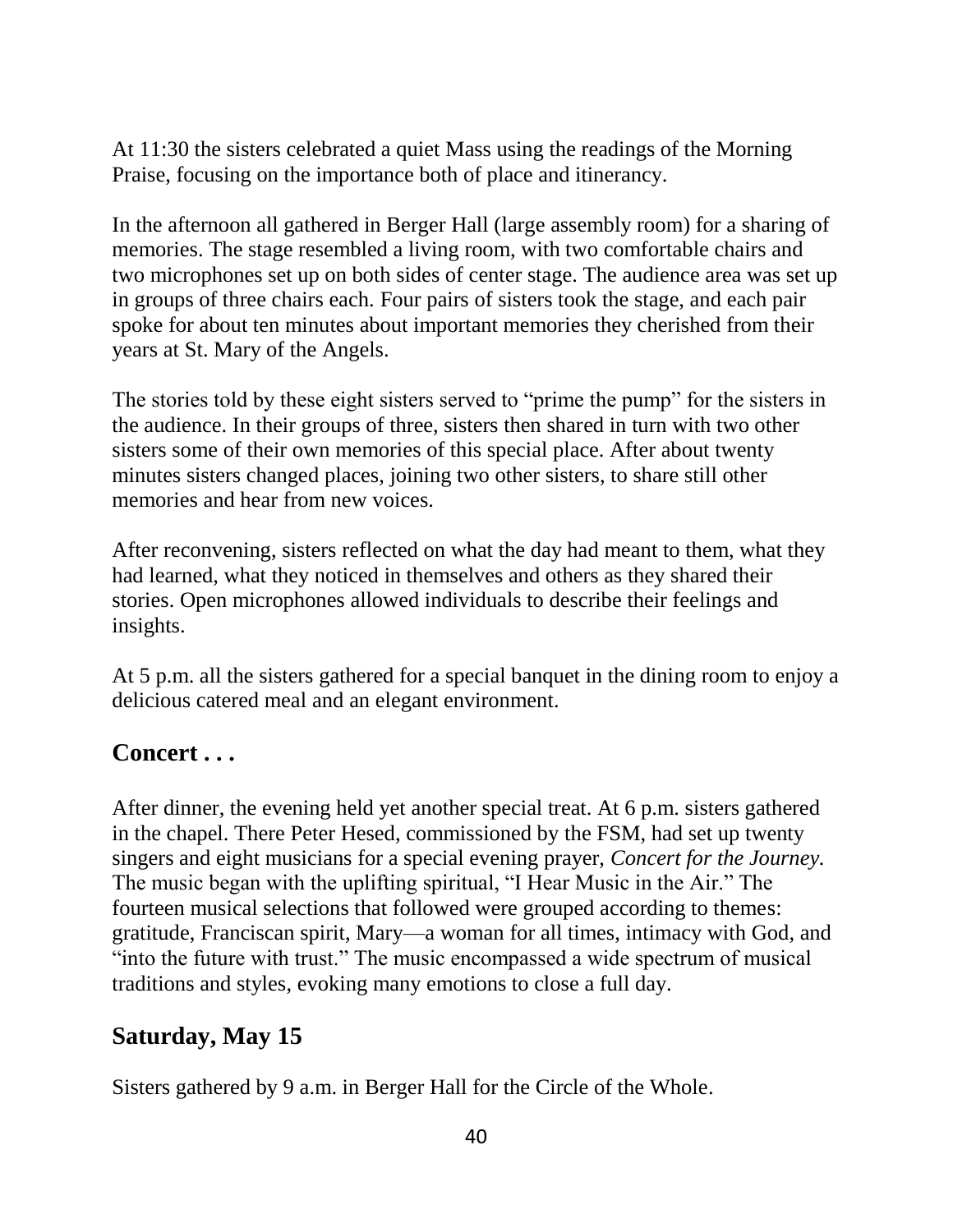At 11:30 the sisters celebrated a quiet Mass using the readings of the Morning Praise, focusing on the importance both of place and itinerancy.

In the afternoon all gathered in Berger Hall (large assembly room) for a sharing of memories. The stage resembled a living room, with two comfortable chairs and two microphones set up on both sides of center stage. The audience area was set up in groups of three chairs each. Four pairs of sisters took the stage, and each pair spoke for about ten minutes about important memories they cherished from their years at St. Mary of the Angels.

The stories told by these eight sisters served to "prime the pump" for the sisters in the audience. In their groups of three, sisters then shared in turn with two other sisters some of their own memories of this special place. After about twenty minutes sisters changed places, joining two other sisters, to share still other memories and hear from new voices.

After reconvening, sisters reflected on what the day had meant to them, what they had learned, what they noticed in themselves and others as they shared their stories. Open microphones allowed individuals to describe their feelings and insights.

At 5 p.m. all the sisters gathered for a special banquet in the dining room to enjoy a delicious catered meal and an elegant environment.

## Concert . . .

After dinner, the evening held yet another special treat. At 6 p.m. sisters gathered in the chapel. There Peter Hesed, commissioned by the FSM, had set up twenty singers and eight musicians for a special evening prayer, *Concert for the Journey.* The music began with the uplifting spiritual, "I Hear Music in the Air." The fourteen musical selections that followed were grouped according to themes: gratitude, Franciscan spirit, Mary—a woman for all times, intimacy with God, and "into the future with trust." The music encompassed a wide spectrum of musical traditions and styles, evoking many emotions to close a full day.

## Saturday, May 15

Sisters gathered by 9 a.m. in Berger Hall for the Circle of the Whole.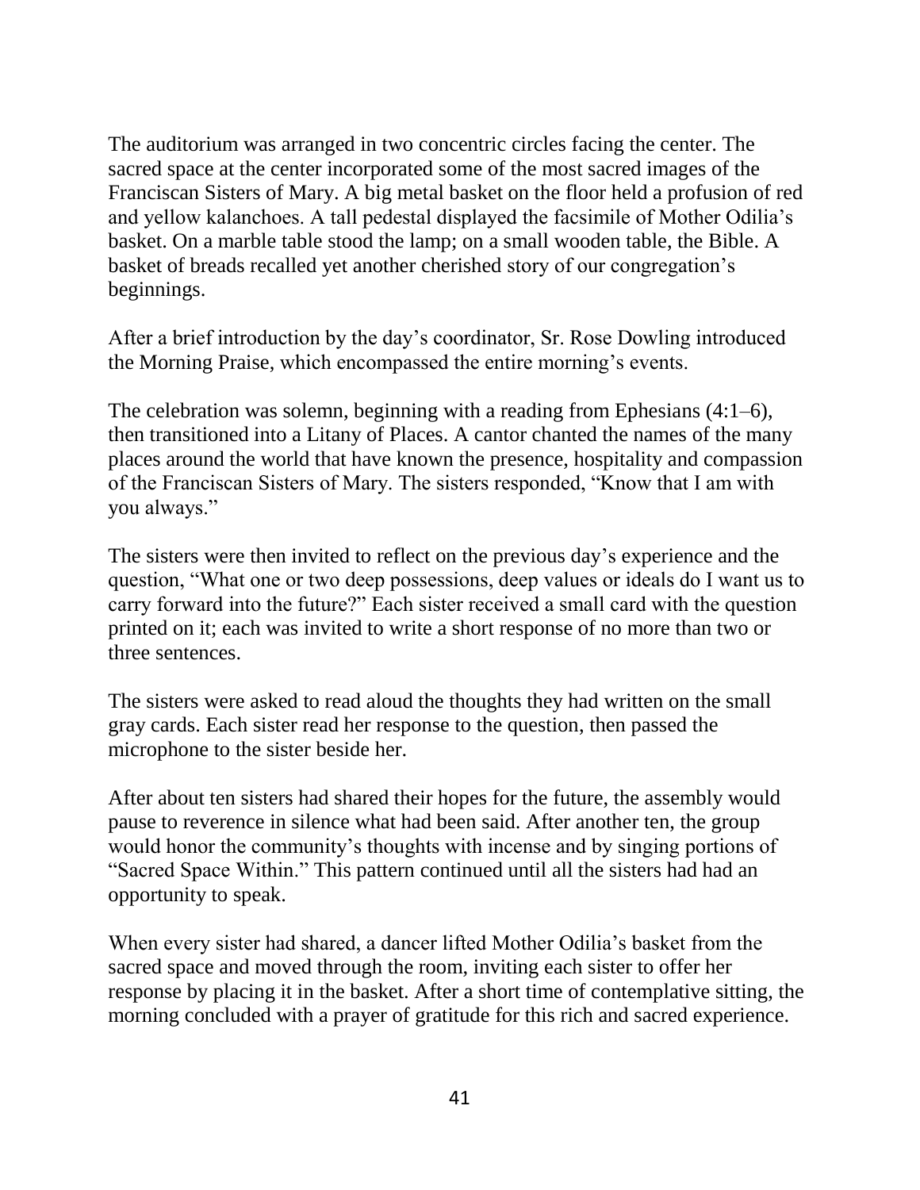The auditorium was arranged in two concentric circles facing the center. The sacred space at the center incorporated some of the most sacred images of the Franciscan Sisters of Mary. A big metal basket on the floor held a profusion of red and yellow kalanchoes. A tall pedestal displayed the facsimile of Mother Odilia's basket. On a marble table stood the lamp; on a small wooden table, the Bible. A basket of breads recalled yet another cherished story of our congregation's beginnings.

After a brief introduction by the day's coordinator, Sr. Rose Dowling introduced the Morning Praise, which encompassed the entire morning's events.

The celebration was solemn, beginning with a reading from Ephesians (4:1–6), then transitioned into a Litany of Places. A cantor chanted the names of the many places around the world that have known the presence, hospitality and compassion of the Franciscan Sisters of Mary. The sisters responded, "Know that I am with you always."

The sisters were then invited to reflect on the previous day's experience and the question, "What one or two deep possessions, deep values or ideals do I want us to carry forward into the future?" Each sister received a small card with the question printed on it; each was invited to write a short response of no more than two or three sentences.

The sisters were asked to read aloud the thoughts they had written on the small gray cards. Each sister read her response to the question, then passed the microphone to the sister beside her.

After about ten sisters had shared their hopes for the future, the assembly would pause to reverence in silence what had been said. After another ten, the group would honor the community's thoughts with incense and by singing portions of "Sacred Space Within." This pattern continued until all the sisters had had an opportunity to speak.

When every sister had shared, a dancer lifted Mother Odilia's basket from the sacred space and moved through the room, inviting each sister to offer her response by placing it in the basket. After a short time of contemplative sitting, the morning concluded with a prayer of gratitude for this rich and sacred experience.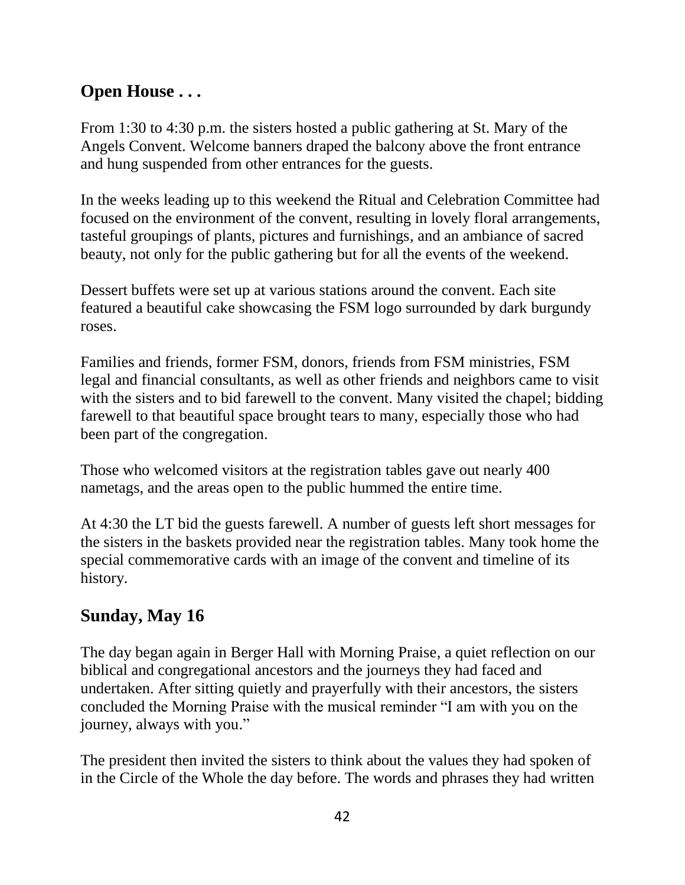## Open House . . .

From 1:30 to 4:30 p.m. the sisters hosted a public gathering at St. Mary of the Angels Convent. Welcome banners draped the balcony above the front entrance and hung suspended from other entrances for the guests.

In the weeks leading up to this weekend the Ritual and Celebration Committee had focused on the environment of the convent, resulting in lovely floral arrangements, tasteful groupings of plants, pictures and furnishings, and an ambiance of sacred beauty, not only for the public gathering but for all the events of the weekend.

Dessert buffets were set up at various stations around the convent. Each site featured a beautiful cake showcasing the FSM logo surrounded by dark burgundy roses.

Families and friends, former FSM, donors, friends from FSM ministries, FSM legal and financial consultants, as well as other friends and neighbors came to visit with the sisters and to bid farewell to the convent. Many visited the chapel; bidding farewell to that beautiful space brought tears to many, especially those who had been part of the congregation.

Those who welcomed visitors at the registration tables gave out nearly 400 nametags, and the areas open to the public hummed the entire time.

At 4:30 the LT bid the guests farewell. A number of guests left short messages for the sisters in the baskets provided near the registration tables. Many took home the special commemorative cards with an image of the convent and timeline of its history.

## Sunday, May 16

The day began again in Berger Hall with Morning Praise, a quiet reflection on our biblical and congregational ancestors and the journeys they had faced and undertaken. After sitting quietly and prayerfully with their ancestors, the sisters concluded the Morning Praise with the musical reminder "I am with you on the journey, always with you."

The president then invited the sisters to think about the values they had spoken of in the Circle of the Whole the day before. The words and phrases they had written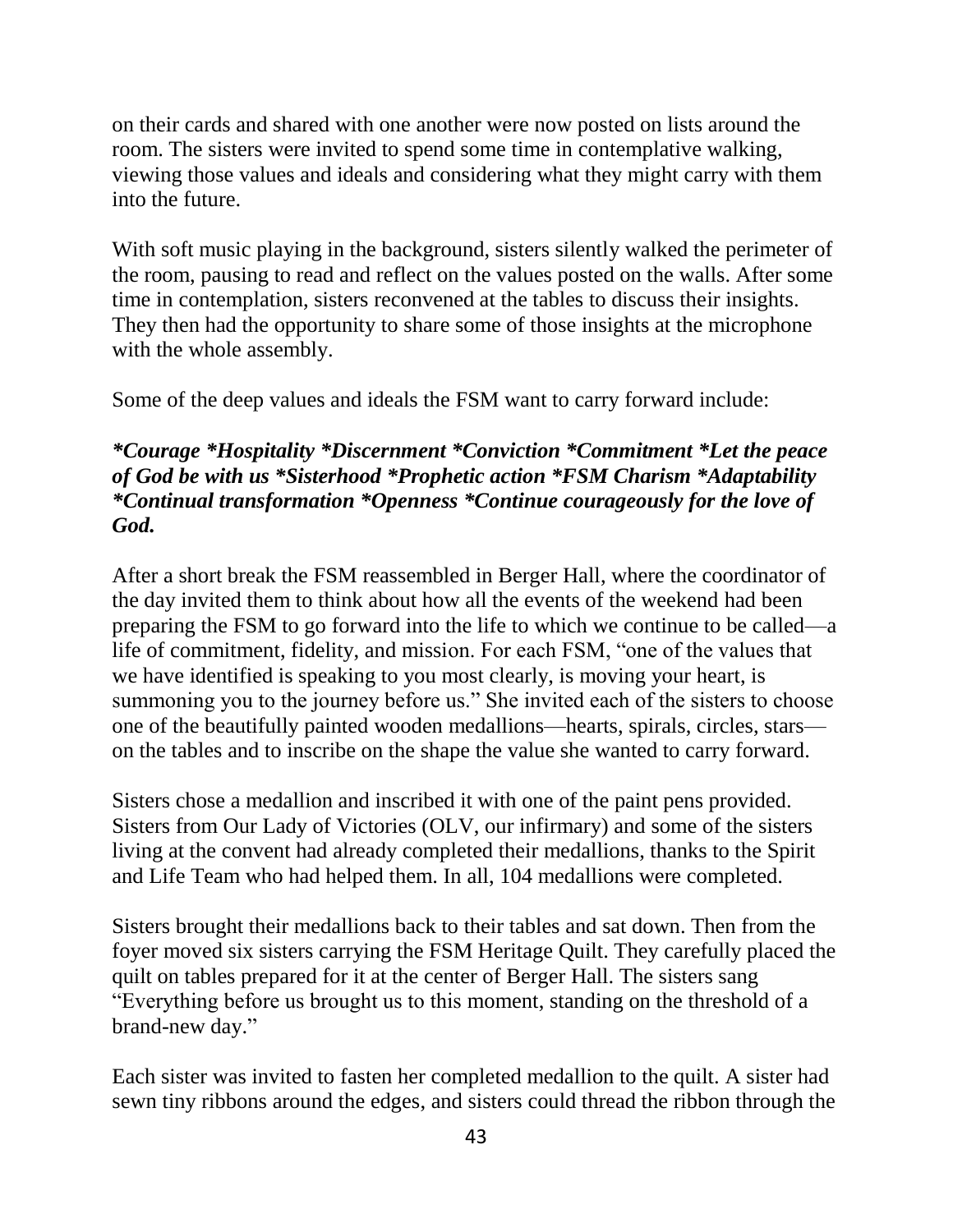on their cards and shared with one another were now posted on lists around the room. The sisters were invited to spend some time in contemplative walking, viewing those values and ideals and considering what they might carry with them into the future.

With soft music playing in the background, sisters silently walked the perimeter of the room, pausing to read and reflect on the values posted on the walls. After some time in contemplation, sisters reconvened at the tables to discuss their insights. They then had the opportunity to share some of those insights at the microphone with the whole assembly.

Some of the deep values and ideals the FSM want to carry forward include:

***Courage *Hospitality *Discernment *Conviction *Commitment *Let the peace of God be with us *Sisterhood *Prophetic action *FSM Charism *Adaptability *Continual transformation *Openness *Continue courageously for the love of God.***

After a short break the FSM reassembled in Berger Hall, where the coordinator of the day invited them to think about how all the events of the weekend had been preparing the FSM to go forward into the life to which we continue to be called—a life of commitment, fidelity, and mission. For each FSM, "one of the values that we have identified is speaking to you most clearly, is moving your heart, is summoning you to the journey before us." She invited each of the sisters to choose one of the beautifully painted wooden medallions—hearts, spirals, circles, stars—on the tables and to inscribe on the shape the value she wanted to carry forward.

Sisters chose a medallion and inscribed it with one of the paint pens provided. Sisters from Our Lady of Victories (OLV, our infirmary) and some of the sisters living at the convent had already completed their medallions, thanks to the Spirit and Life Team who had helped them. In all, 104 medallions were completed.

Sisters brought their medallions back to their tables and sat down. Then from the foyer moved six sisters carrying the FSM Heritage Quilt. They carefully placed the quilt on tables prepared for it at the center of Berger Hall. The sisters sang "Everything before us brought us to this moment, standing on the threshold of a brand-new day."

Each sister was invited to fasten her completed medallion to the quilt. A sister had sewn tiny ribbons around the edges, and sisters could thread the ribbon through the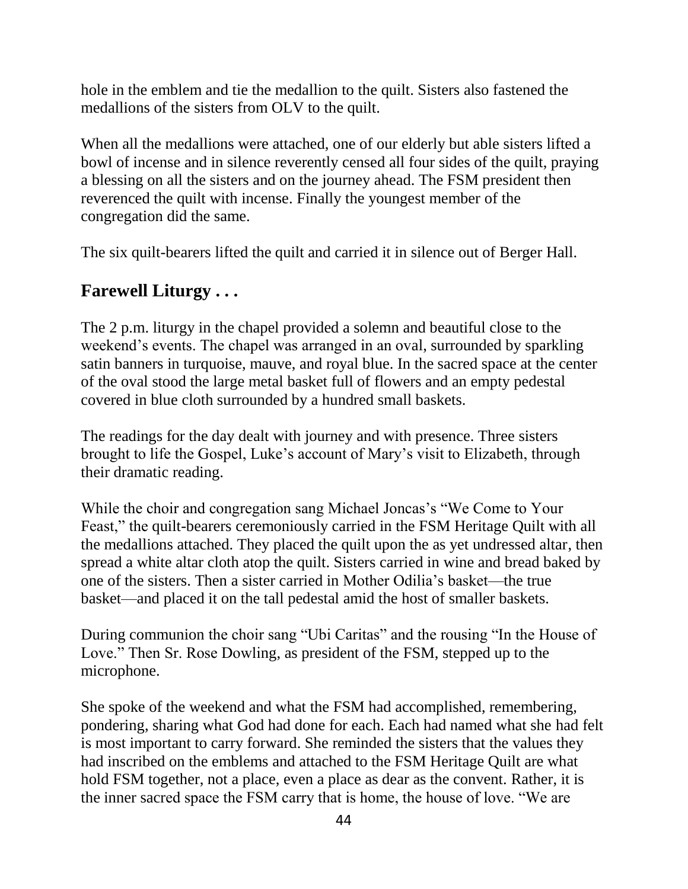hole in the emblem and tie the medallion to the quilt. Sisters also fastened the medallions of the sisters from OLV to the quilt.

When all the medallions were attached, one of our elderly but able sisters lifted a bowl of incense and in silence reverently censed all four sides of the quilt, praying a blessing on all the sisters and on the journey ahead. The FSM president then reverenced the quilt with incense. Finally the youngest member of the congregation did the same.

The six quilt-bearers lifted the quilt and carried it in silence out of Berger Hall.

## Farewell Liturgy . . .

The 2 p.m. liturgy in the chapel provided a solemn and beautiful close to the weekend's events. The chapel was arranged in an oval, surrounded by sparkling satin banners in turquoise, mauve, and royal blue. In the sacred space at the center of the oval stood the large metal basket full of flowers and an empty pedestal covered in blue cloth surrounded by a hundred small baskets.

The readings for the day dealt with journey and with presence. Three sisters brought to life the Gospel, Luke's account of Mary's visit to Elizabeth, through their dramatic reading.

While the choir and congregation sang Michael Joncas's "We Come to Your Feast," the quilt-bearers ceremoniously carried in the FSM Heritage Quilt with all the medallions attached. They placed the quilt upon the as yet undressed altar, then spread a white altar cloth atop the quilt. Sisters carried in wine and bread baked by one of the sisters. Then a sister carried in Mother Odilia's basket—the true basket—and placed it on the tall pedestal amid the host of smaller baskets.

During communion the choir sang "Ubi Caritas" and the rousing "In the House of Love." Then Sr. Rose Dowling, as president of the FSM, stepped up to the microphone.

She spoke of the weekend and what the FSM had accomplished, remembering, pondering, sharing what God had done for each. Each had named what she had felt is most important to carry forward. She reminded the sisters that the values they had inscribed on the emblems and attached to the FSM Heritage Quilt are what hold FSM together, not a place, even a place as dear as the convent. Rather, it is the inner sacred space the FSM carry that is home, the house of love. "We are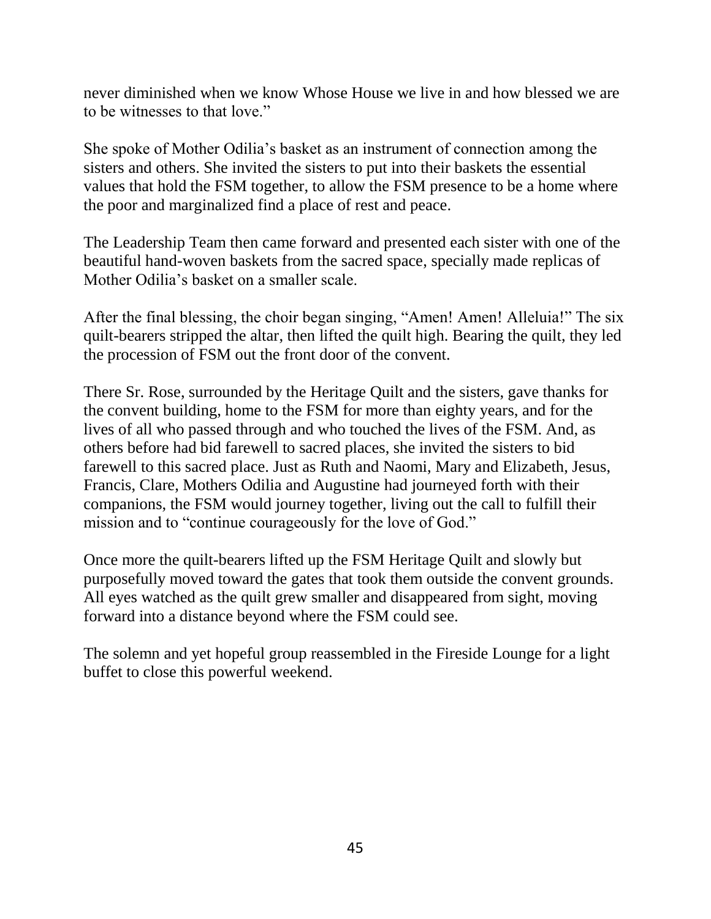never diminished when we know Whose House we live in and how blessed we are to be witnesses to that love."

She spoke of Mother Odilia's basket as an instrument of connection among the sisters and others. She invited the sisters to put into their baskets the essential values that hold the FSM together, to allow the FSM presence to be a home where the poor and marginalized find a place of rest and peace.

The Leadership Team then came forward and presented each sister with one of the beautiful hand-woven baskets from the sacred space, specially made replicas of Mother Odilia's basket on a smaller scale.

After the final blessing, the choir began singing, "Amen! Amen! Alleluia!" The six quilt-bearers stripped the altar, then lifted the quilt high. Bearing the quilt, they led the procession of FSM out the front door of the convent.

There Sr. Rose, surrounded by the Heritage Quilt and the sisters, gave thanks for the convent building, home to the FSM for more than eighty years, and for the lives of all who passed through and who touched the lives of the FSM. And, as others before had bid farewell to sacred places, she invited the sisters to bid farewell to this sacred place. Just as Ruth and Naomi, Mary and Elizabeth, Jesus, Francis, Clare, Mothers Odilia and Augustine had journeyed forth with their companions, the FSM would journey together, living out the call to fulfill their mission and to "continue courageously for the love of God."

Once more the quilt-bearers lifted up the FSM Heritage Quilt and slowly but purposefully moved toward the gates that took them outside the convent grounds. All eyes watched as the quilt grew smaller and disappeared from sight, moving forward into a distance beyond where the FSM could see.

The solemn and yet hopeful group reassembled in the Fireside Lounge for a light buffet to close this powerful weekend.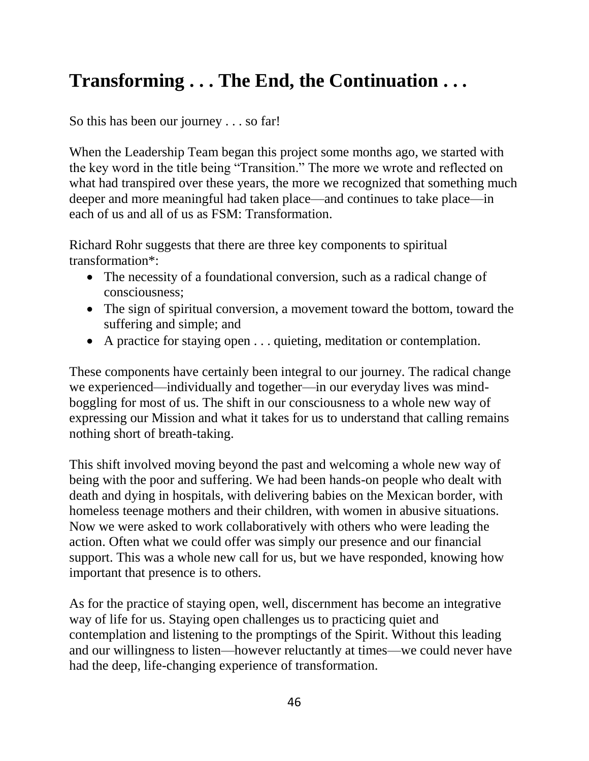# Transforming . . . The End, the Continuation . . .

So this has been our journey . . . so far!

When the Leadership Team began this project some months ago, we started with the key word in the title being "Transition." The more we wrote and reflected on what had transpired over these years, the more we recognized that something much deeper and more meaningful had taken place—and continues to take place—in each of us and all of us as FSM: Transformation.

Richard Rohr suggests that there are three key components to spiritual transformation*:

- The necessity of a foundational conversion, such as a radical change of consciousness;
- The sign of spiritual conversion, a movement toward the bottom, toward the suffering and simple; and
- A practice for staying open . . . quieting, meditation or contemplation.

These components have certainly been integral to our journey. The radical change we experienced—individually and together—in our everyday lives was mind-boggling for most of us. The shift in our consciousness to a whole new way of expressing our Mission and what it takes for us to understand that calling remains nothing short of breath-taking.

This shift involved moving beyond the past and welcoming a whole new way of being with the poor and suffering. We had been hands-on people who dealt with death and dying in hospitals, with delivering babies on the Mexican border, with homeless teenage mothers and their children, with women in abusive situations. Now we were asked to work collaboratively with others who were leading the action. Often what we could offer was simply our presence and our financial support. This was a whole new call for us, but we have responded, knowing how important that presence is to others.

As for the practice of staying open, well, discernment has become an integrative way of life for us. Staying open challenges us to practicing quiet and contemplation and listening to the promptings of the Spirit. Without this leading and our willingness to listen—however reluctantly at times—we could never have had the deep, life-changing experience of transformation.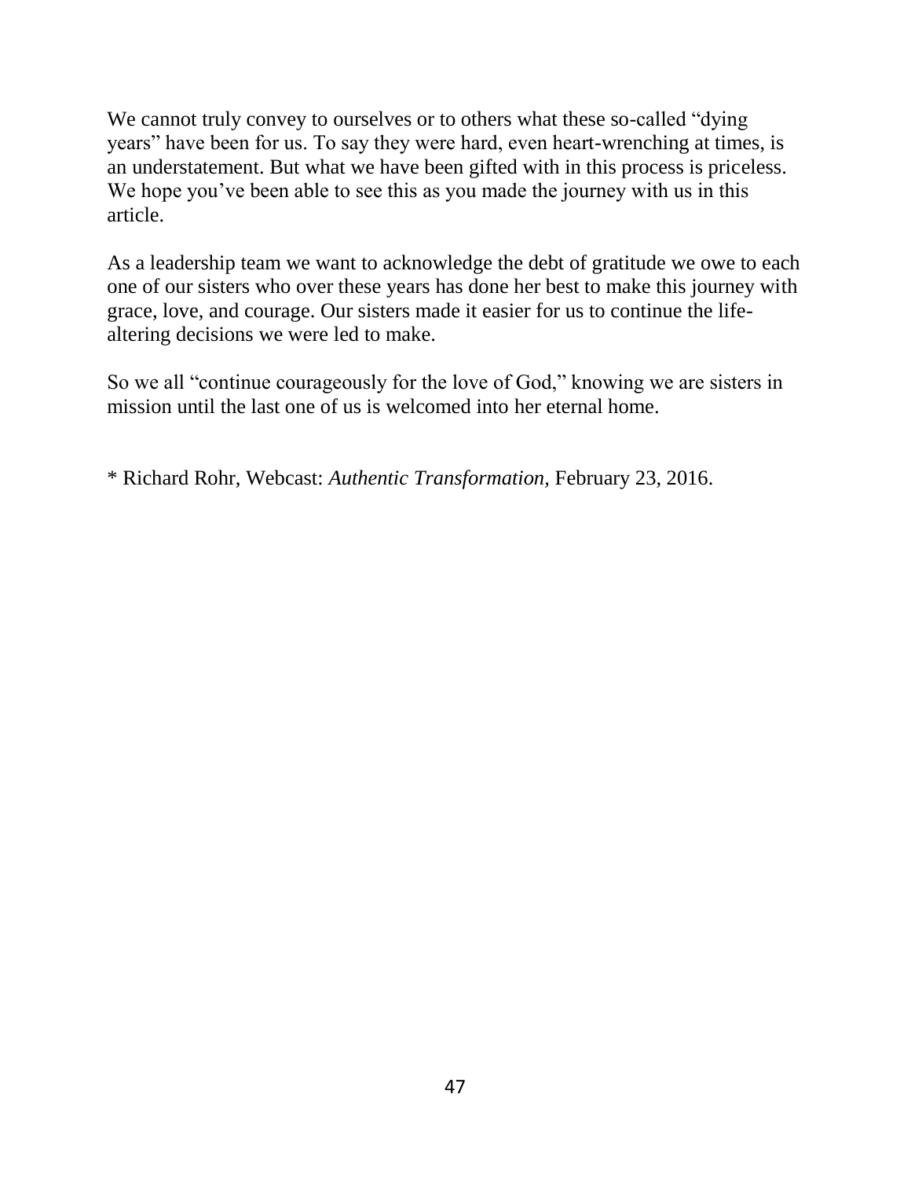We cannot truly convey to ourselves or to others what these so-called "dying years" have been for us. To say they were hard, even heart-wrenching at times, is an understatement. But what we have been gifted with in this process is priceless. We hope you've been able to see this as you made the journey with us in this article.

As a leadership team we want to acknowledge the debt of gratitude we owe to each one of our sisters who over these years has done her best to make this journey with grace, love, and courage. Our sisters made it easier for us to continue the life-altering decisions we were led to make.

So we all "continue courageously for the love of God," knowing we are sisters in mission until the last one of us is welcomed into her eternal home.

* Richard Rohr, Webcast: *Authentic Transformation,* February 23, 2016.